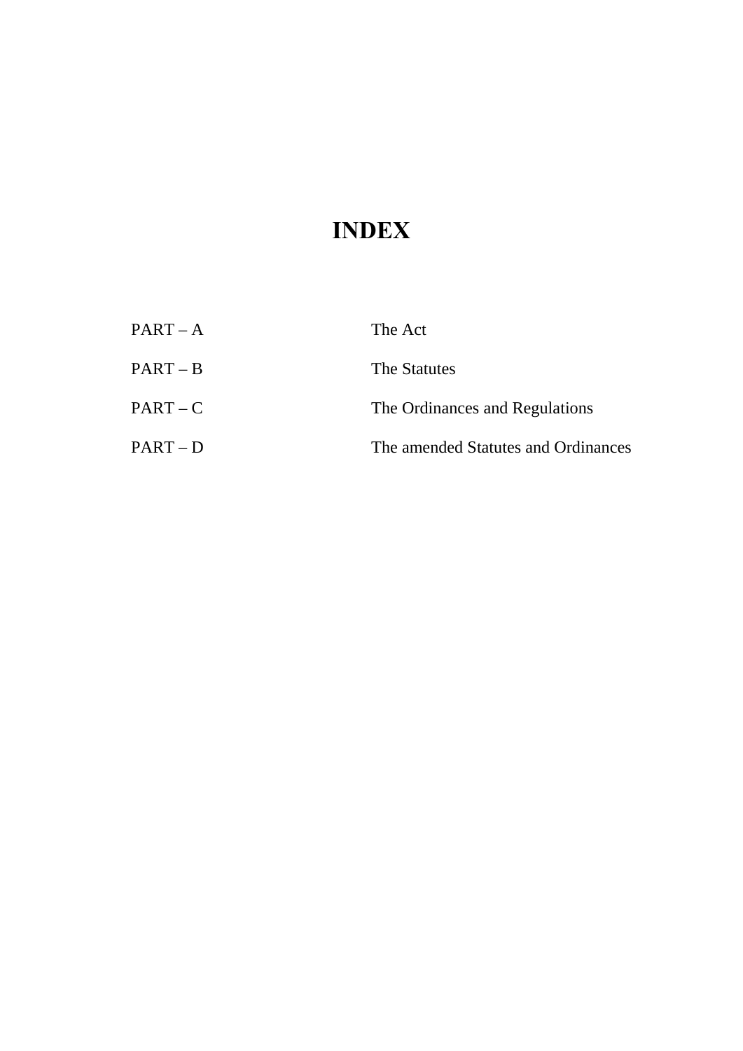# INDEX

| | |
|---|---|
| PART – A | The Act |
| PART – B | The Statutes |
| PART – C | The Ordinances and Regulations |
| PART – D | The amended Statutes and Ordinances |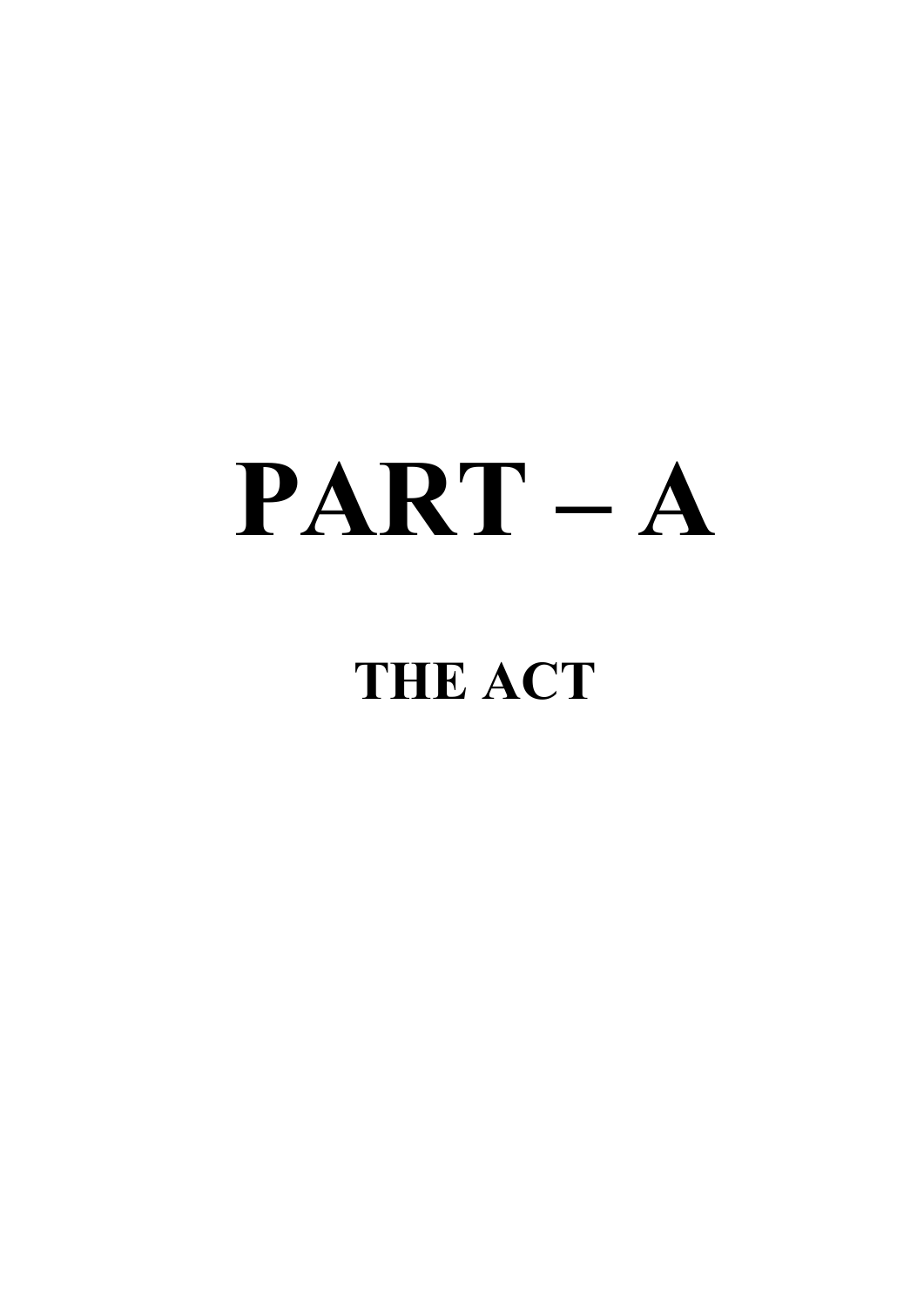# PART – A

## THE ACT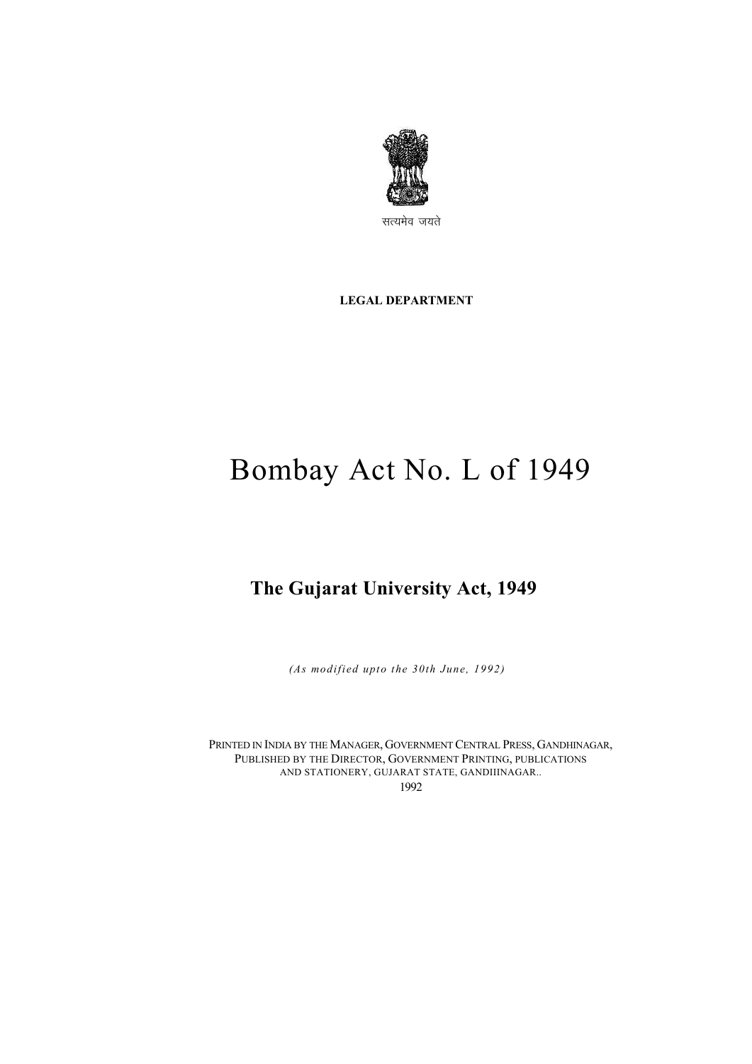सत्यमेव जयते

**LEGAL DEPARTMENT**

# Bombay Act No. L of 1949

## The Gujarat University Act, 1949

*(As modified upto the 30th June, 1992)*

PRINTED IN INDIA BY THE MANAGER, GOVERNMENT CENTRAL PRESS, GANDHINAGAR,
PUBLISHED BY THE DIRECTOR, GOVERNMENT PRINTING, PUBLICATIONS
AND STATIONERY, GUJARAT STATE, GANDIIINAGAR..
1992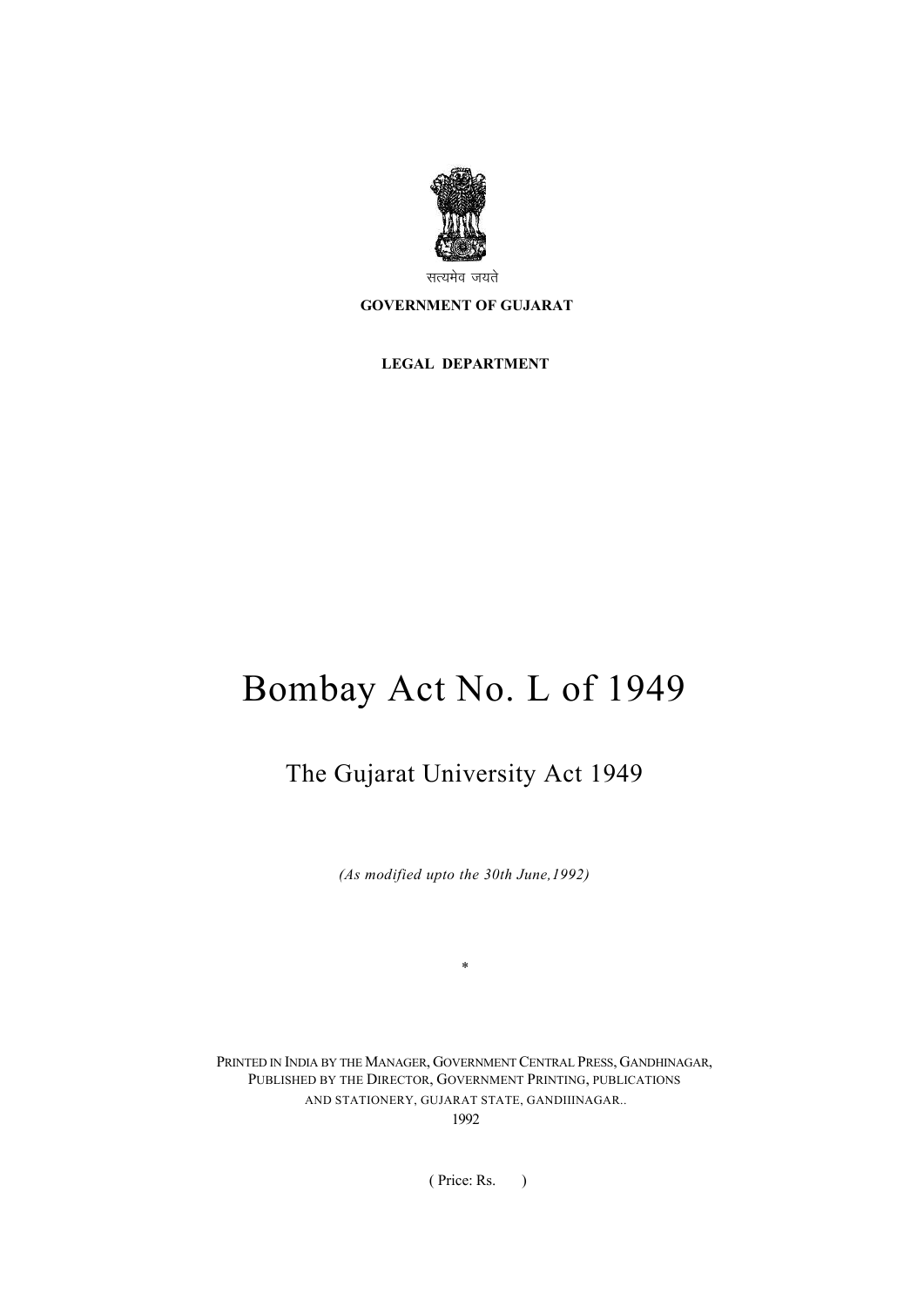सत्यमेव जयते

**GOVERNMENT OF GUJARAT**

**LEGAL DEPARTMENT**

# Bombay Act No. L of 1949

## The Gujarat University Act 1949

*(As modified upto the 30th June,1992)*

*

PRINTED IN INDIA BY THE MANAGER, GOVERNMENT CENTRAL PRESS, GANDHINAGAR,
PUBLISHED BY THE DIRECTOR, GOVERNMENT PRINTING, PUBLICATIONS
AND STATIONERY, GUJARAT STATE, GANDIIINAGAR..
1992

( Price: Rs. )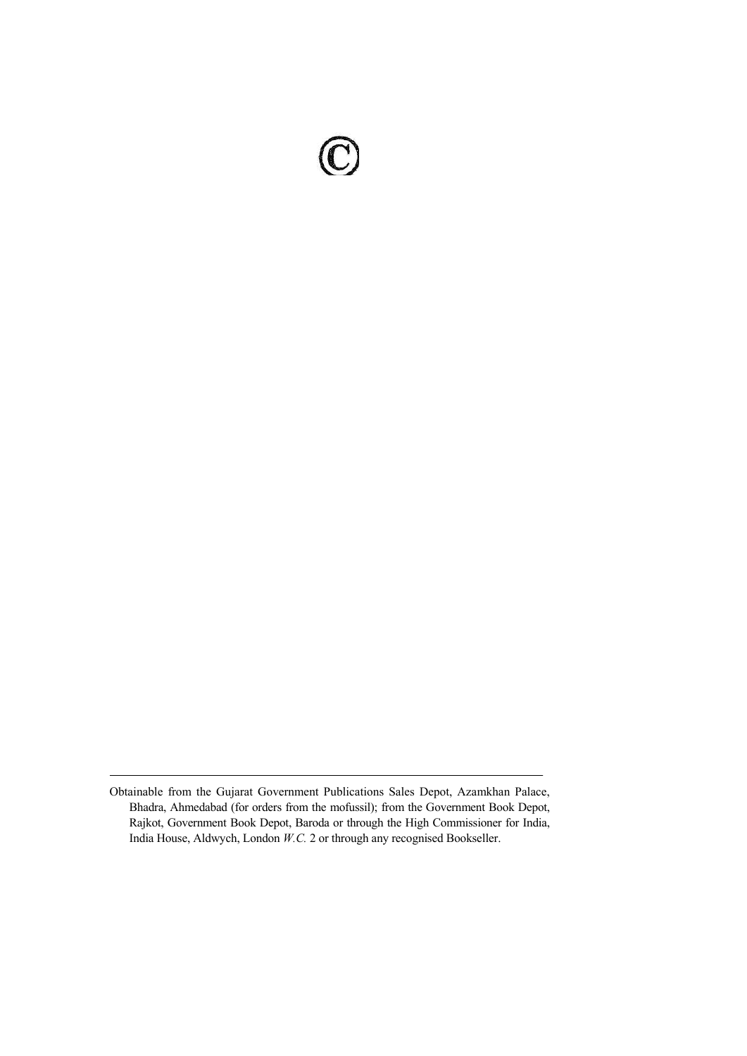©

---

Obtainable from the Gujarat Government Publications Sales Depot, Azamkhan Palace, Bhadra, Ahmedabad (for orders from the mofussil); from the Government Book Depot, Rajkot, Government Book Depot, Baroda or through the High Commissioner for India, India House, Aldwych, London *W.C.* 2 or through any recognised Bookseller.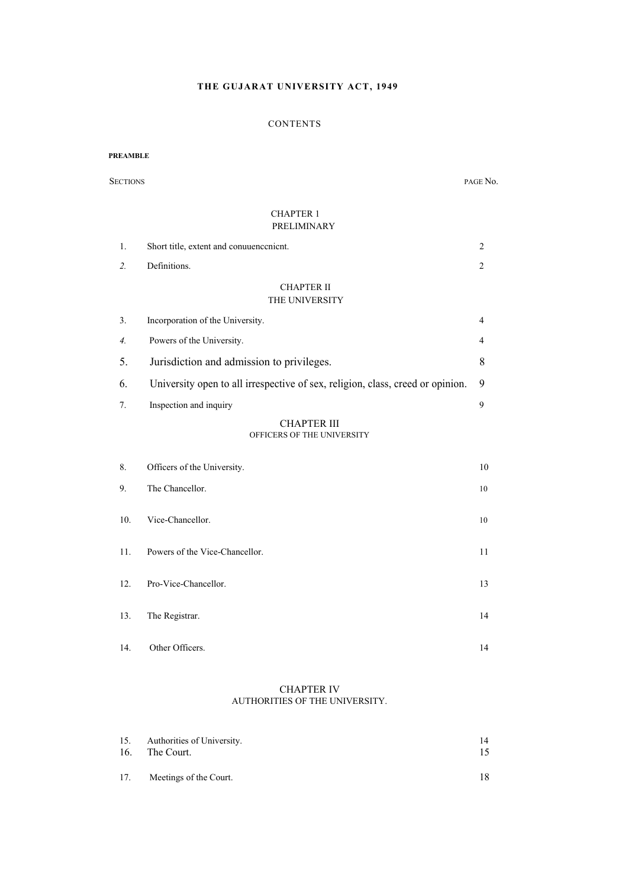**THE GUJARAT UNIVERSITY ACT, 1949**

CONTENTS

**PREAMBLE**

| SECTIONS | | PAGE No. |
|---|---|---|
| | **CHAPTER 1** PRELIMINARY | |
| 1. | Short title, extent and conuuenccnicnt. | 2 |
| *2.* | Definitions. | 2 |
| | **CHAPTER II** THE UNIVERSITY | |
| 3. | Incorporation of the University. | 4 |
| *4.* | Powers of the University. | 4 |
| 5. | Jurisdiction and admission to privileges. | 8 |
| 6. | University open to all irrespective of sex, religion, class, creed or opinion. | 9 |
| 7. | Inspection and inquiry | 9 |
| | **CHAPTER III** OFFICERS OF THE UNIVERSITY | |
| 8. | Officers of the University. | 10 |
| 9. | The Chancellor. | 10 |
| 10. | Vice-Chancellor. | 10 |
| 11. | Powers of the Vice-Chancellor. | 11 |
| 12. | Pro-Vice-Chancellor. | 13 |
| 13. | The Registrar. | 14 |
| 14. | Other Officers. | 14 |
| | **CHAPTER IV** AUTHORITIES OF THE UNIVERSITY. | |
| 15. | Authorities of University. | 14 |
| 16. | The Court. | 15 |
| 17. | Meetings of the Court. | 18 |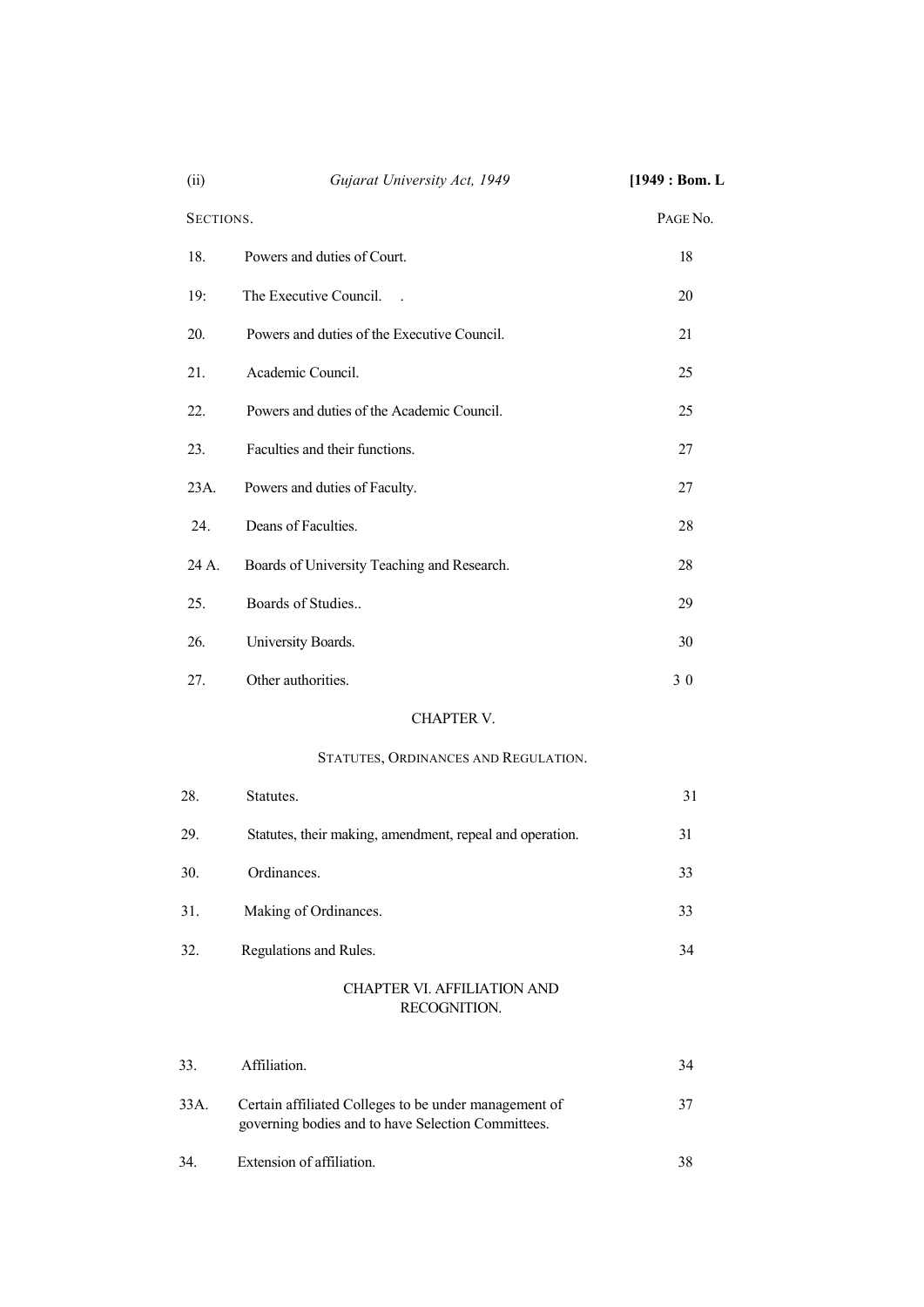| SECTIONS. | | PAGE NO. |
|---|---|---|
| 18. | Powers and duties of Court. | 18 |
| 19: | The Executive Council. . | 20 |
| 20. | Powers and duties of the Executive Council. | 21 |
| 21. | Academic Council. | 25 |
| 22. | Powers and duties of the Academic Council. | 25 |
| 23. | Faculties and their functions. | 27 |
| 23A. | Powers and duties of Faculty. | 27 |
| 24. | Deans of Faculties. | 28 |
| 24 A. | Boards of University Teaching and Research. | 28 |
| 25. | Boards of Studies.. | 29 |
| 26. | University Boards. | 30 |
| 27. | Other authorities. | 3 0 |

## CHAPTER V.

### STATUTES, ORDINANCES AND REGULATION.

| | | |
|---|---|---|
| 28. | Statutes. | 31 |
| 29. | Statutes, their making, amendment, repeal and operation. | 31 |
| 30. | Ordinances. | 33 |
| 31. | Making of Ordinances. | 33 |
| 32. | Regulations and Rules. | 34 |

## CHAPTER VI. AFFILIATION AND RECOGNITION.

| | | |
|---|---|---|
| 33. | Affiliation. | 34 |
| 33A. | Certain affiliated Colleges to be under management of governing bodies and to have Selection Committees. | 37 |
| 34. | Extension of affiliation. | 38 |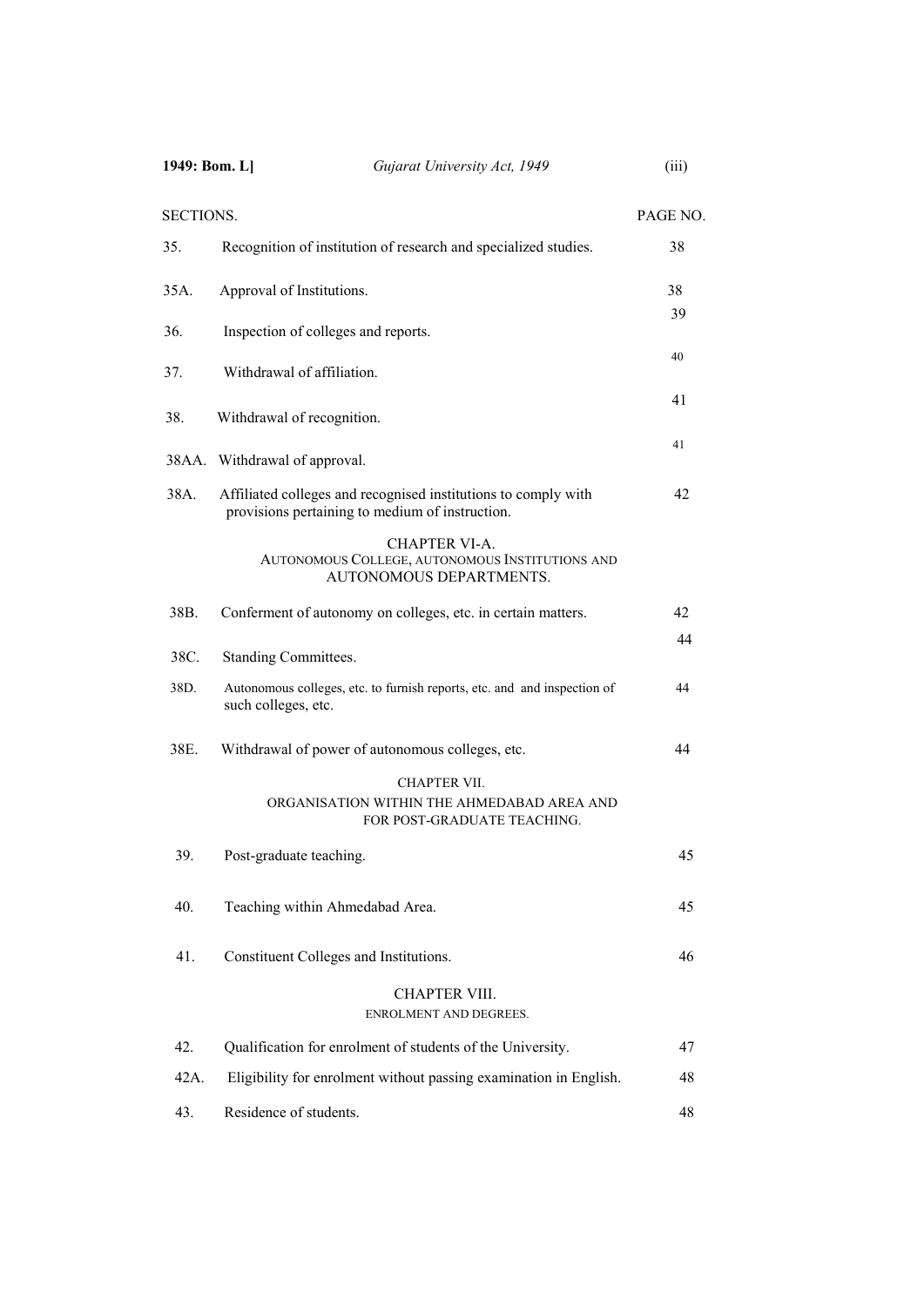| SECTIONS. | | PAGE NO. |
|---|---|---|
| 35. | Recognition of institution of research and specialized studies. | 38 |
| 35A. | Approval of Institutions. | 38 |
| 36. | Inspection of colleges and reports. | 39 |
| 37. | Withdrawal of affiliation. | 40 |
| 38. | Withdrawal of recognition. | 41 |
| 38AA. | Withdrawal of approval. | 41 |
| 38A. | Affiliated colleges and recognised institutions to comply with provisions pertaining to medium of instruction. | 42 |

## CHAPTER VI-A.
### AUTONOMOUS COLLEGE, AUTONOMOUS INSTITUTIONS AND AUTONOMOUS DEPARTMENTS.

| | | |
|---|---|---|
| 38B. | Conferment of autonomy on colleges, etc. in certain matters. | 42 |
| 38C. | Standing Committees. | 44 |
| 38D. | Autonomous colleges, etc. to furnish reports, etc. and and inspection of such colleges, etc. | 44 |
| 38E. | Withdrawal of power of autonomous colleges, etc. | 44 |

## CHAPTER VII.
### ORGANISATION WITHIN THE AHMEDABAD AREA AND FOR POST-GRADUATE TEACHING.

| | | |
|---|---|---|
| 39. | Post-graduate teaching. | 45 |
| 40. | Teaching within Ahmedabad Area. | 45 |
| 41. | Constituent Colleges and Institutions. | 46 |

## CHAPTER VIII.
### ENROLMENT AND DEGREES.

| | | |
|---|---|---|
| 42. | Qualification for enrolment of students of the University. | 47 |
| 42A. | Eligibility for enrolment without passing examination in English. | 48 |
| 43. | Residence of students. | 48 |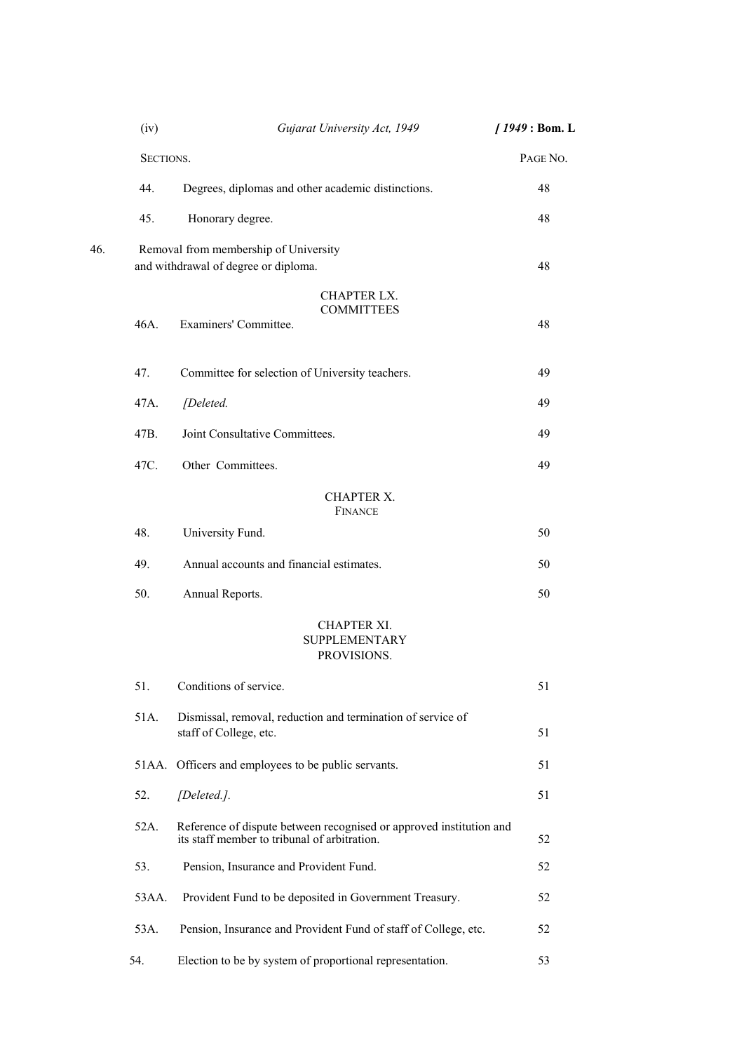| SECTIONS. | | PAGE NO. |
|---|---|---|
| 44. | Degrees, diplomas and other academic distinctions. | 48 |
| 45. | Honorary degree. | 48 |
| 46. | Removal from membership of University and withdrawal of degree or diploma. | 48 |
| | **CHAPTER LX. COMMITTEES** | |
| 46A. | Examiners' Committee. | 48 |
| 47. | Committee for selection of University teachers. | 49 |
| 47A. | *[Deleted.* | 49 |
| 47B. | Joint Consultative Committees. | 49 |
| 47C. | Other Committees. | 49 |
| | **CHAPTER X. FINANCE** | |
| 48. | University Fund. | 50 |
| 49. | Annual accounts and financial estimates. | 50 |
| 50. | Annual Reports. | 50 |
| | **CHAPTER XI. SUPPLEMENTARY PROVISIONS.** | |
| 51. | Conditions of service. | 51 |
| 51A. | Dismissal, removal, reduction and termination of service of staff of College, etc. | 51 |
| 51AA. | Officers and employees to be public servants. | 51 |
| 52. | *[Deleted.].* | 51 |
| 52A. | Reference of dispute between recognised or approved institution and its staff member to tribunal of arbitration. | 52 |
| 53. | Pension, Insurance and Provident Fund. | 52 |
| 53AA. | Provident Fund to be deposited in Government Treasury. | 52 |
| 53A. | Pension, Insurance and Provident Fund of staff of College, etc. | 52 |
| 54. | Election to be by system of proportional representation. | 53 |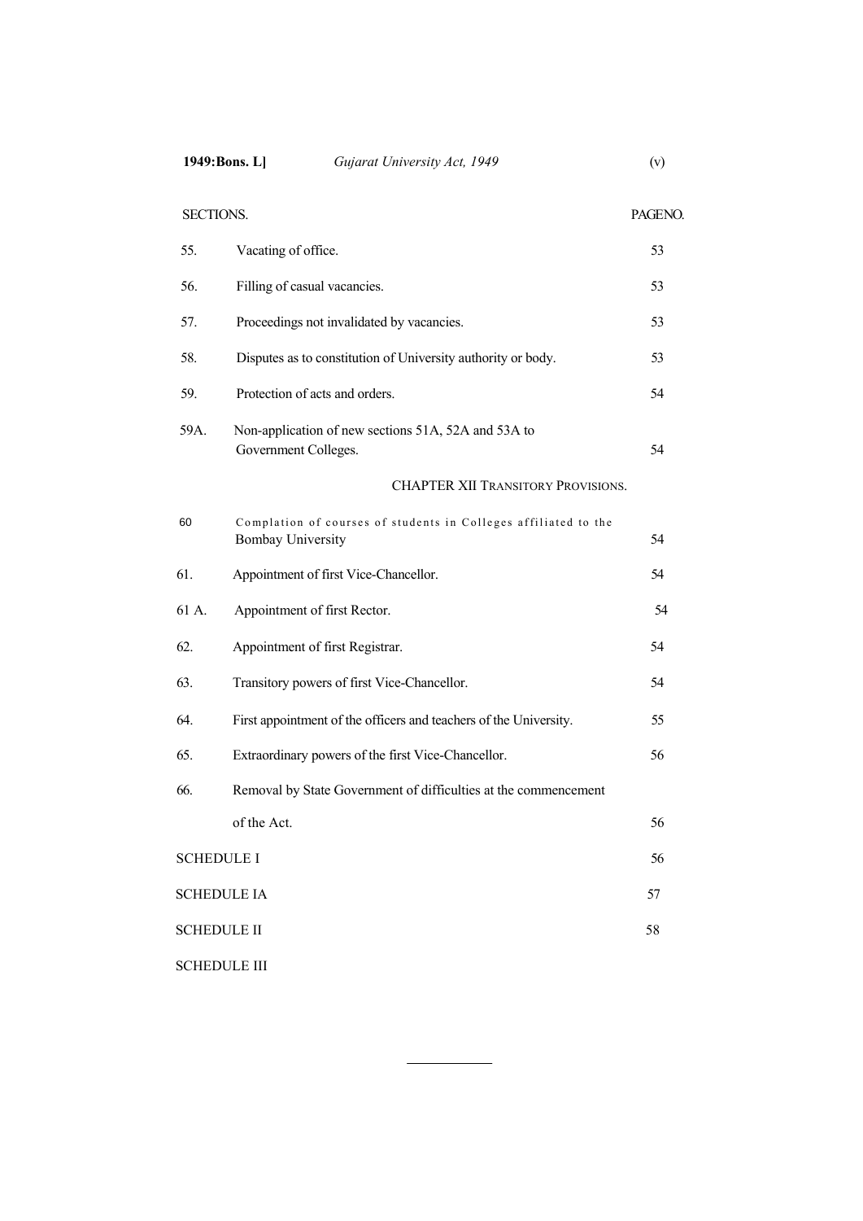| SECTIONS. | | PAGENO. |
|---|---|---|
| 55. | Vacating of office. | 53 |
| 56. | Filling of casual vacancies. | 53 |
| 57. | Proceedings not invalidated by vacancies. | 53 |
| 58. | Disputes as to constitution of University authority or body. | 53 |
| 59. | Protection of acts and orders. | 54 |
| 59A. | Non-application of new sections 51A, 52A and 53A to Government Colleges. | 54 |
| | **CHAPTER XII TRANSITORY PROVISIONS.** | |
| 60 | Complation of courses of students in Colleges affiliated to the Bombay University | 54 |
| 61. | Appointment of first Vice-Chancellor. | 54 |
| 61 A. | Appointment of first Rector. | 54 |
| 62. | Appointment of first Registrar. | 54 |
| 63. | Transitory powers of first Vice-Chancellor. | 54 |
| 64. | First appointment of the officers and teachers of the University. | 55 |
| 65. | Extraordinary powers of the first Vice-Chancellor. | 56 |
| 66. | Removal by State Government of difficulties at the commencement of the Act. | 56 |
| SCHEDULE I | | 56 |
| SCHEDULE IA | | 57 |
| SCHEDULE II | | 58 |
| SCHEDULE III | | |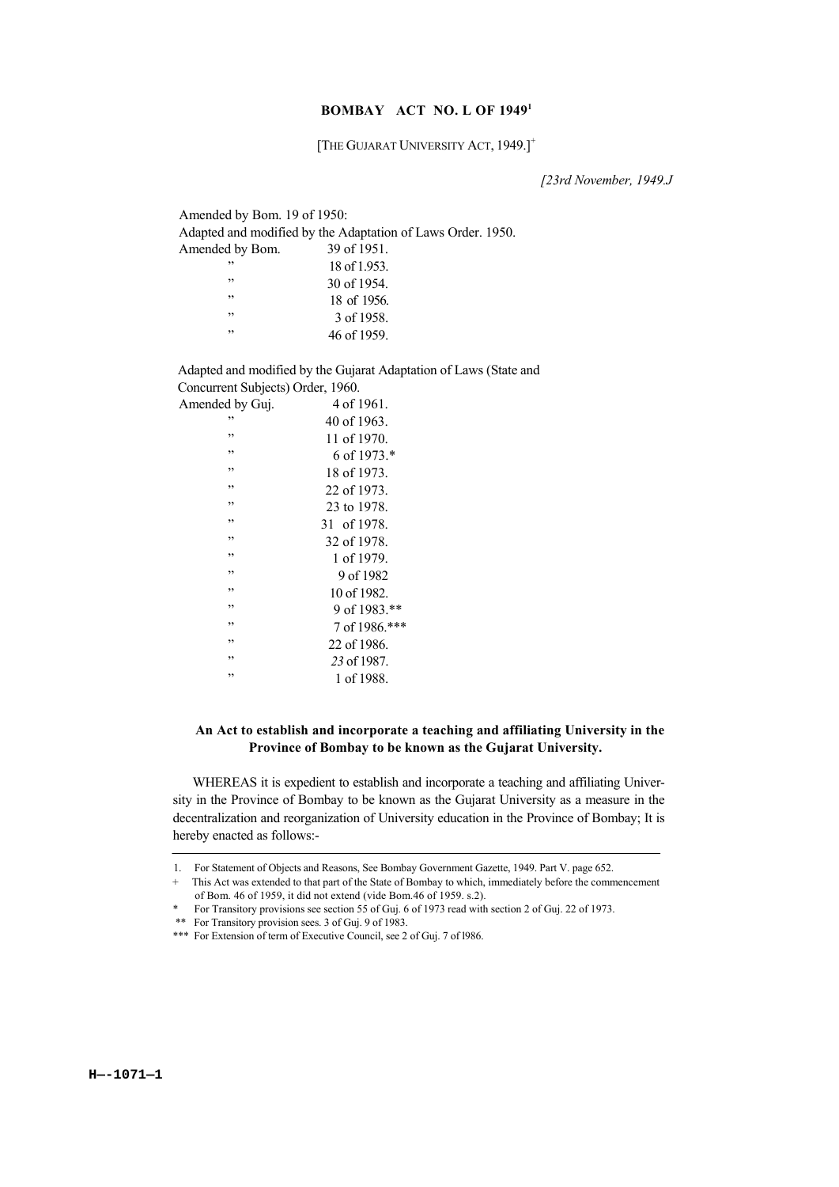# BOMBAY ACT NO. L OF 1949[1]

[THE GUJARAT UNIVERSITY ACT, 1949.][+]

*[23rd November, 1949.J*

Amended by Bom. 19 of 1950:
Adapted and modified by the Adaptation of Laws Order. 1950.

| | |
|---|---|
| Amended by Bom. | 39 of 1951. |
| ” | 18 of 1.953. |
| ” | 30 of 1954. |
| ” | 18 of 1956. |
| ” | 3 of 1958. |
| ” | 46 of 1959. |

Adapted and modified by the Gujarat Adaptation of Laws (State and Concurrent Subjects) Order, 1960.

| | |
|---|---|
| Amended by Guj. | 4 of 1961. |
| ” | 40 of 1963. |
| ” | 11 of 1970. |
| ” | 6 of 1973.* |
| ” | 18 of 1973. |
| ” | 22 of 1973. |
| ” | 23 to 1978. |
| ” | 31 of 1978. |
| ” | 32 of 1978. |
| ” | 1 of 1979. |
| ” | 9 of 1982 |
| ” | 10 of 1982. |
| ” | 9 of 1983.** |
| ” | 7 of 1986.*** |
| ” | 22 of 1986. |
| ” | *23* of 1987. |
| ” | 1 of 1988. |

**An Act to establish and incorporate a teaching and affiliating University in the Province of Bombay to be known as the Gujarat University.**

WHEREAS it is expedient to establish and incorporate a teaching and affiliating University in the Province of Bombay to be known as the Gujarat University as a measure in the decentralization and reorganization of University education in the Province of Bombay; It is hereby enacted as follows:-

---

1. For Statement of Objects and Reasons, See Bombay Government Gazette, 1949. Part V. page 652.

+ This Act was extended to that part of the State of Bombay to which, immediately before the commencement of Bom. 46 of 1959, it did not extend (vide Bom.46 of 1959. s.2).

* For Transitory provisions see section 55 of Guj. 6 of 1973 read with section 2 of Guj. 22 of 1973.

** For Transitory provision sees. 3 of Guj. 9 of 1983.

*** For Extension of term of Executive Council, see 2 of Guj. 7 of l986.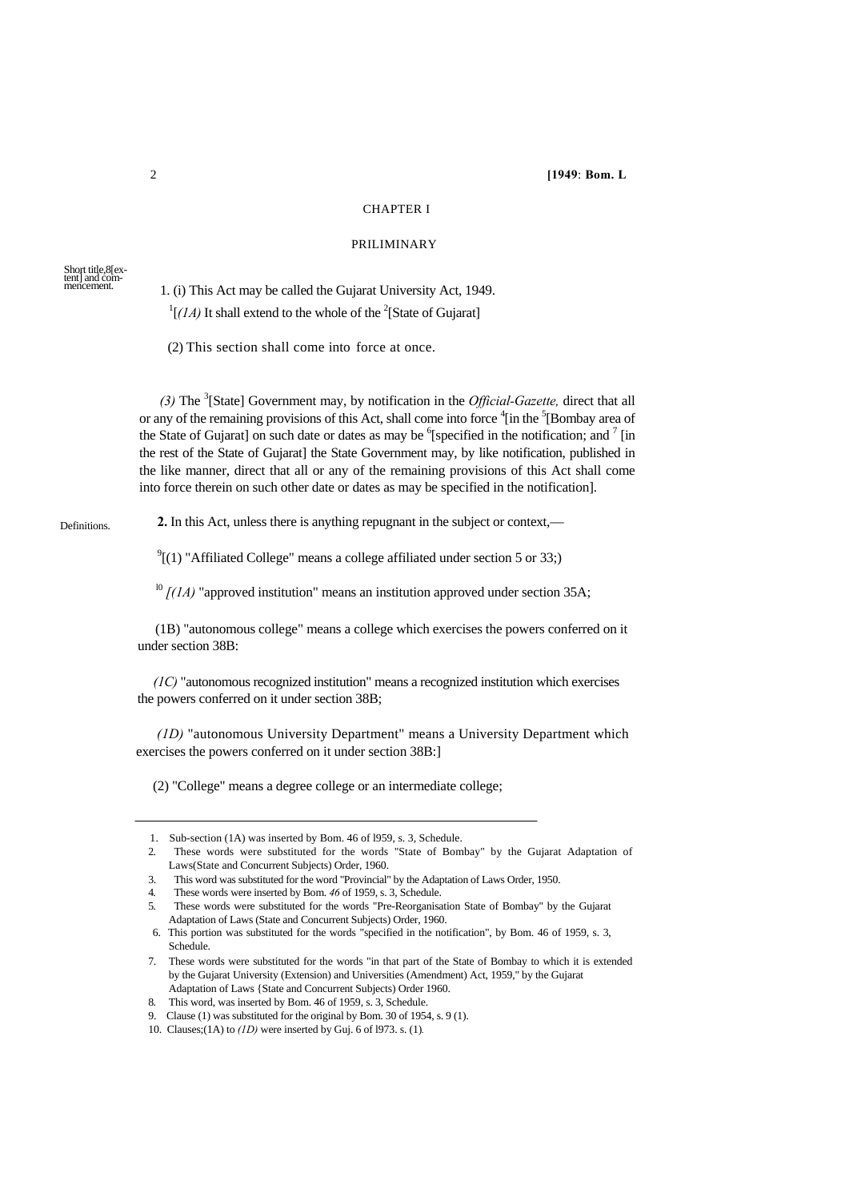## CHAPTER I

## PRILIMINARY

Short title,8[extent] and commencement.

1. (i) This Act may be called the Gujarat University Act, 1949.

[1][*(1A)* It shall extend to the whole of the [2][State of Gujarat]

(2) This section shall come into force at once.

*(3)* The [3][State] Government may, by notification in the *Official-Gazette,* direct that all or any of the remaining provisions of this Act, shall come into force [4][in the [5][Bombay area of the State of Gujarat] on such date or dates as may be [6][specified in the notification; and [7] [in the rest of the State of Gujarat] the State Government may, by like notification, published in the like manner, direct that all or any of the remaining provisions of this Act shall come into force therein on such other date or dates as may be specified in the notification].

Definitions.

**2.** In this Act, unless there is anything repugnant in the subject or context,—

[9][(1) "Affiliated College" means a college affiliated under section 5 or 33;)

[10] *[(1A)* "approved institution" means an institution approved under section 35A;

(1B) "autonomous college" means a college which exercises the powers conferred on it under section 38B:

*(1C)* "autonomous recognized institution" means a recognized institution which exercises the powers conferred on it under section 38B;

*(1D)* "autonomous University Department" means a University Department which exercises the powers conferred on it under section 38B:]

(2) "College" means a degree college or an intermediate college;

---

1. Sub-section (1A) was inserted by Bom. 46 of l959, s. 3, Schedule.
2. These words were substituted for the words "State of Bombay" by the Gujarat Adaptation of Laws(State and Concurrent Subjects) Order, 1960.
3. This word was substituted for the word "Provincial" by the Adaptation of Laws Order, 1950.
4. These words were inserted by Bom. *46* of 1959, s. 3, Schedule.
5. These words were substituted for the words "Pre-Reorganisation State of Bombay" by the Gujarat Adaptation of Laws (State and Concurrent Subjects) Order, 1960.
6. This portion was substituted for the words "specified in the notification", by Bom. 46 of 1959, s. 3, Schedule.
7. These words were substituted for the words "in that part of the State of Bombay to which it is extended by the Gujarat University (Extension) and Universities (Amendment) Act, 1959," by the Gujarat Adaptation of Laws {State and Concurrent Subjects) Order 1960.
8. This word, was inserted by Bom. 46 of 1959, s. 3, Schedule.
9. Clause (1) was substituted for the original by Bom. 30 of 1954, s. 9 (1).
10. Clauses;(1A) to *(1D)* were inserted by Guj. 6 of l973. s. (1).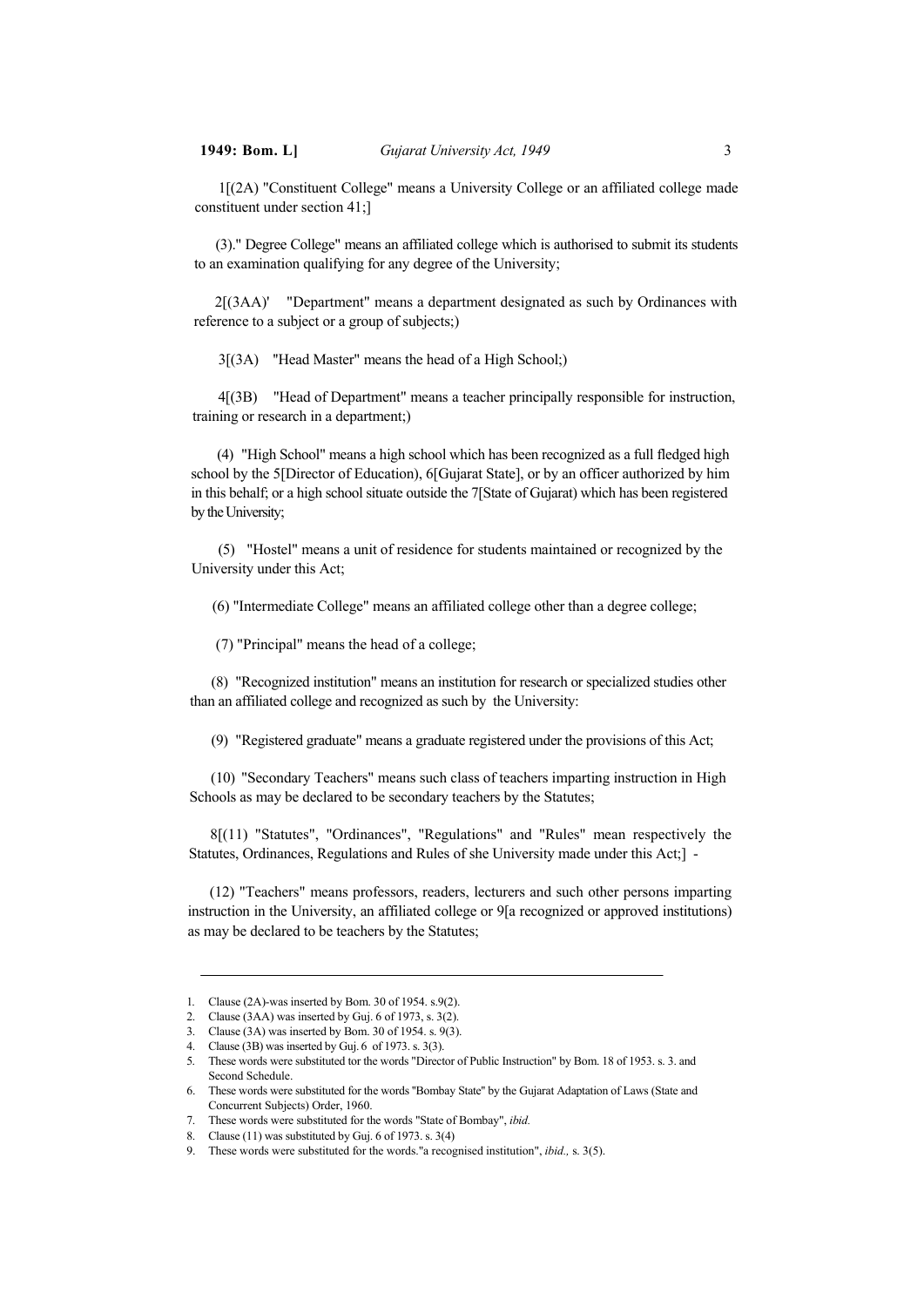1[(2A) "Constituent College" means a University College or an affiliated college made constituent under section 41;]

(3)." Degree College" means an affiliated college which is authorised to submit its students to an examination qualifying for any degree of the University;

2[(3AA)' "Department" means a department designated as such by Ordinances with reference to a subject or a group of subjects;)

3[(3A) "Head Master" means the head of a High School;)

4[(3B) "Head of Department" means a teacher principally responsible for instruction, training or research in a department;)

(4) "High School" means a high school which has been recognized as a full fledged high school by the 5[Director of Education), 6[Gujarat State], or by an officer authorized by him in this behalf; or a high school situate outside the 7[State of Gujarat) which has been registered by the University;

(5) "Hostel" means a unit of residence for students maintained or recognized by the University under this Act;

(6) "Intermediate College" means an affiliated college other than a degree college;

(7) "Principal" means the head of a college;

(8) "Recognized institution" means an institution for research or specialized studies other than an affiliated college and recognized as such by the University:

(9) "Registered graduate" means a graduate registered under the provisions of this Act;

(10) "Secondary Teachers" means such class of teachers imparting instruction in High Schools as may be declared to be secondary teachers by the Statutes;

8[(11) "Statutes", "Ordinances", "Regulations" and "Rules" mean respectively the Statutes, Ordinances, Regulations and Rules of she University made under this Act;] -

(12) "Teachers" means professors, readers, lecturers and such other persons imparting instruction in the University, an affiliated college or 9[a recognized or approved institutions) as may be declared to be teachers by the Statutes;

---

1. Clause (2A)-was inserted by Bom. 30 of 1954. s.9(2).
2. Clause (3AA) was inserted by Guj. 6 of 1973, s. 3(2).
3. Clause (3A) was inserted by Bom. 30 of 1954. s. 9(3).
4. Clause (3B) was inserted by Guj. 6 of 1973. s. 3(3).
5. These words were substituted tor the words "Director of Public Instruction" by Bom. 18 of 1953. s. 3. and Second Schedule.
6. These words were substituted for the words "Bombay State" by the Gujarat Adaptation of Laws (State and Concurrent Subjects) Order, 1960.
7. These words were substituted for the words "State of Bombay", *ibid.*
8. Clause (11) was substituted by Guj. 6 of 1973. s. 3(4)
9. These words were substituted for the words."a recognised institution", *ibid.,* s. 3(5).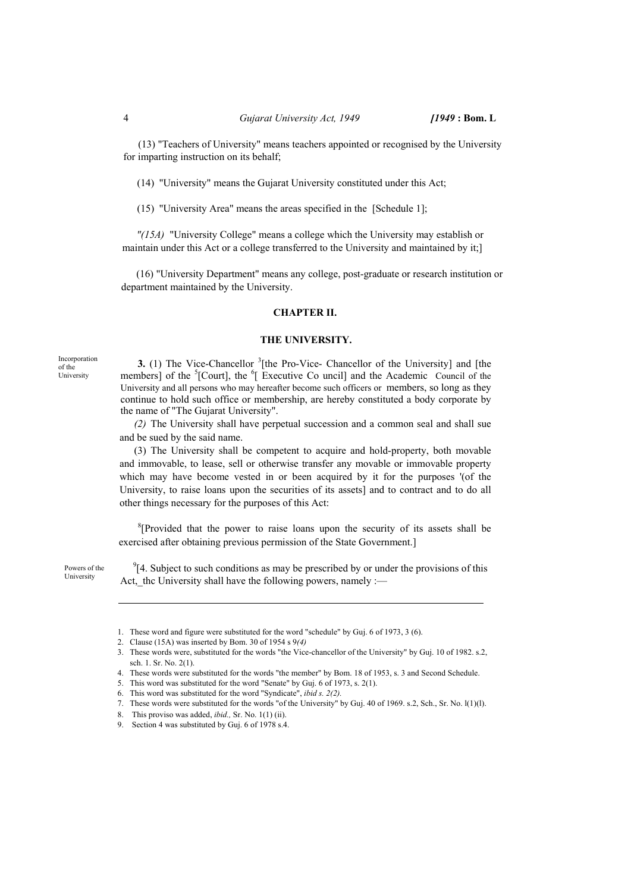(13) "Teachers of University" means teachers appointed or recognised by the University for imparting instruction on its behalf;

(14) "University" means the Gujarat University constituted under this Act;

(15) "University Area" means the areas specified in the [Schedule 1];

*"(15A)* "University College" means a college which the University may establish or maintain under this Act or a college transferred to the University and maintained by it;]

(16) "University Department" means any college, post-graduate or research institution or department maintained by the University.

## CHAPTER II.

### THE UNIVERSITY.

Incorporation of the University

**3.** (1) The Vice-Chancellor [3][the Pro-Vice- Chancellor of the University] and [the members] of the [5][Court], the [6][ Executive Co uncil] and the Academic Council of the University and all persons who may hereafter become such officers or members, so long as they continue to hold such office or membership, are hereby constituted a body corporate by the name of "The Gujarat University".

*(2)* The University shall have perpetual succession and a common seal and shall sue and be sued by the said name.

(3) The University shall be competent to acquire and hold-property, both movable and immovable, to lease, sell or otherwise transfer any movable or immovable property which may have become vested in or been acquired by it for the purposes '(of the University, to raise loans upon the securities of its assets] and to contract and to do all other things necessary for the purposes of this Act:

[8][Provided that the power to raise loans upon the security of its assets shall be exercised after obtaining previous permission of the State Government.]

Powers of the University

[9][4. Subject to such conditions as may be prescribed by or under the provisions of this Act,_thc University shall have the following powers, namely :—

---

1. These word and figure were substituted for the word "schedule" by Guj. 6 of 1973, 3 (6).
2. Clause (15A) was inserted by Bom. 30 of 1954 s 9*(4)*
3. These words were, substituted for the words "the Vice-chancellor of the University" by Guj. 10 of 1982. s.2, sch. 1. Sr. No. 2(1).
4. These words were substituted for the words "the member" by Bom. 18 of 1953, s. 3 and Second Schedule.
5. This word was substituted for the word "Senate" by Guj. 6 of 1973, s. 2(1).
6. This word was substituted for the word "Syndicate", *ibid s. 2(2).*
7. These words were substituted for the words "of the University" by Guj. 40 of 1969. s.2, Sch., Sr. No. l(1)(l).
8. This proviso was added, *ibid.,* Sr. No. 1(1) (ii).
9. Section 4 was substituted by Guj. 6 of 1978 s.4.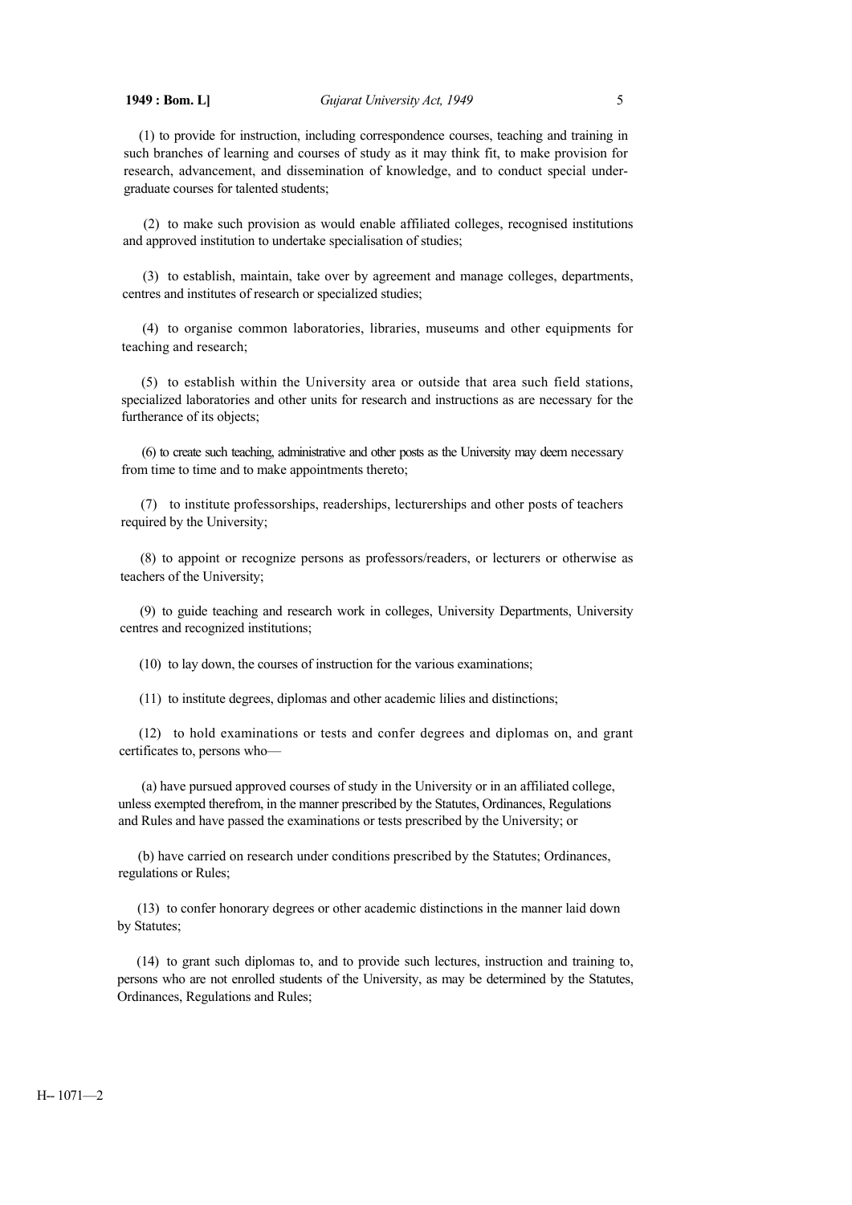(1) to provide for instruction, including correspondence courses, teaching and training in such branches of learning and courses of study as it may think fit, to make provision for research, advancement, and dissemination of knowledge, and to conduct special under-graduate courses for talented students;

(2) to make such provision as would enable affiliated colleges, recognised institutions and approved institution to undertake specialisation of studies;

(3) to establish, maintain, take over by agreement and manage colleges, departments, centres and institutes of research or specialized studies;

(4) to organise common laboratories, libraries, museums and other equipments for teaching and research;

(5) to establish within the University area or outside that area such field stations, specialized laboratories and other units for research and instructions as are necessary for the furtherance of its objects;

(6) to create such teaching, administrative and other posts as the University may deem necessary from time to time and to make appointments thereto;

(7) to institute professorships, readerships, lecturerships and other posts of teachers required by the University;

(8) to appoint or recognize persons as professors/readers, or lecturers or otherwise as teachers of the University;

(9) to guide teaching and research work in colleges, University Departments, University centres and recognized institutions;

(10) to lay down, the courses of instruction for the various examinations;

(11) to institute degrees, diplomas and other academic lilies and distinctions;

(12) to hold examinations or tests and confer degrees and diplomas on, and grant certificates to, persons who—

(a) have pursued approved courses of study in the University or in an affiliated college, unless exempted therefrom, in the manner prescribed by the Statutes, Ordinances, Regulations and Rules and have passed the examinations or tests prescribed by the University; or

(b) have carried on research under conditions prescribed by the Statutes; Ordinances, regulations or Rules;

(13) to confer honorary degrees or other academic distinctions in the manner laid down by Statutes;

(14) to grant such diplomas to, and to provide such lectures, instruction and training to, persons who are not enrolled students of the University, as may be determined by the Statutes, Ordinances, Regulations and Rules;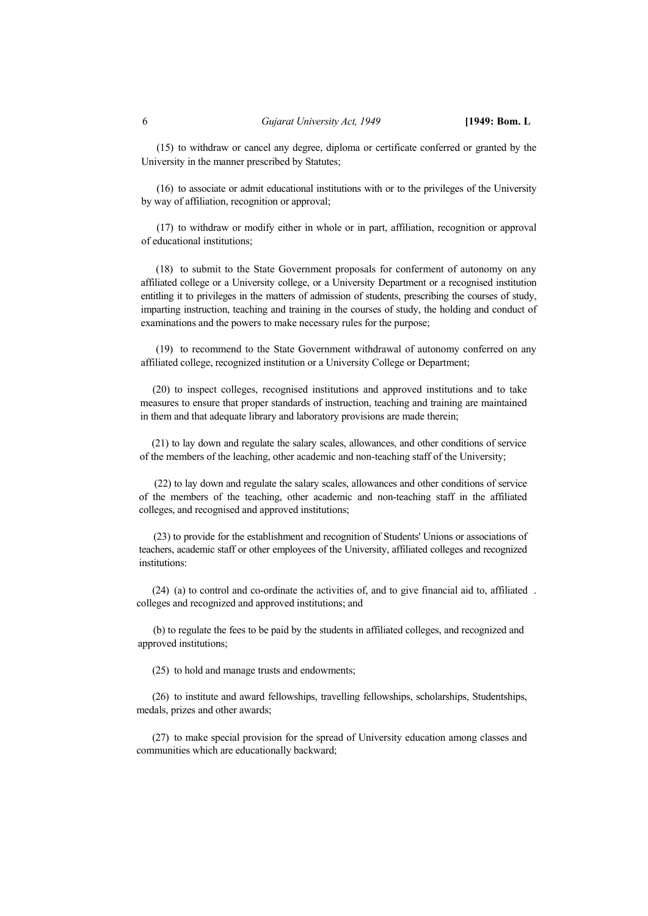(15) to withdraw or cancel any degree, diploma or certificate conferred or granted by the University in the manner prescribed by Statutes;

(16) to associate or admit educational institutions with or to the privileges of the University by way of affiliation, recognition or approval;

(17) to withdraw or modify either in whole or in part, affiliation, recognition or approval of educational institutions;

(18) to submit to the State Government proposals for conferment of autonomy on any affiliated college or a University college, or a University Department or a recognised institution entitling it to privileges in the matters of admission of students, prescribing the courses of study, imparting instruction, teaching and training in the courses of study, the holding and conduct of examinations and the powers to make necessary rules for the purpose;

(19) to recommend to the State Government withdrawal of autonomy conferred on any affiliated college, recognized institution or a University College or Department;

(20) to inspect colleges, recognised institutions and approved institutions and to take measures to ensure that proper standards of instruction, teaching and training are maintained in them and that adequate library and laboratory provisions are made therein;

(21) to lay down and regulate the salary scales, allowances, and other conditions of service of the members of the leaching, other academic and non-teaching staff of the University;

(22) to lay down and regulate the salary scales, allowances and other conditions of service of the members of the teaching, other academic and non-teaching staff in the affiliated colleges, and recognised and approved institutions;

(23) to provide for the establishment and recognition of Students' Unions or associations of teachers, academic staff or other employees of the University, affiliated colleges and recognized institutions:

(24) (a) to control and co-ordinate the activities of, and to give financial aid to, affiliated colleges and recognized and approved institutions; and

(b) to regulate the fees to be paid by the students in affiliated colleges, and recognized and approved institutions;

(25) to hold and manage trusts and endowments;

(26) to institute and award fellowships, travelling fellowships, scholarships, Studentships, medals, prizes and other awards;

(27) to make special provision for the spread of University education among classes and communities which are educationally backward;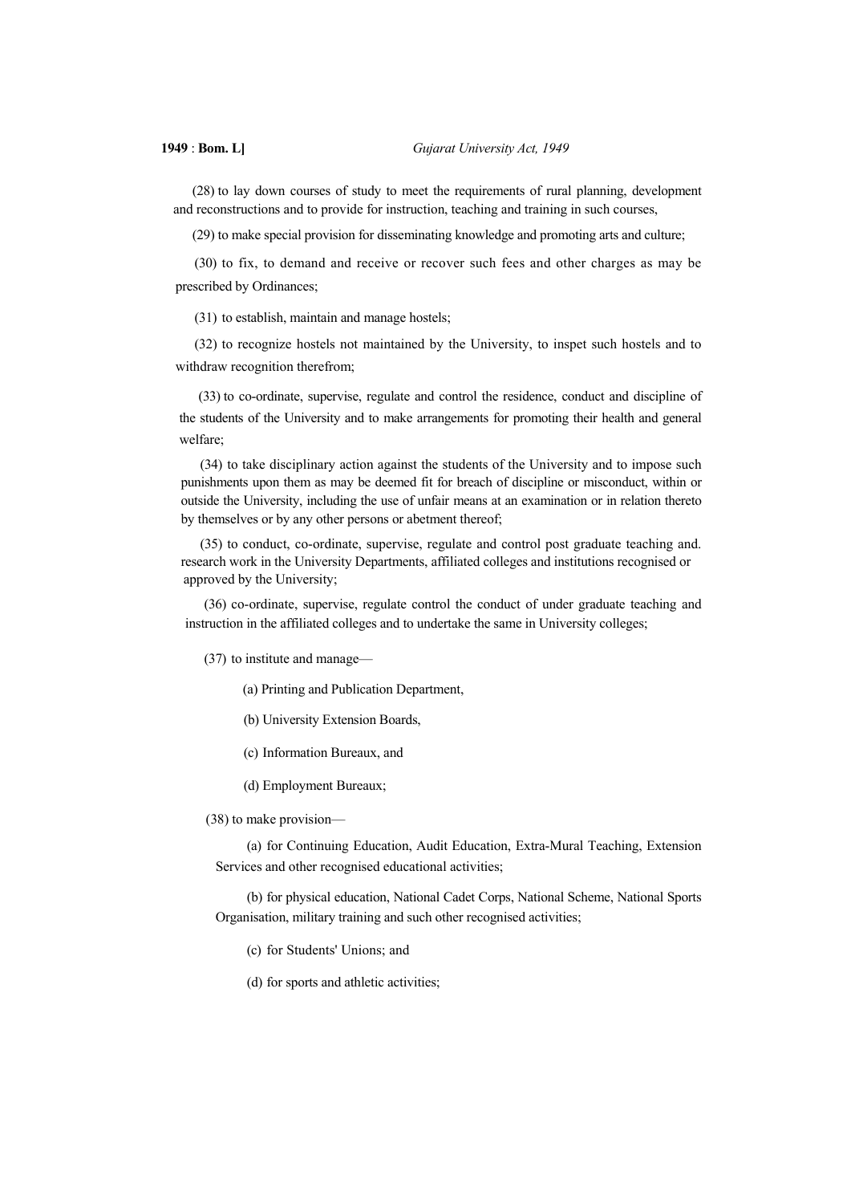(28) to lay down courses of study to meet the requirements of rural planning, development and reconstructions and to provide for instruction, teaching and training in such courses,

(29) to make special provision for disseminating knowledge and promoting arts and culture;

(30) to fix, to demand and receive or recover such fees and other charges as may be prescribed by Ordinances;

(31) to establish, maintain and manage hostels;

(32) to recognize hostels not maintained by the University, to inspet such hostels and to withdraw recognition therefrom;

(33) to co-ordinate, supervise, regulate and control the residence, conduct and discipline of the students of the University and to make arrangements for promoting their health and general welfare;

(34) to take disciplinary action against the students of the University and to impose such punishments upon them as may be deemed fit for breach of discipline or misconduct, within or outside the University, including the use of unfair means at an examination or in relation thereto by themselves or by any other persons or abetment thereof;

(35) to conduct, co-ordinate, supervise, regulate and control post graduate teaching and. research work in the University Departments, affiliated colleges and institutions recognised or approved by the University;

(36) co-ordinate, supervise, regulate control the conduct of under graduate teaching and instruction in the affiliated colleges and to undertake the same in University colleges;

(37) to institute and manage—

(a) Printing and Publication Department,

(b) University Extension Boards,

(c) Information Bureaux, and

(d) Employment Bureaux;

(38) to make provision—

(a) for Continuing Education, Audit Education, Extra-Mural Teaching, Extension Services and other recognised educational activities;

(b) for physical education, National Cadet Corps, National Scheme, National Sports Organisation, military training and such other recognised activities;

(c) for Students' Unions; and

(d) for sports and athletic activities;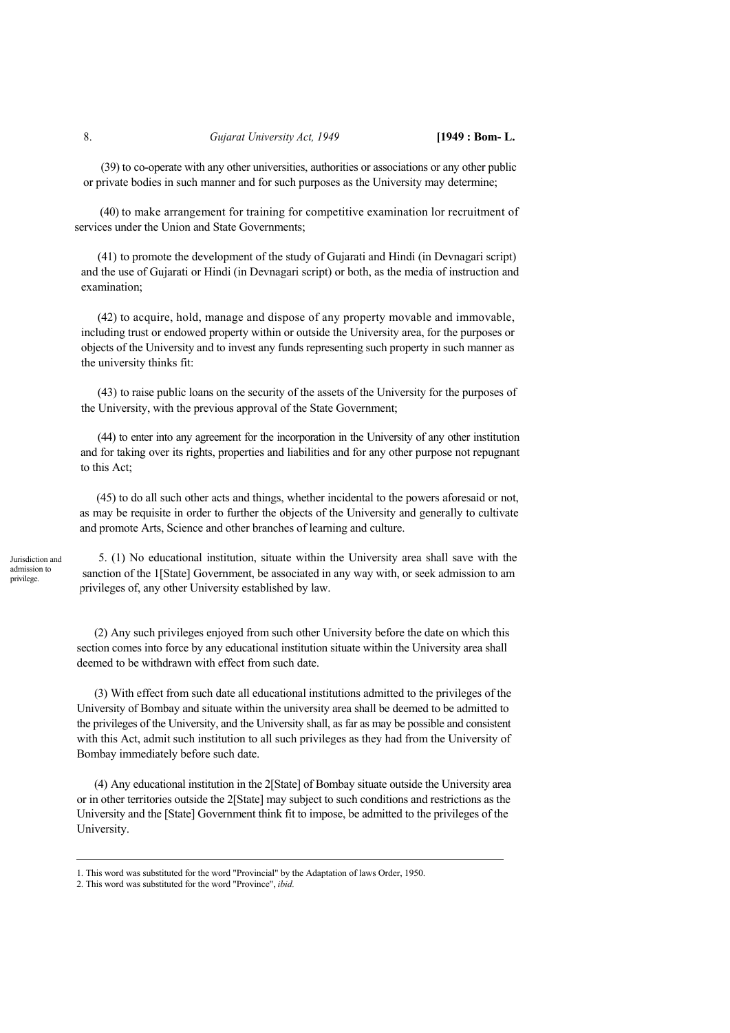(39) to co-operate with any other universities, authorities or associations or any other public or private bodies in such manner and for such purposes as the University may determine;

(40) to make arrangement for training for competitive examination lor recruitment of services under the Union and State Governments;

(41) to promote the development of the study of Gujarati and Hindi (in Devnagari script) and the use of Gujarati or Hindi (in Devnagari script) or both, as the media of instruction and examination;

(42) to acquire, hold, manage and dispose of any property movable and immovable, including trust or endowed property within or outside the University area, for the purposes or objects of the University and to invest any funds representing such property in such manner as the university thinks fit:

(43) to raise public loans on the security of the assets of the University for the purposes of the University, with the previous approval of the State Government;

(44) to enter into any agreement for the incorporation in the University of any other institution and for taking over its rights, properties and liabilities and for any other purpose not repugnant to this Act;

(45) to do all such other acts and things, whether incidental to the powers aforesaid or not, as may be requisite in order to further the objects of the University and generally to cultivate and promote Arts, Science and other branches of learning and culture.

Jurisdiction and admission to privilege.

5. (1) No educational institution, situate within the University area shall save with the sanction of the 1[State] Government, be associated in any way with, or seek admission to am privileges of, any other University established by law.

(2) Any such privileges enjoyed from such other University before the date on which this section comes into force by any educational institution situate within the University area shall deemed to be withdrawn with effect from such date.

(3) With effect from such date all educational institutions admitted to the privileges of the University of Bombay and situate within the university area shall be deemed to be admitted to the privileges of the University, and the University shall, as far as may be possible and consistent with this Act, admit such institution to all such privileges as they had from the University of Bombay immediately before such date.

(4) Any educational institution in the 2[State] of Bombay situate outside the University area or in other territories outside the 2[State] may subject to such conditions and restrictions as the University and the [State] Government think fit to impose, be admitted to the privileges of the University.

---

1. This word was substituted for the word "Provincial" by the Adaptation of laws Order, 1950.
2. This word was substituted for the word "Province", *ibid.*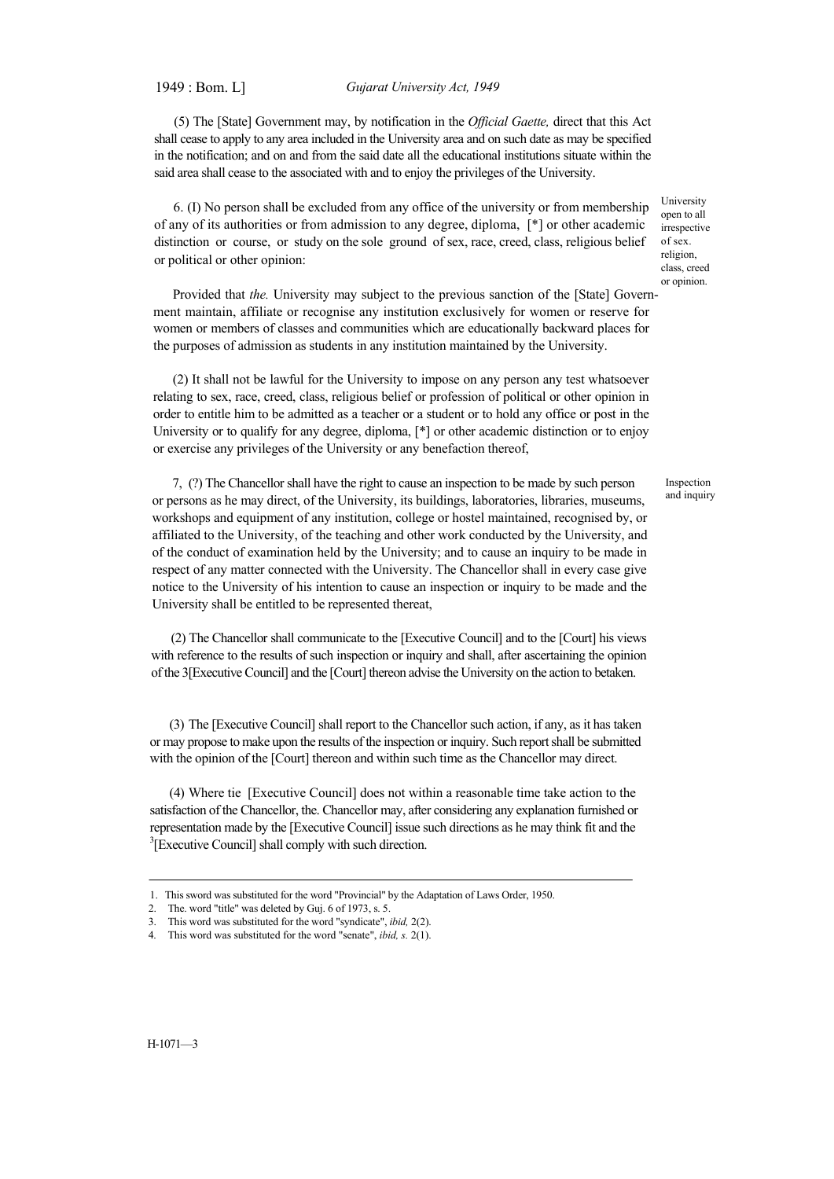(5) The [State] Government may, by notification in the *Official Gaette,* direct that this Act shall cease to apply to any area included in the University area and on such date as may be specified in the notification; and on and from the said date all the educational institutions situate within the said area shall cease to the associated with and to enjoy the privileges of the University.

University open to all irrespective of sex. religion, class, creed or opinion.

6. (I) No person shall be excluded from any office of the university or from membership of any of its authorities or from admission to any degree, diploma, [*] or other academic distinction or course, or study on the sole ground of sex, race, creed, class, religious belief or political or other opinion:

Provided that *the.* University may subject to the previous sanction of the [State] Government maintain, affiliate or recognise any institution exclusively for women or reserve for women or members of classes and communities which are educationally backward places for the purposes of admission as students in any institution maintained by the University.

(2) It shall not be lawful for the University to impose on any person any test whatsoever relating to sex, race, creed, class, religious belief or profession of political or other opinion in order to entitle him to be admitted as a teacher or a student or to hold any office or post in the University or to qualify for any degree, diploma, [*] or other academic distinction or to enjoy or exercise any privileges of the University or any benefaction thereof,

Inspection and inquiry

7, (?) The Chancellor shall have the right to cause an inspection to be made by such person or persons as he may direct, of the University, its buildings, laboratories, libraries, museums, workshops and equipment of any institution, college or hostel maintained, recognised by, or affiliated to the University, of the teaching and other work conducted by the University, and of the conduct of examination held by the University; and to cause an inquiry to be made in respect of any matter connected with the University. The Chancellor shall in every case give notice to the University of his intention to cause an inspection or inquiry to be made and the University shall be entitled to be represented thereat,

(2) The Chancellor shall communicate to the [Executive Council] and to the [Court] his views with reference to the results of such inspection or inquiry and shall, after ascertaining the opinion of the 3[Executive Council] and the [Court] thereon advise the University on the action to betaken.

(3) The [Executive Council] shall report to the Chancellor such action, if any, as it has taken or may propose to make upon the results of the inspection or inquiry. Such report shall be submitted with the opinion of the [Court] thereon and within such time as the Chancellor may direct.

(4) Where tie [Executive Council] does not within a reasonable time take action to the satisfaction of the Chancellor, the. Chancellor may, after considering any explanation furnished or representation made by the [Executive Council] issue such directions as he may think fit and the [3][Executive Council] shall comply with such direction.

---

1. This sword was substituted for the word "Provincial" by the Adaptation of Laws Order, 1950.
2. The. word "title" was deleted by Guj. 6 of 1973, s. 5.
3. This word was substituted for the word "syndicate", *ibid,* 2(2).
4. This word was substituted for the word "senate", *ibid, s.* 2(1).

H-1071—3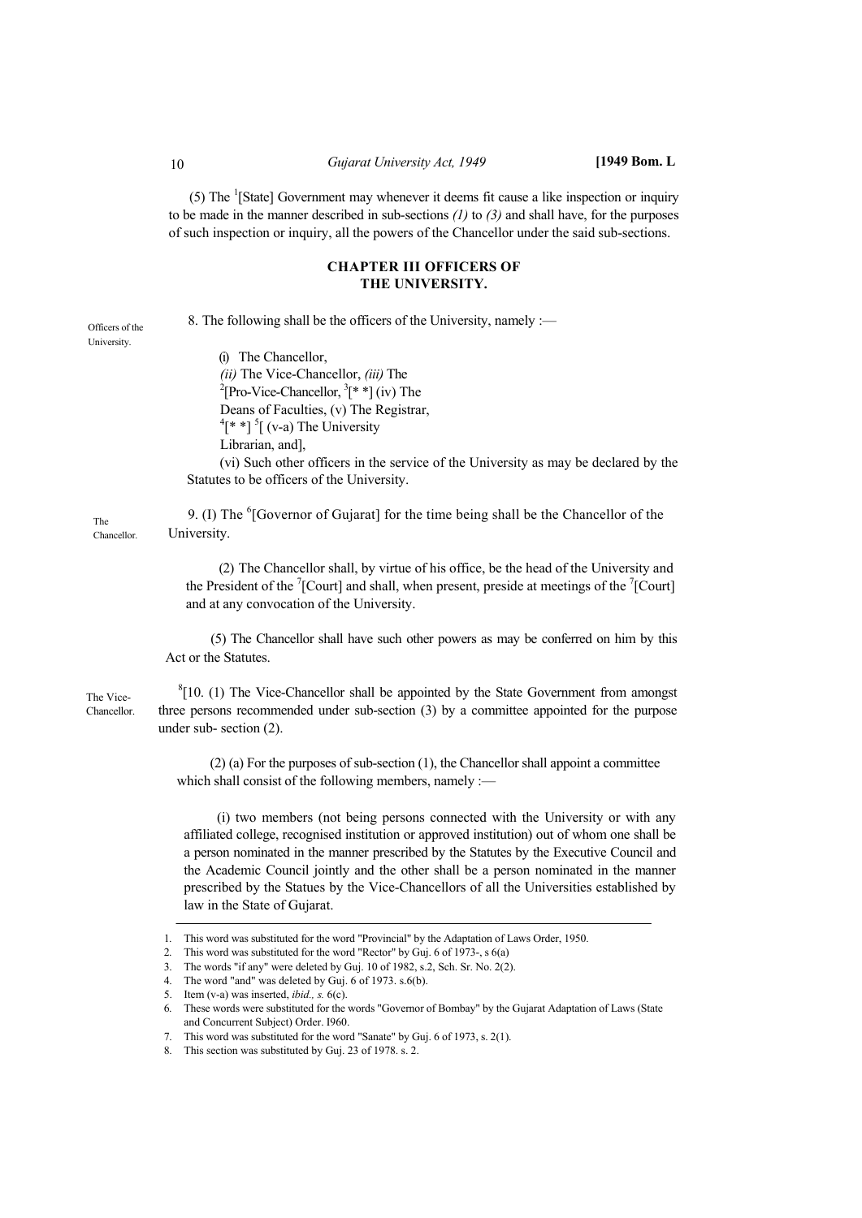(5) The [1][State] Government may whenever it deems fit cause a like inspection or inquiry to be made in the manner described in sub-sections *(1)* to *(3)* and shall have, for the purposes of such inspection or inquiry, all the powers of the Chancellor under the said sub-sections.

## CHAPTER III OFFICERS OF THE UNIVERSITY.

Officers of the University.

8. The following shall be the officers of the University, namely :—

(i) The Chancellor,
*(ii)* The Vice-Chancellor, *(iii)* The [2][Pro-Vice-Chancellor, [3][* *] (iv) The Deans of Faculties, (v) The Registrar, [4][* *] [5][ (v-a) The University Librarian, and],
(vi) Such other officers in the service of the University as may be declared by the Statutes to be officers of the University.

The Chancellor.

9. (I) The [6][Governor of Gujarat] for the time being shall be the Chancellor of the University.

(2) The Chancellor shall, by virtue of his office, be the head of the University and the President of the [7][Court] and shall, when present, preside at meetings of the [7][Court] and at any convocation of the University.

(5) The Chancellor shall have such other powers as may be conferred on him by this Act or the Statutes.

The Vice-Chancellor.

[8][10. (1) The Vice-Chancellor shall be appointed by the State Government from amongst three persons recommended under sub-section (3) by a committee appointed for the purpose under sub- section (2).

(2) (a) For the purposes of sub-section (1), the Chancellor shall appoint a committee which shall consist of the following members, namely :—

(i) two members (not being persons connected with the University or with any affiliated college, recognised institution or approved institution) out of whom one shall be a person nominated in the manner prescribed by the Statutes by the Executive Council and the Academic Council jointly and the other shall be a person nominated in the manner prescribed by the Statues by the Vice-Chancellors of all the Universities established by law in the State of Gujarat.

---

1. This word was substituted for the word "Provincial" by the Adaptation of Laws Order, 1950.
2. This word was substituted for the word "Rector" by Guj. 6 of 1973-, s 6(a)
3. The words "if any" were deleted by Guj. 10 of 1982, s.2, Sch. Sr. No. 2(2).
4. The word "and" was deleted by Guj. 6 of 1973. s.6(b).
5. Item (v-a) was inserted, *ibid., s.* 6(c).
6. These words were substituted for the words "Governor of Bombay" by the Gujarat Adaptation of Laws (State and Concurrent Subject) Order. I960.
7. This word was substituted for the word "Sanate" by Guj. 6 of 1973, s. 2(1).
8. This section was substituted by Guj. 23 of 1978. s. 2.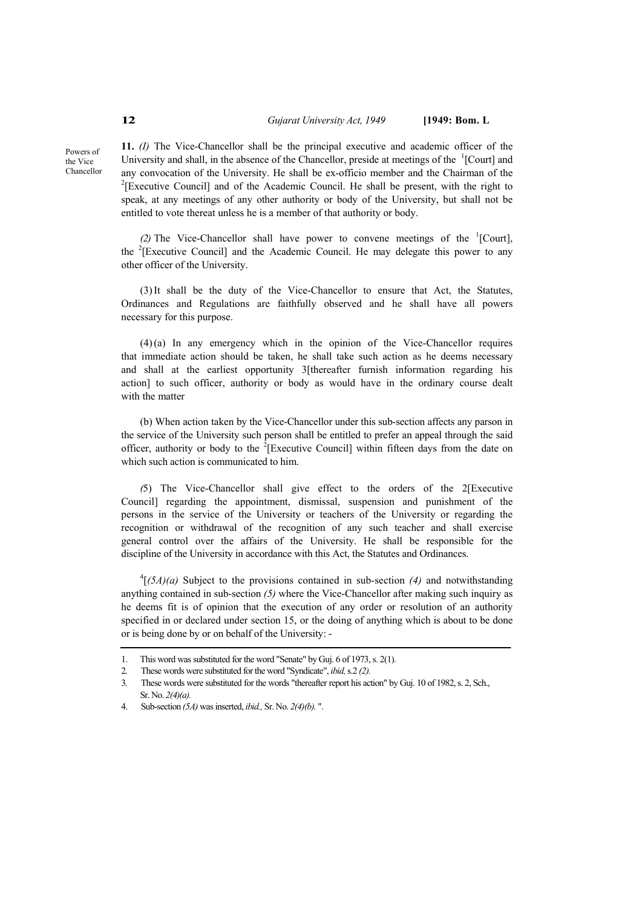Powers of the Vice Chancellor

**11.** *(I)* The Vice-Chancellor shall be the principal executive and academic officer of the University and shall, in the absence of the Chancellor, preside at meetings of the [1][Court] and any convocation of the University. He shall be ex-officio member and the Chairman of the [2][Executive Council] and of the Academic Council. He shall be present, with the right to speak, at any meetings of any other authority or body of the University, but shall not be entitled to vote thereat unless he is a member of that authority or body.

*(2)* The Vice-Chancellor shall have power to convene meetings of the [1][Court], the [2][Executive Council] and the Academic Council. He may delegate this power to any other officer of the University.

(3) It shall be the duty of the Vice-Chancellor to ensure that Act, the Statutes, Ordinances and Regulations are faithfully observed and he shall have all powers necessary for this purpose.

(4) (a) In any emergency which in the opinion of the Vice-Chancellor requires that immediate action should be taken, he shall take such action as he deems necessary and shall at the earliest opportunity 3[thereafter furnish information regarding his action] to such officer, authority or body as would have in the ordinary course dealt with the matter

(b) When action taken by the Vice-Chancellor under this sub-section affects any parson in the service of the University such person shall be entitled to prefer an appeal through the said officer, authority or body to the [2][Executive Council] within fifteen days from the date on which such action is communicated to him.

*(*5) The Vice-Chancellor shall give effect to the orders of the 2[Executive Council] regarding the appointment, dismissal, suspension and punishment of the persons in the service of the University or teachers of the University or regarding the recognition or withdrawal of the recognition of any such teacher and shall exercise general control over the affairs of the University. He shall be responsible for the discipline of the University in accordance with this Act, the Statutes and Ordinances.

[4][*(5A)(a)* Subject to the provisions contained in sub-section *(4)* and notwithstanding anything contained in sub-section *(5)* where the Vice-Chancellor after making such inquiry as he deems fit is of opinion that the execution of any order or resolution of an authority specified in or declared under section 15, or the doing of anything which is about to be done or is being done by or on behalf of the University: -

---

1. This word was substituted for the word "Senate" by Guj. 6 of 1973, s. 2(1).
2. These words were substituted for the word "Syndicate", *ibid,* s.2 *(2).*
3. These words were substituted for the words "thereafter report his action" by Guj. 10 of 1982, s. 2, Sch., Sr. No. *2(4)(a).*
4. Sub-section *(5A)* was inserted, *ibid.,* Sr. No. *2(4)(b).* ".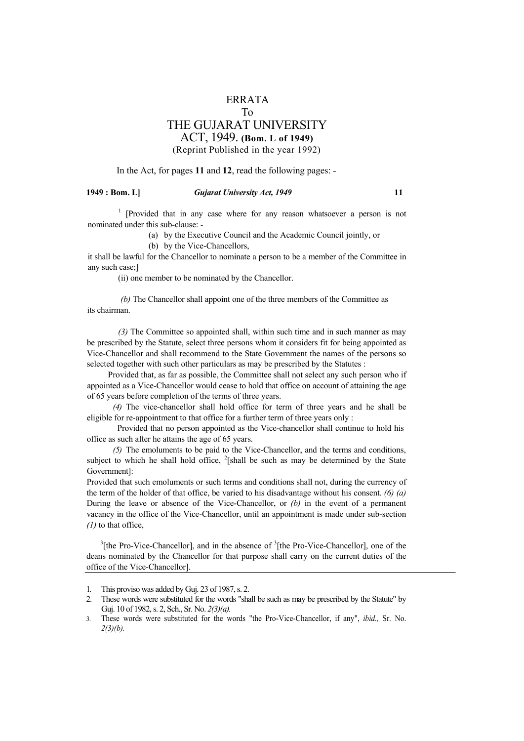# ERRATA

To

# THE GUJARAT UNIVERSITY ACT, 1949. **(Bom. L of 1949)**

(Reprint Published in the year 1992)

In the Act, for pages **11** and **12**, read the following pages: -

**1949 : Bom. L]** ***Gujarat University Act, 1949*** **11**

[1] [Provided that in any case where for any reason whatsoever a person is not nominated under this sub-clause: -

(a) by the Executive Council and the Academic Council jointly, or

(b) by the Vice-Chancellors,

it shall be lawful for the Chancellor to nominate a person to be a member of the Committee in any such case;]

(ii) one member to be nominated by the Chancellor.

*(b)* The Chancellor shall appoint one of the three members of the Committee as its chairman.

*(3)* The Committee so appointed shall, within such time and in such manner as may be prescribed by the Statute, select three persons whom it considers fit for being appointed as Vice-Chancellor and shall recommend to the State Government the names of the persons so selected together with such other particulars as may be prescribed by the Statutes :

Provided that, as far as possible, the Committee shall not select any such person who if appointed as a Vice-Chancellor would cease to hold that office on account of attaining the age of 65 years before completion of the terms of three years.

*(4)* The vice-chancellor shall hold office for term of three years and he shall be eligible for re-appointment to that office for a further term of three years only :

Provided that no person appointed as the Vice-chancellor shall continue to hold his office as such after he attains the age of 65 years.

*(5)* The emoluments to be paid to the Vice-Chancellor, and the terms and conditions, subject to which he shall hold office, [2][shall be such as may be determined by the State Government]:

Provided that such emoluments or such terms and conditions shall not, during the currency of the term of the holder of that office, be varied to his disadvantage without his consent. *(6) (a)* During the leave or absence of the Vice-Chancellor, or *(b)* in the event of a permanent vacancy in the office of the Vice-Chancellor, until an appointment is made under sub-section *(1)* to that office,

[3][the Pro-Vice-Chancellor], and in the absence of [3][the Pro-Vice-Chancellor], one of the deans nominated by the Chancellor for that purpose shall carry on the current duties of the office of the Vice-Chancellor].

---

1. This proviso was added by Guj. 23 of 1987, s. 2.
2. These words were substituted for the words "shall be such as may be prescribed by the Statute" by Guj. 10 of 1982, s. 2, Sch., Sr. No. *2(3)(a).*
3. These words were substituted for the words "the Pro-Vice-Chancellor, if any", *ibid.,* Sr. No. *2(3)(b).*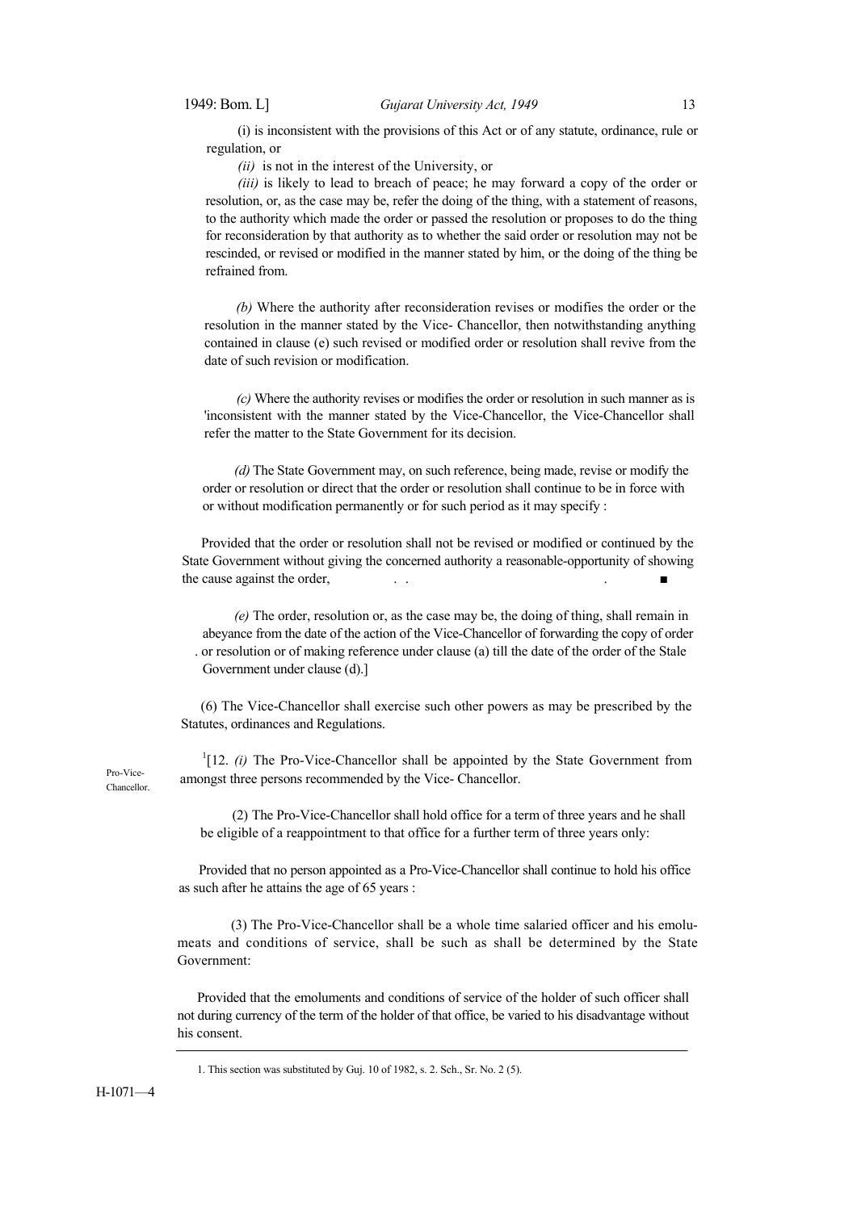(i) is inconsistent with the provisions of this Act or of any statute, ordinance, rule or regulation, or

*(ii)* is not in the interest of the University, or

*(iii)* is likely to lead to breach of peace; he may forward a copy of the order or resolution, or, as the case may be, refer the doing of the thing, with a statement of reasons, to the authority which made the order or passed the resolution or proposes to do the thing for reconsideration by that authority as to whether the said order or resolution may not be rescinded, or revised or modified in the manner stated by him, or the doing of the thing be refrained from.

*(b)* Where the authority after reconsideration revises or modifies the order or the resolution in the manner stated by the Vice- Chancellor, then notwithstanding anything contained in clause (e) such revised or modified order or resolution shall revive from the date of such revision or modification.

*(c)* Where the authority revises or modifies the order or resolution in such manner as is 'inconsistent with the manner stated by the Vice-Chancellor, the Vice-Chancellor shall refer the matter to the State Government for its decision.

*(d)* The State Government may, on such reference, being made, revise or modify the order or resolution or direct that the order or resolution shall continue to be in force with or without modification permanently or for such period as it may specify :

Provided that the order or resolution shall not be revised or modified or continued by the State Government without giving the concerned authority a reasonable-opportunity of showing the cause against the order,

*(e)* The order, resolution or, as the case may be, the doing of thing, shall remain in abeyance from the date of the action of the Vice-Chancellor of forwarding the copy of order or resolution or of making reference under clause (a) till the date of the order of the Stale Government under clause (d).]

(6) The Vice-Chancellor shall exercise such other powers as may be prescribed by the Statutes, ordinances and Regulations.

Pro-Vice-Chancellor.

[1][12. *(i)* The Pro-Vice-Chancellor shall be appointed by the State Government from amongst three persons recommended by the Vice- Chancellor.

(2) The Pro-Vice-Chancellor shall hold office for a term of three years and he shall be eligible of a reappointment to that office for a further term of three years only:

Provided that no person appointed as a Pro-Vice-Chancellor shall continue to hold his office as such after he attains the age of 65 years :

(3) The Pro-Vice-Chancellor shall be a whole time salaried officer and his emolumeats and conditions of service, shall be such as shall be determined by the State Government:

Provided that the emoluments and conditions of service of the holder of such officer shall not during currency of the term of the holder of that office, be varied to his disadvantage without his consent.

---

1. This section was substituted by Guj. 10 of 1982, s. 2. Sch., Sr. No. 2 (5).

H-1071—4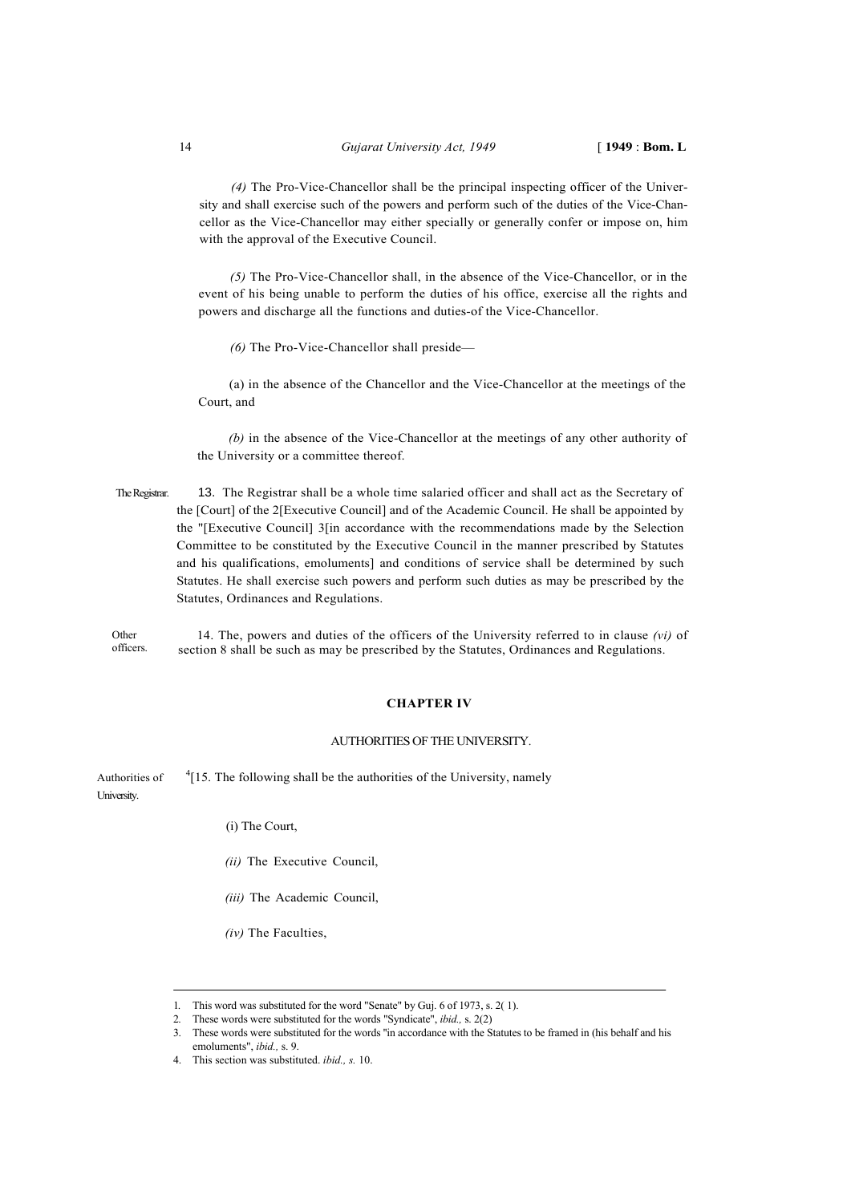*(4)* The Pro-Vice-Chancellor shall be the principal inspecting officer of the University and shall exercise such of the powers and perform such of the duties of the Vice-Chancellor as the Vice-Chancellor may either specially or generally confer or impose on, him with the approval of the Executive Council.

*(5)* The Pro-Vice-Chancellor shall, in the absence of the Vice-Chancellor, or in the event of his being unable to perform the duties of his office, exercise all the rights and powers and discharge all the functions and duties-of the Vice-Chancellor.

*(6)* The Pro-Vice-Chancellor shall preside—

(a) in the absence of the Chancellor and the Vice-Chancellor at the meetings of the Court, and

*(b)* in the absence of the Vice-Chancellor at the meetings of any other authority of the University or a committee thereof.

The Registrar.

13. The Registrar shall be a whole time salaried officer and shall act as the Secretary of the [Court] of the 2[Executive Council] and of the Academic Council. He shall be appointed by the "[Executive Council] 3[in accordance with the recommendations made by the Selection Committee to be constituted by the Executive Council in the manner prescribed by Statutes and his qualifications, emoluments] and conditions of service shall be determined by such Statutes. He shall exercise such powers and perform such duties as may be prescribed by the Statutes, Ordinances and Regulations.

Other officers.

14. The, powers and duties of the officers of the University referred to in clause *(vi)* of section 8 shall be such as may be prescribed by the Statutes, Ordinances and Regulations.

## CHAPTER IV

### AUTHORITIES OF THE UNIVERSITY.

Authorities of University.

[4][15. The following shall be the authorities of the University, namely

(i) The Court,

*(ii)* The Executive Council,

*(iii)* The Academic Council,

*(iv)* The Faculties,

---

1. This word was substituted for the word "Senate" by Guj. 6 of 1973, s. 2( 1).
2. These words were substituted for the words "Syndicate", *ibid.,* s. 2(2)
3. These words were substituted for the words "in accordance with the Statutes to be framed in (his behalf and his emoluments", *ibid.,* s. 9.
4. This section was substituted. *ibid., s.* 10.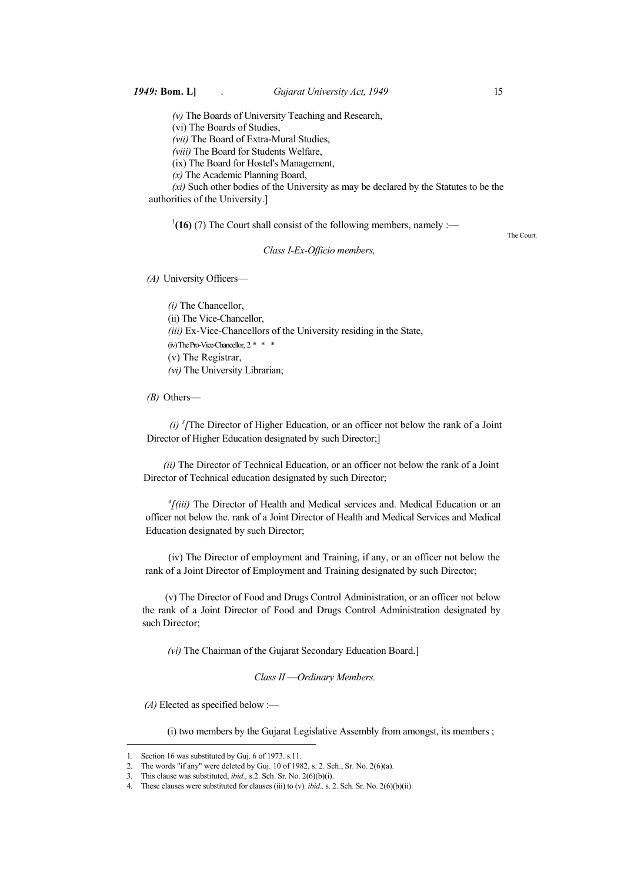*(v)* The Boards of University Teaching and Research,

(vi) The Boards of Studies,

*(vii)* The Board of Extra-Mural Studies,

*(viii)* The Board for Students Welfare,

(ix) The Board for Hostel's Management,

*(x)* The Academic Planning Board,

*(xi)* Such other bodies of the University as may be declared by the Statutes to be the authorities of the University.]

[1]**(16)** (7) The Court shall consist of the following members, namely :—

The Court.

*Class I-Ex-Officio members,*

*(A)* University Officers—

*(i)* The Chancellor,

(ii) The Vice-Chancellor,

*(iii)* Ex-Vice-Chancellors of the University residing in the State,

(iv) The Pro-Vice-Chancellor, 2 * * *

(v) The Registrar,

*(vi)* The University Librarian;

*(B)* Others—

*(i)* [3][The Director of Higher Education, or an officer not below the rank of a Joint Director of Higher Education designated by such Director;]

*(ii)* The Director of Technical Education, or an officer not below the rank of a Joint Director of Technical education designated by such Director;

[4][*(iii)* The Director of Health and Medical services and. Medical Education or an officer not below the. rank of a Joint Director of Health and Medical Services and Medical Education designated by such Director;

(iv) The Director of employment and Training, if any, or an officer not below the rank of a Joint Director of Employment and Training designated by such Director;

(v) The Director of Food and Drugs Control Administration, or an officer not below the rank of a Joint Director of Food and Drugs Control Administration designated by such Director;

*(vi)* The Chairman of the Gujarat Secondary Education Board.]

*Class II —Ordinary Members.*

*(A)* Elected as specified below :—

(i) two members by the Gujarat Legislative Assembly from amongst, its members ;

---

1. Section 16 was substituted by Guj. 6 of 1973. s.11.
2. The words "if any" were deleted by Guj. 10 of 1982, s. 2. Sch., Sr. No. 2(6)(a).
3. This clause was substituted, *ibid.,* s.2. Sch. Sr. No. 2(6)(b)(i).
4. These clauses were substituted for clauses (iii) to (v). *ibid.,* s. 2. Sch. Sr. No. 2(6)(b)(ii).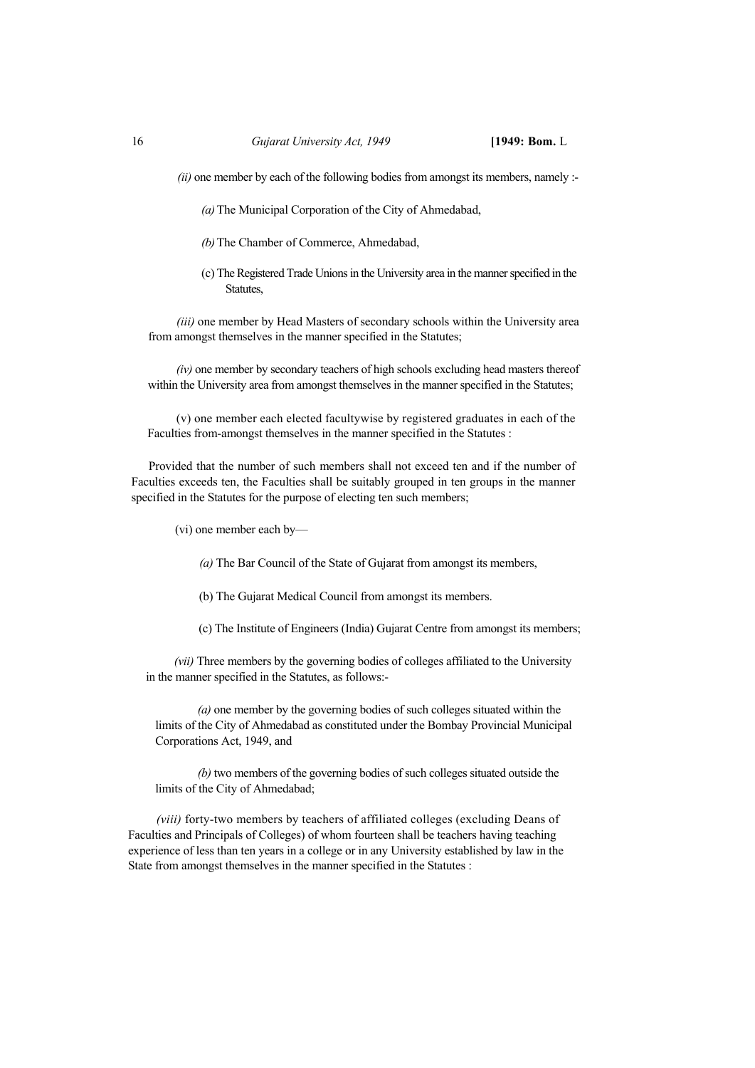*(ii)* one member by each of the following bodies from amongst its members, namely :-

*(a)* The Municipal Corporation of the City of Ahmedabad,

*(b)* The Chamber of Commerce, Ahmedabad,

(c) The Registered Trade Unions in the University area in the manner specified in the Statutes,

*(iii)* one member by Head Masters of secondary schools within the University area from amongst themselves in the manner specified in the Statutes;

*(iv)* one member by secondary teachers of high schools excluding head masters thereof within the University area from amongst themselves in the manner specified in the Statutes;

(v) one member each elected facultywise by registered graduates in each of the Faculties from-amongst themselves in the manner specified in the Statutes :

Provided that the number of such members shall not exceed ten and if the number of Faculties exceeds ten, the Faculties shall be suitably grouped in ten groups in the manner specified in the Statutes for the purpose of electing ten such members;

(vi) one member each by—

*(a)* The Bar Council of the State of Gujarat from amongst its members,

(b) The Gujarat Medical Council from amongst its members.

(c) The Institute of Engineers (India) Gujarat Centre from amongst its members;

*(vii)* Three members by the governing bodies of colleges affiliated to the University in the manner specified in the Statutes, as follows:-

*(a)* one member by the governing bodies of such colleges situated within the limits of the City of Ahmedabad as constituted under the Bombay Provincial Municipal Corporations Act, 1949, and

*(b)* two members of the governing bodies of such colleges situated outside the limits of the City of Ahmedabad;

*(viii)* forty-two members by teachers of affiliated colleges (excluding Deans of Faculties and Principals of Colleges) of whom fourteen shall be teachers having teaching experience of less than ten years in a college or in any University established by law in the State from amongst themselves in the manner specified in the Statutes :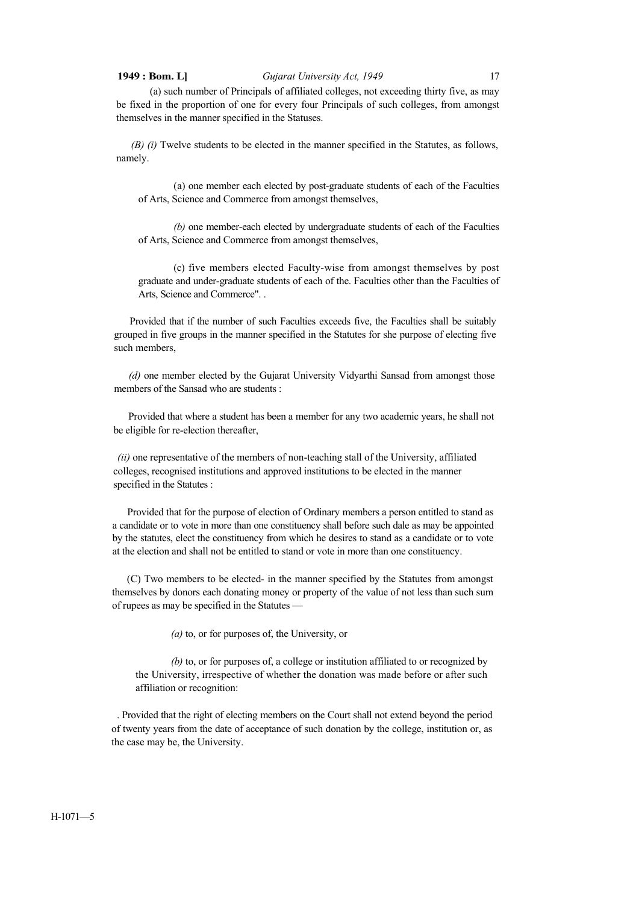(a) such number of Principals of affiliated colleges, not exceeding thirty five, as may be fixed in the proportion of one for every four Principals of such colleges, from amongst themselves in the manner specified in the Statuses.

*(B) (i)* Twelve students to be elected in the manner specified in the Statutes, as follows, namely.

(a) one member each elected by post-graduate students of each of the Faculties of Arts, Science and Commerce from amongst themselves,

*(b)* one member-each elected by undergraduate students of each of the Faculties of Arts, Science and Commerce from amongst themselves,

(c) five members elected Faculty-wise from amongst themselves by post graduate and under-graduate students of each of the. Faculties other than the Faculties of Arts, Science and Commerce". .

Provided that if the number of such Faculties exceeds five, the Faculties shall be suitably grouped in five groups in the manner specified in the Statutes for she purpose of electing five such members,

*(d)* one member elected by the Gujarat University Vidyarthi Sansad from amongst those members of the Sansad who are students :

Provided that where a student has been a member for any two academic years, he shall not be eligible for re-election thereafter,

*(ii)* one representative of the members of non-teaching stall of the University, affiliated colleges, recognised institutions and approved institutions to be elected in the manner specified in the Statutes :

Provided that for the purpose of election of Ordinary members a person entitled to stand as a candidate or to vote in more than one constituency shall before such dale as may be appointed by the statutes, elect the constituency from which he desires to stand as a candidate or to vote at the election and shall not be entitled to stand or vote in more than one constituency.

(C) Two members to be elected- in the manner specified by the Statutes from amongst themselves by donors each donating money or property of the value of not less than such sum of rupees as may be specified in the Statutes —

*(a)* to, or for purposes of, the University, or

*(b)* to, or for purposes of, a college or institution affiliated to or recognized by the University, irrespective of whether the donation was made before or after such affiliation or recognition:

. Provided that the right of electing members on the Court shall not extend beyond the period of twenty years from the date of acceptance of such donation by the college, institution or, as the case may be, the University.

H-1071—5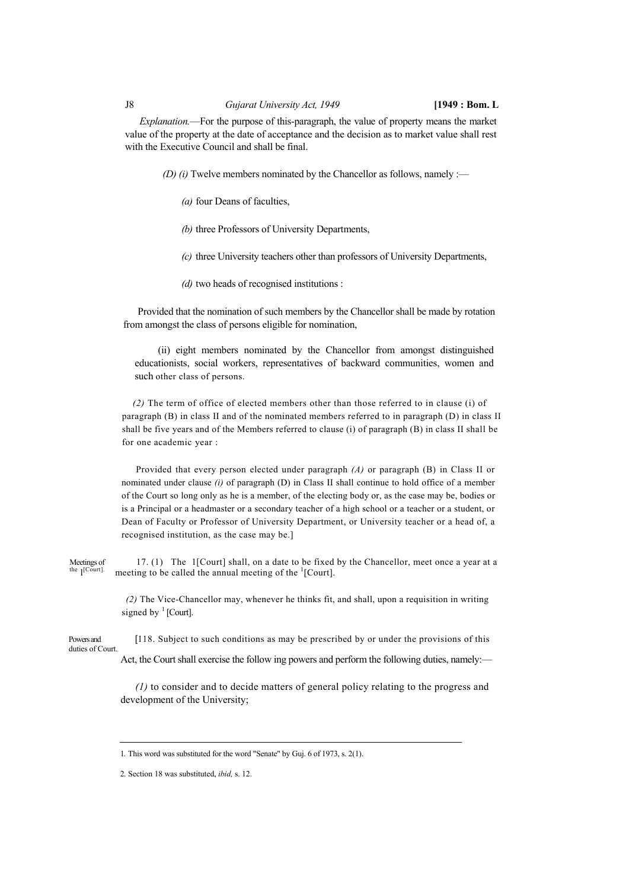*Explanation.*—For the purpose of this-paragraph, the value of property means the market value of the property at the date of acceptance and the decision as to market value shall rest with the Executive Council and shall be final.

*(D) (i)* Twelve members nominated by the Chancellor as follows, namely :—

*(a)* four Deans of faculties,

*(b)* three Professors of University Departments,

*(c)* three University teachers other than professors of University Departments,

*(d)* two heads of recognised institutions :

Provided that the nomination of such members by the Chancellor shall be made by rotation from amongst the class of persons eligible for nomination,

(ii) eight members nominated by the Chancellor from amongst distinguished educationists, social workers, representatives of backward communities, women and such other class of persons.

*(2)* The term of office of elected members other than those referred to in clause (i) of paragraph (B) in class II and of the nominated members referred to in paragraph (D) in class II shall be five years and of the Members referred to clause (i) of paragraph (B) in class II shall be for one academic year :

Provided that every person elected under paragraph *(A)* or paragraph (B) in Class II or nominated under clause *(i)* of paragraph (D) in Class II shall continue to hold office of a member of the Court so long only as he is a member, of the electing body or, as the case may be, bodies or is a Principal or a headmaster or a secondary teacher of a high school or a teacher or a student, or Dean of Faculty or Professor of University Department, or University teacher or a head of, a recognised institution, as the case may be.]

Meetings of the [1][Court].

17. (1) The [1][Court] shall, on a date to be fixed by the Chancellor, meet once a year at a meeting to be called the annual meeting of the [1][Court].

*(2)* The Vice-Chancellor may, whenever he thinks fit, and shall, upon a requisition in writing signed by [1] [Court].

Powers and duties of Court.

[[2]18. Subject to such conditions as may be prescribed by or under the provisions of this Act, the Court shall exercise the follow ing powers and perform the following duties, namely:—

*(1)* to consider and to decide matters of general policy relating to the progress and development of the University;

---

1. This word was substituted for the word "Senate" by Guj. 6 of 1973, s. 2(1).

2. Section 18 was substituted, *ibid,* s. 12.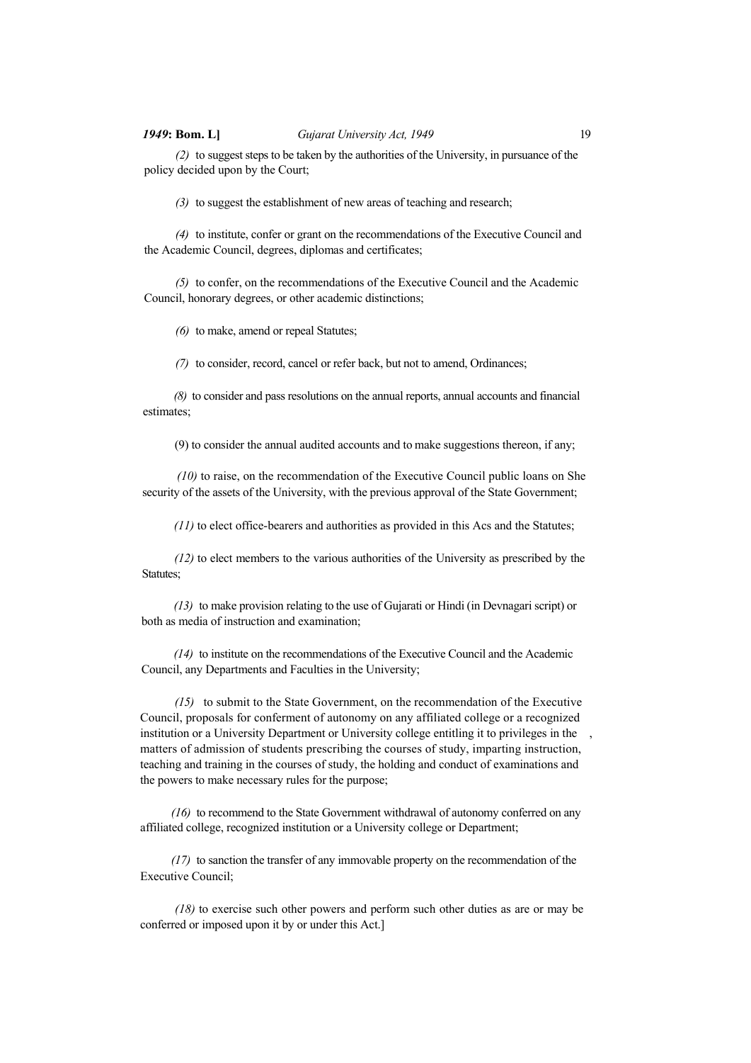*(2)* to suggest steps to be taken by the authorities of the University, in pursuance of the policy decided upon by the Court;

*(3)* to suggest the establishment of new areas of teaching and research;

*(4)* to institute, confer or grant on the recommendations of the Executive Council and the Academic Council, degrees, diplomas and certificates;

*(5)* to confer, on the recommendations of the Executive Council and the Academic Council, honorary degrees, or other academic distinctions;

*(6)* to make, amend or repeal Statutes;

*(7)* to consider, record, cancel or refer back, but not to amend, Ordinances;

*(8)* to consider and pass resolutions on the annual reports, annual accounts and financial estimates;

(9) to consider the annual audited accounts and to make suggestions thereon, if any;

*(10)* to raise, on the recommendation of the Executive Council public loans on She security of the assets of the University, with the previous approval of the State Government;

*(11)* to elect office-bearers and authorities as provided in this Acs and the Statutes;

*(12)* to elect members to the various authorities of the University as prescribed by the Statutes;

*(13)* to make provision relating to the use of Gujarati or Hindi (in Devnagari script) or both as media of instruction and examination;

*(14)* to institute on the recommendations of the Executive Council and the Academic Council, any Departments and Faculties in the University;

*(15)* to submit to the State Government, on the recommendation of the Executive Council, proposals for conferment of autonomy on any affiliated college or a recognized institution or a University Department or University college entitling it to privileges in the , matters of admission of students prescribing the courses of study, imparting instruction, teaching and training in the courses of study, the holding and conduct of examinations and the powers to make necessary rules for the purpose;

*(16)* to recommend to the State Government withdrawal of autonomy conferred on any affiliated college, recognized institution or a University college or Department;

*(17)* to sanction the transfer of any immovable property on the recommendation of the Executive Council;

*(18)* to exercise such other powers and perform such other duties as are or may be conferred or imposed upon it by or under this Act.]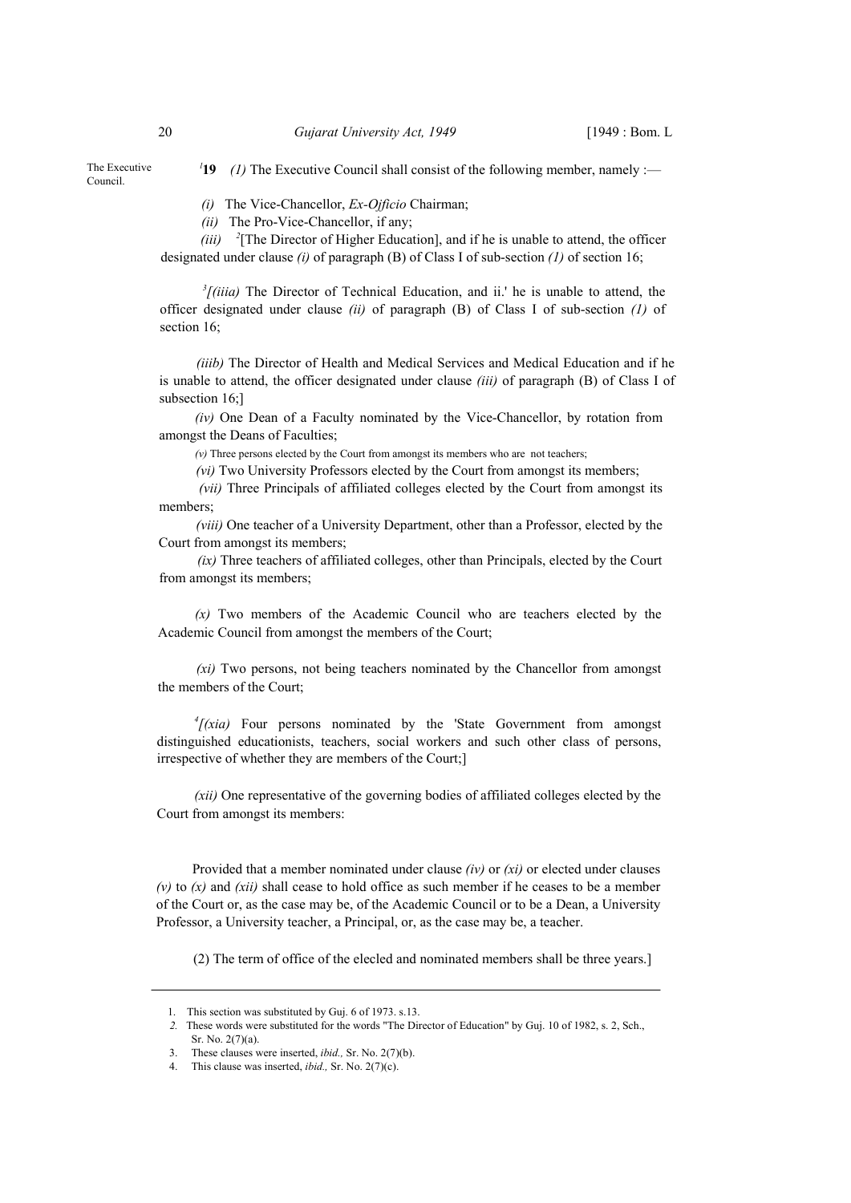The Executive Council.

[1]**19** *(1)* The Executive Council shall consist of the following member, namely :—

*(i)* The Vice-Chancellor, *Ex-Ojficio* Chairman;

*(ii)* The Pro-Vice-Chancellor, if any;

*(iii)* [2][The Director of Higher Education], and if he is unable to attend, the officer designated under clause *(i)* of paragraph (B) of Class I of sub-section *(1)* of section 16;

[3][*(iiia)* The Director of Technical Education, and ii.' he is unable to attend, the officer designated under clause *(ii)* of paragraph (B) of Class I of sub-section *(1)* of section 16;

*(iiib)* The Director of Health and Medical Services and Medical Education and if he is unable to attend, the officer designated under clause *(iii)* of paragraph (B) of Class I of subsection 16;]

*(iv)* One Dean of a Faculty nominated by the Vice-Chancellor, by rotation from amongst the Deans of Faculties;

*(v)* Three persons elected by the Court from amongst its members who are not teachers;

*(vi)* Two University Professors elected by the Court from amongst its members;

*(vii)* Three Principals of affiliated colleges elected by the Court from amongst its members;

*(viii)* One teacher of a University Department, other than a Professor, elected by the Court from amongst its members;

*(ix)* Three teachers of affiliated colleges, other than Principals, elected by the Court from amongst its members;

*(x)* Two members of the Academic Council who are teachers elected by the Academic Council from amongst the members of the Court;

*(xi)* Two persons, not being teachers nominated by the Chancellor from amongst the members of the Court;

[4][*(xia)* Four persons nominated by the 'State Government from amongst distinguished educationists, teachers, social workers and such other class of persons, irrespective of whether they are members of the Court;]

*(xii)* One representative of the governing bodies of affiliated colleges elected by the Court from amongst its members:

Provided that a member nominated under clause *(iv)* or *(xi)* or elected under clauses *(v)* to *(x)* and *(xii)* shall cease to hold office as such member if he ceases to be a member of the Court or, as the case may be, of the Academic Council or to be a Dean, a University Professor, a University teacher, a Principal, or, as the case may be, a teacher.

(2) The term of office of the elecled and nominated members shall be three years.]

---

1. This section was substituted by Guj. 6 of 1973. s.13.
2. These words were substituted for the words "The Director of Education" by Guj. 10 of 1982, s. 2, Sch., Sr. No. 2(7)(a).
3. These clauses were inserted, *ibid.,* Sr. No. 2(7)(b).
4. This clause was inserted, *ibid.,* Sr. No. 2(7)(c).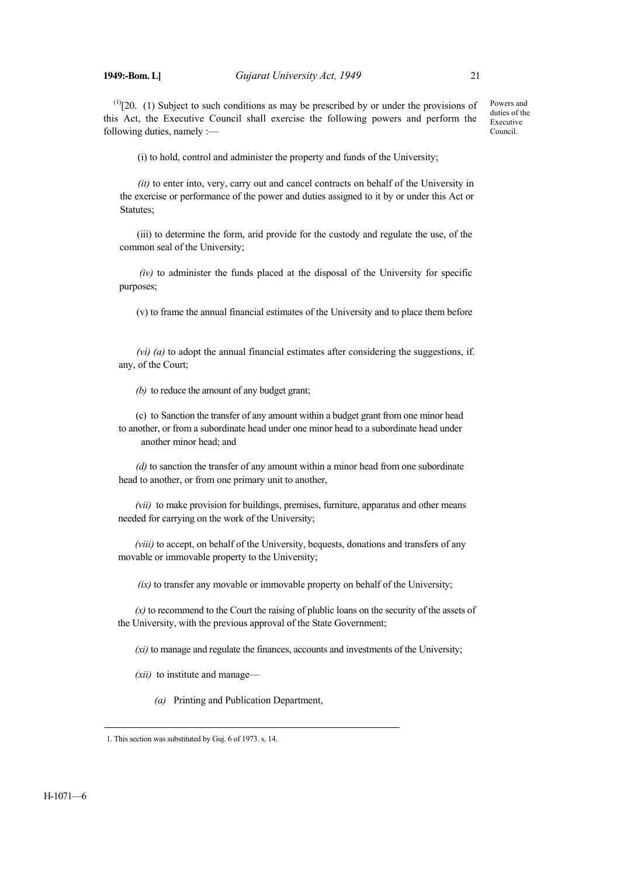[1][20. (1) Subject to such conditions as may be prescribed by or under the provisions of this Act, the Executive Council shall exercise the following powers and perform the following duties, namely :—

Powers and duties of the Executive Council.

(i) to hold, control and administer the property and funds of the University;

*(it)* to enter into, very, carry out and cancel contracts on behalf of the University in the exercise or performance of the power and duties assigned to it by or under this Act or Statutes;

(iii) to determine the form, arid provide for the custody and regulate the use, of the common seal of the University;

*(iv)* to administer the funds placed at the disposal of the University for specific purposes;

(v) to frame the annual financial estimates of the University and to place them before

*(vi) (a)* to adopt the annual financial estimates after considering the suggestions, if. any, of the Court;

*(b)* to reduce the amount of any budget grant;

(c) to Sanction the transfer of any amount within a budget grant from one minor head to another, or from a subordinate head under one minor head to a subordinate head under another minor head; and

*(d)* to sanction the transfer of any amount within a minor head from one subordinate head to another, or from one primary unit to another,

*(vii)* to make provision for buildings, premises, furniture, apparatus and other means needed for carrying on the work of the University;

*(viii)* to accept, on behalf of the University, bequests, donations and transfers of any movable or immovable property to the University;

*(ix)* to transfer any movable or immovable property on behalf of the University;

*(x)* to recommend to the Court the raising of plublic loans on the security of the assets of the University, with the previous approval of the State Government;

*(xi)* to manage and regulate the finances, accounts and investments of the University;

*(xii)* to institute and manage—

*(a)* Printing and Publication Department,

---

1. This section was substituted by Guj. 6 of 1973. s. 14.

H-1071—6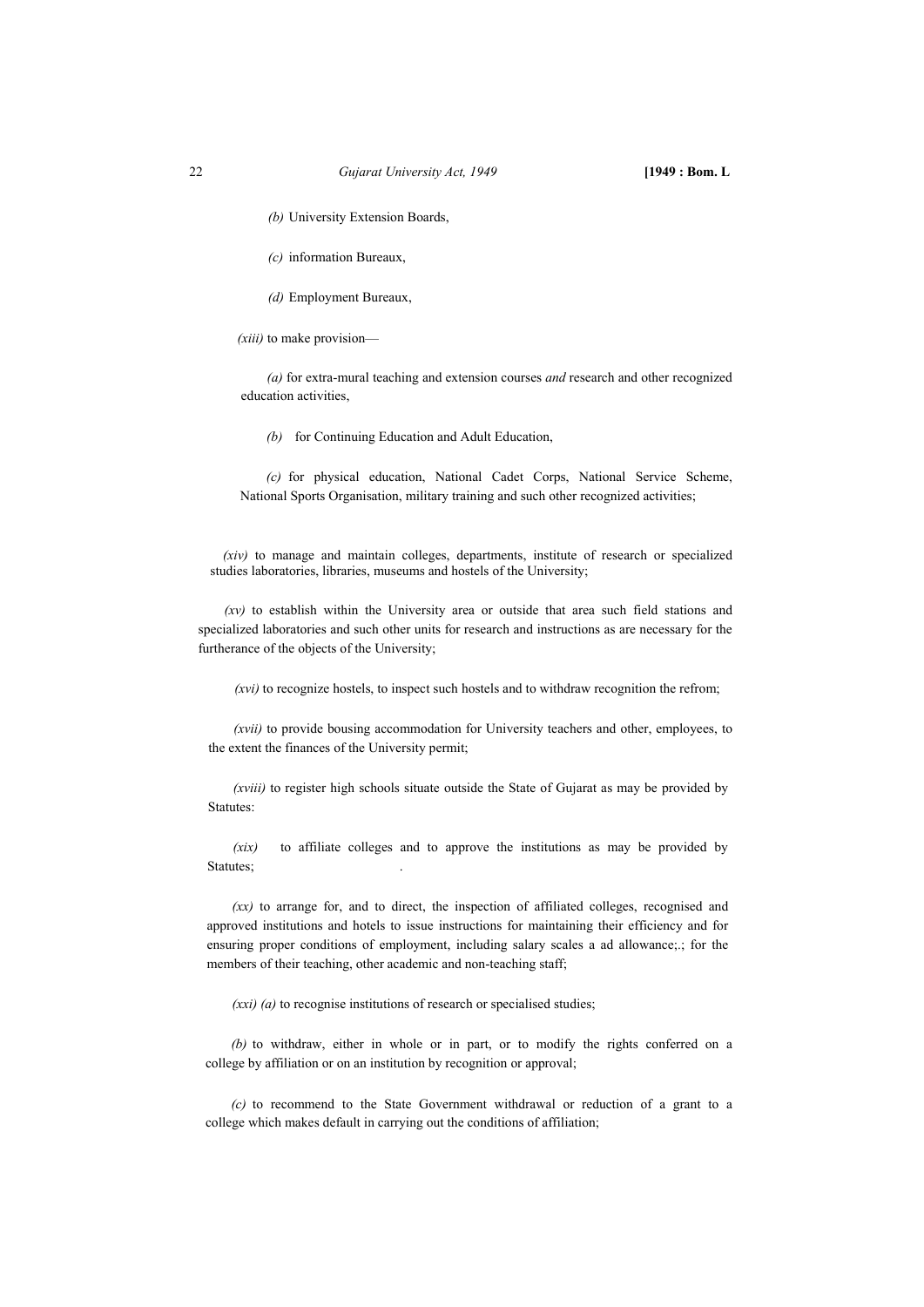*(b)* University Extension Boards,

*(c)* information Bureaux,

*(d)* Employment Bureaux,

*(xiii)* to make provision—

*(a)* for extra-mural teaching and extension courses *and* research and other recognized education activities,

*(b)* for Continuing Education and Adult Education,

*(c)* for physical education, National Cadet Corps, National Service Scheme, National Sports Organisation, military training and such other recognized activities;

*(xiv)* to manage and maintain colleges, departments, institute of research or specialized studies laboratories, libraries, museums and hostels of the University;

*(xv)* to establish within the University area or outside that area such field stations and specialized laboratories and such other units for research and instructions as are necessary for the furtherance of the objects of the University;

*(xvi)* to recognize hostels, to inspect such hostels and to withdraw recognition the refrom;

*(xvii)* to provide bousing accommodation for University teachers and other, employees, to the extent the finances of the University permit;

*(xviii)* to register high schools situate outside the State of Gujarat as may be provided by Statutes:

*(xix)* to affiliate colleges and to approve the institutions as may be provided by Statutes; .

*(xx)* to arrange for, and to direct, the inspection of affiliated colleges, recognised and approved institutions and hotels to issue instructions for maintaining their efficiency and for ensuring proper conditions of employment, including salary scales a ad allowance;.; for the members of their teaching, other academic and non-teaching staff;

*(xxi) (a)* to recognise institutions of research or specialised studies;

*(b)* to withdraw, either in whole or in part, or to modify the rights conferred on a college by affiliation or on an institution by recognition or approval;

*(c)* to recommend to the State Government withdrawal or reduction of a grant to a college which makes default in carrying out the conditions of affiliation;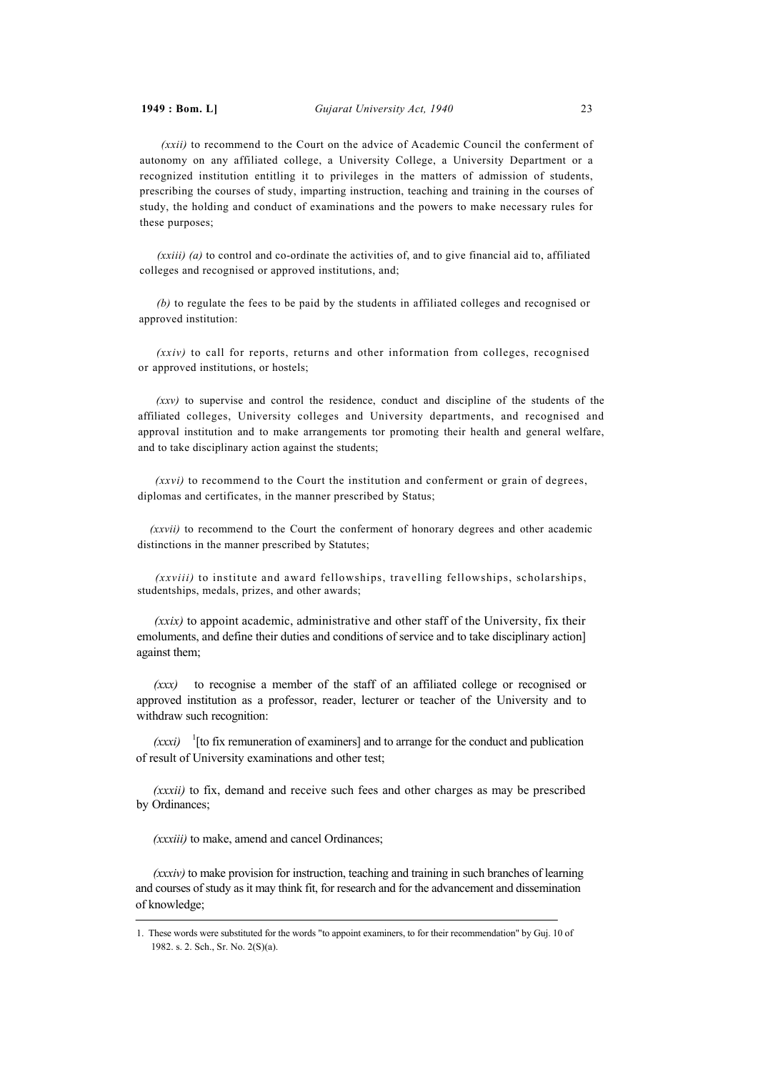*(xxii)* to recommend to the Court on the advice of Academic Council the conferment of autonomy on any affiliated college, a University College, a University Department or a recognized institution entitling it to privileges in the matters of admission of students, prescribing the courses of study, imparting instruction, teaching and training in the courses of study, the holding and conduct of examinations and the powers to make necessary rules for these purposes;

*(xxiii) (a)* to control and co-ordinate the activities of, and to give financial aid to, affiliated colleges and recognised or approved institutions, and;

*(b)* to regulate the fees to be paid by the students in affiliated colleges and recognised or approved institution:

*(xxiv)* to call for reports, returns and other information from colleges, recognised or approved institutions, or hostels;

*(xxv)* to supervise and control the residence, conduct and discipline of the students of the affiliated colleges, University colleges and University departments, and recognised and approval institution and to make arrangements tor promoting their health and general welfare, and to take disciplinary action against the students;

*(xxvi)* to recommend to the Court the institution and conferment or grain of degrees, diplomas and certificates, in the manner prescribed by Status;

*(xxvii)* to recommend to the Court the conferment of honorary degrees and other academic distinctions in the manner prescribed by Statutes;

*(xxviii)* to institute and award fellowships, travelling fellowships, scholarships, studentships, medals, prizes, and other awards;

*(xxix)* to appoint academic, administrative and other staff of the University, fix their emoluments, and define their duties and conditions of service and to take disciplinary action] against them;

*(xxx)* to recognise a member of the staff of an affiliated college or recognised or approved institution as a professor, reader, lecturer or teacher of the University and to withdraw such recognition:

*(xxxi)* [1][to fix remuneration of examiners] and to arrange for the conduct and publication of result of University examinations and other test;

*(xxxii)* to fix, demand and receive such fees and other charges as may be prescribed by Ordinances;

*(xxxiii)* to make, amend and cancel Ordinances;

*(xxxiv)* to make provision for instruction, teaching and training in such branches of learning and courses of study as it may think fit, for research and for the advancement and dissemination of knowledge;

---

1. These words were substituted for the words "to appoint examiners, to for their recommendation" by Guj. 10 of 1982. s. 2. Sch., Sr. No. 2(S)(a).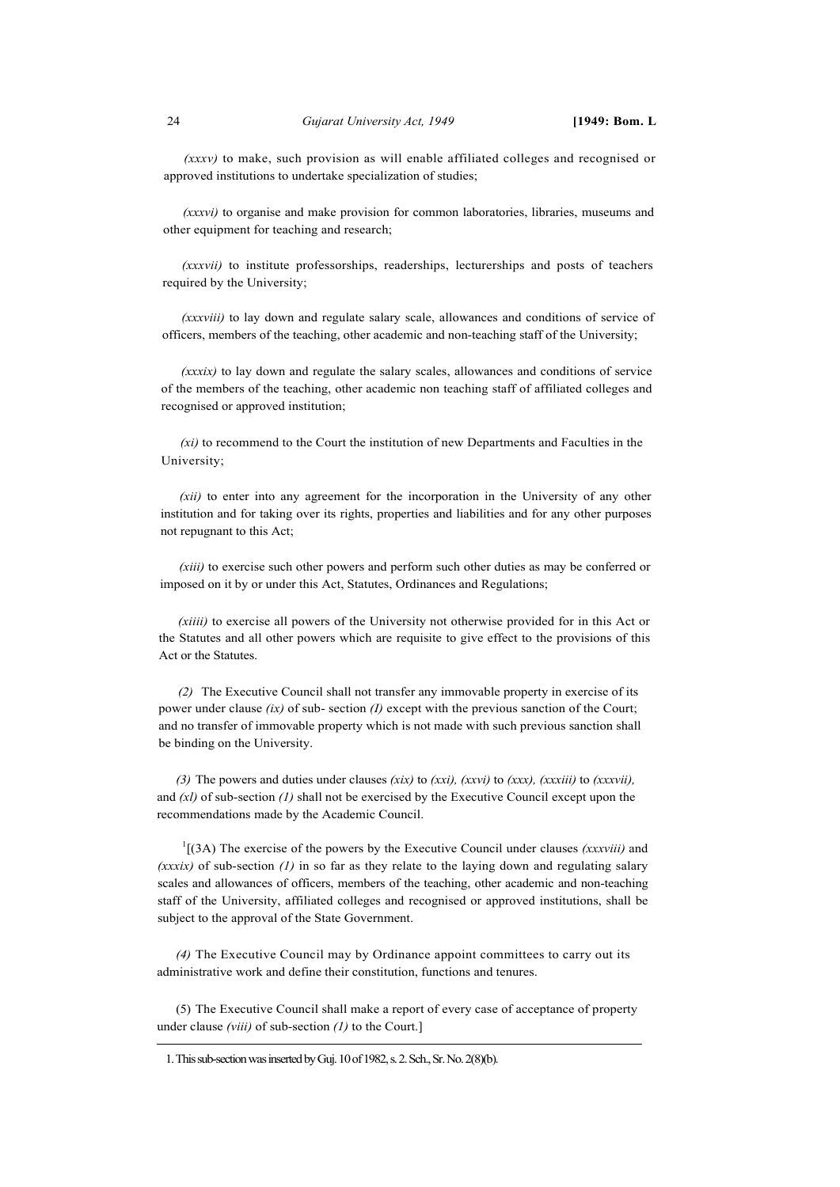*(xxxv)* to make, such provision as will enable affiliated colleges and recognised or approved institutions to undertake specialization of studies;

*(xxxvi)* to organise and make provision for common laboratories, libraries, museums and other equipment for teaching and research;

*(xxxvii)* to institute professorships, readerships, lecturerships and posts of teachers required by the University;

*(xxxviii)* to lay down and regulate salary scale, allowances and conditions of service of officers, members of the teaching, other academic and non-teaching staff of the University;

*(xxxix)* to lay down and regulate the salary scales, allowances and conditions of service of the members of the teaching, other academic non teaching staff of affiliated colleges and recognised or approved institution;

*(xi)* to recommend to the Court the institution of new Departments and Faculties in the University;

*(xii)* to enter into any agreement for the incorporation in the University of any other institution and for taking over its rights, properties and liabilities and for any other purposes not repugnant to this Act;

*(xiii)* to exercise such other powers and perform such other duties as may be conferred or imposed on it by or under this Act, Statutes, Ordinances and Regulations;

*(xiiii)* to exercise all powers of the University not otherwise provided for in this Act or the Statutes and all other powers which are requisite to give effect to the provisions of this Act or the Statutes.

*(2)* The Executive Council shall not transfer any immovable property in exercise of its power under clause *(ix)* of sub- section *(I)* except with the previous sanction of the Court; and no transfer of immovable property which is not made with such previous sanction shall be binding on the University.

*(3)* The powers and duties under clauses *(xix)* to *(xxi), (xxvi)* to *(xxx), (xxxiii)* to *(xxxvii),* and *(xl)* of sub-section *(1)* shall not be exercised by the Executive Council except upon the recommendations made by the Academic Council.

[1][(3A) The exercise of the powers by the Executive Council under clauses *(xxxviii)* and *(xxxix)* of sub-section *(1)* in so far as they relate to the laying down and regulating salary scales and allowances of officers, members of the teaching, other academic and non-teaching staff of the University, affiliated colleges and recognised or approved institutions, shall be subject to the approval of the State Government.

*(4)* The Executive Council may by Ordinance appoint committees to carry out its administrative work and define their constitution, functions and tenures.

(5) The Executive Council shall make a report of every case of acceptance of property under clause *(viii)* of sub-section *(1)* to the Court.]

---

1. This sub-section was inserted by Guj. 10 of 1982, s. 2. Sch., Sr. No. 2(8)(b).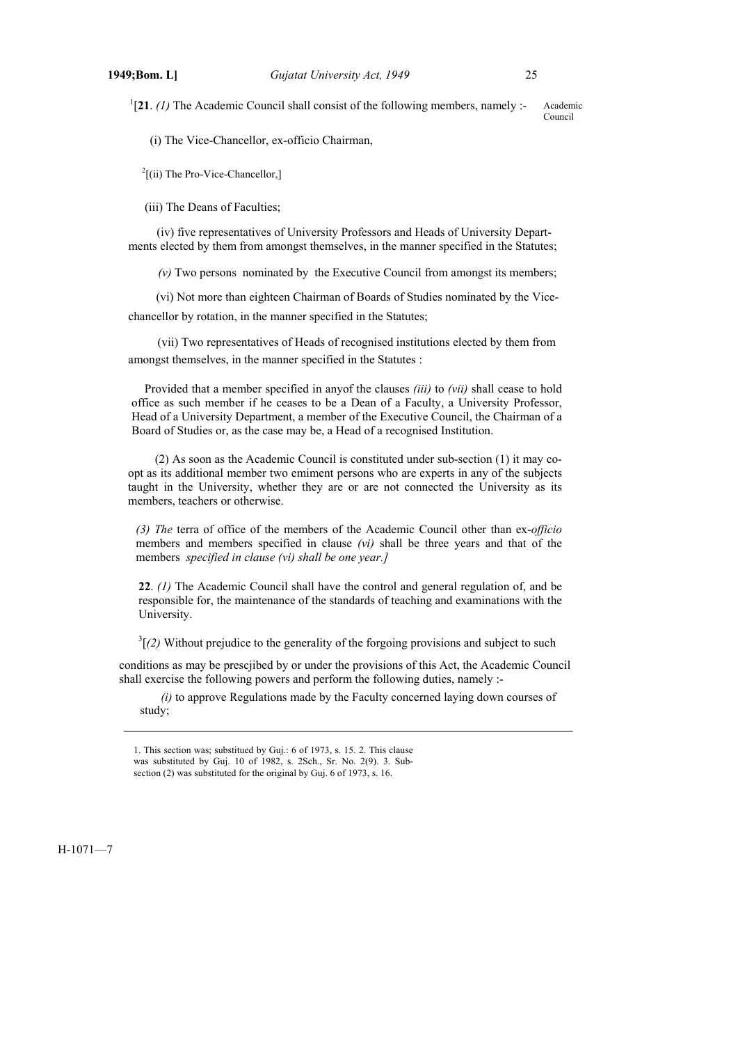[1][**21**. *(1)* The Academic Council shall consist of the following members, namely :- Academic Council

(i) The Vice-Chancellor, ex-officio Chairman,

[2][(ii) The Pro-Vice-Chancellor,]

(iii) The Deans of Faculties;

(iv) five representatives of University Professors and Heads of University Departments elected by them from amongst themselves, in the manner specified in the Statutes;

*(v)* Two persons nominated by the Executive Council from amongst its members;

(vi) Not more than eighteen Chairman of Boards of Studies nominated by the Vice-chancellor by rotation, in the manner specified in the Statutes;

(vii) Two representatives of Heads of recognised institutions elected by them from amongst themselves, in the manner specified in the Statutes :

Provided that a member specified in anyof the clauses *(iii)* to *(vii)* shall cease to hold office as such member if he ceases to be a Dean of a Faculty, a University Professor, Head of a University Department, a member of the Executive Council, the Chairman of a Board of Studies or, as the case may be, a Head of a recognised Institution.

(2) As soon as the Academic Council is constituted under sub-section (1) it may co-opt as its additional member two emiment persons who are experts in any of the subjects taught in the University, whether they are or are not connected the University as its members, teachers or otherwise.

*(3) The* terra of office of the members of the Academic Council other than ex-*officio* members and members specified in clause *(vi)* shall be three years and that of the members *specified in clause (vi) shall be one year.]*

**22**. *(1)* The Academic Council shall have the control and general regulation of, and be responsible for, the maintenance of the standards of teaching and examinations with the University.

[3][*(2)* Without prejudice to the generality of the forgoing provisions and subject to such conditions as may be prescjibed by or under the provisions of this Act, the Academic Council shall exercise the following powers and perform the following duties, namely :-

*(i)* to approve Regulations made by the Faculty concerned laying down courses of study;

---

1. This section was; substitued by Guj.: 6 of 1973, s. 15. 2. This clause was substituted by Guj. 10 of 1982, s. 2Sch., Sr. No. 2(9). 3. Sub-section (2) was substituted for the original by Guj. 6 of 1973, s. 16.

H-1071—7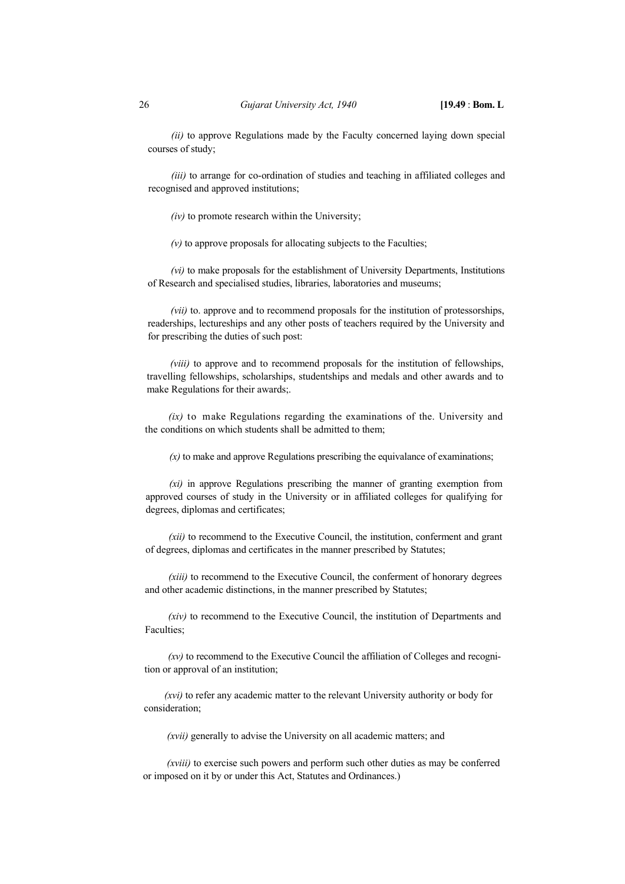*(ii)* to approve Regulations made by the Faculty concerned laying down special courses of study;

*(iii)* to arrange for co-ordination of studies and teaching in affiliated colleges and recognised and approved institutions;

*(iv)* to promote research within the University;

*(v)* to approve proposals for allocating subjects to the Faculties;

*(vi)* to make proposals for the establishment of University Departments, Institutions of Research and specialised studies, libraries, laboratories and museums;

*(vii)* to. approve and to recommend proposals for the institution of protessorships, readerships, lectureships and any other posts of teachers required by the University and for prescribing the duties of such post:

*(viii)* to approve and to recommend proposals for the institution of fellowships, travelling fellowships, scholarships, studentships and medals and other awards and to make Regulations for their awards;.

*(ix)* to make Regulations regarding the examinations of the. University and the conditions on which students shall be admitted to them;

*(x)* to make and approve Regulations prescribing the equivalance of examinations;

*(xi)* in approve Regulations prescribing the manner of granting exemption from approved courses of study in the University or in affiliated colleges for qualifying for degrees, diplomas and certificates;

*(xii)* to recommend to the Executive Council, the institution, conferment and grant of degrees, diplomas and certificates in the manner prescribed by Statutes;

*(xiii)* to recommend to the Executive Council, the conferment of honorary degrees and other academic distinctions, in the manner prescribed by Statutes;

*(xiv)* to recommend to the Executive Council, the institution of Departments and Faculties;

*(xv)* to recommend to the Executive Council the affiliation of Colleges and recognition or approval of an institution;

*(xvi)* to refer any academic matter to the relevant University authority or body for consideration;

*(xvii)* generally to advise the University on all academic matters; and

*(xviii)* to exercise such powers and perform such other duties as may be conferred or imposed on it by or under this Act, Statutes and Ordinances.)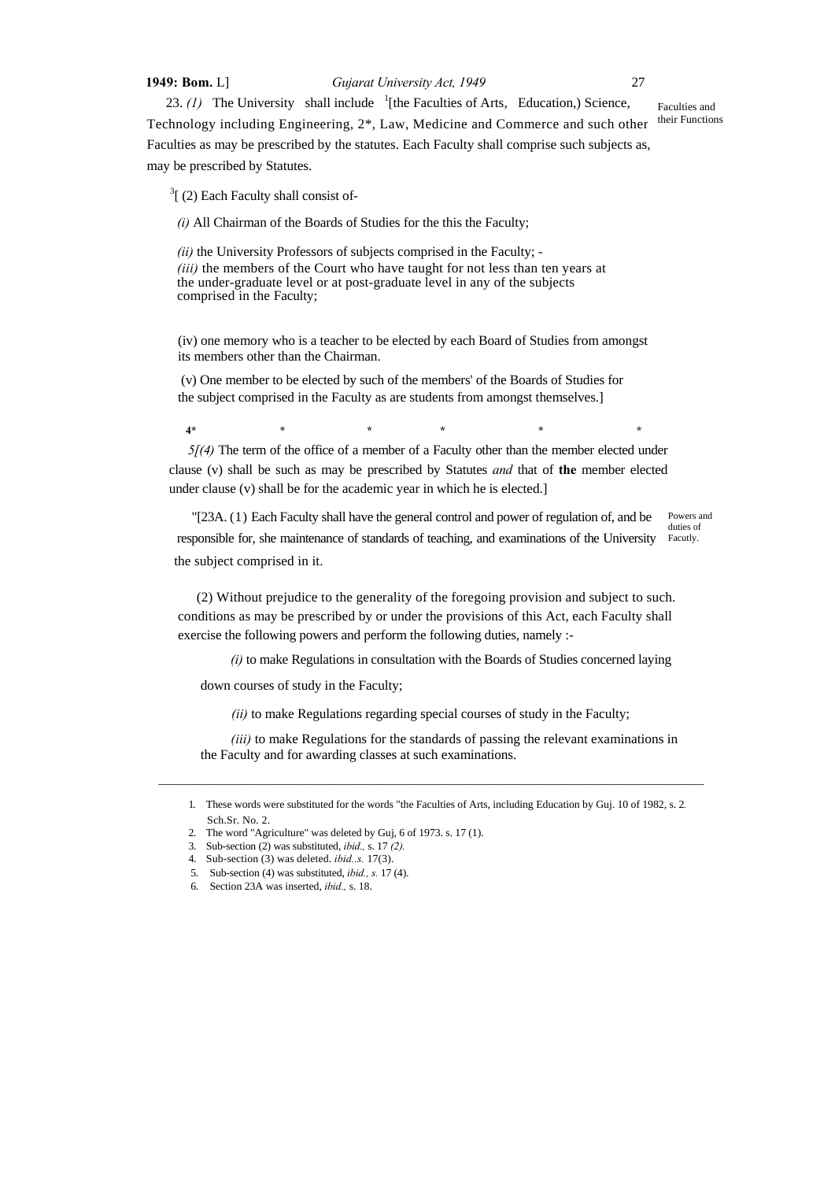23. *(1)* The University shall include [1][the Faculties of Arts, Education,) Science, Technology including Engineering, 2*, Law, Medicine and Commerce and such other Faculties as may be prescribed by the statutes. Each Faculty shall comprise such subjects as, may be prescribed by Statutes.

Faculties and their Functions

[3][ (2) Each Faculty shall consist of-

*(i)* All Chairman of the Boards of Studies for the this the Faculty;

*(ii)* the University Professors of subjects comprised in the Faculty; -

*(iii)* the members of the Court who have taught for not less than ten years at the under-graduate level or at post-graduate level in any of the subjects comprised in the Faculty;

(iv) one memory who is a teacher to be elected by each Board of Studies from amongst its members other than the Chairman.

(v) One member to be elected by such of the members' of the Boards of Studies for the subject comprised in the Faculty as are students from amongst themselves.]

4* * * * * *

5[*(4)* The term of the office of a member of a Faculty other than the member elected under clause (v) shall be such as may be prescribed by Statutes *and* that of **the** member elected under clause (v) shall be for the academic year in which he is elected.]

"[23A. (1) Each Faculty shall have the general control and power of regulation of, and be responsible for, she maintenance of standards of teaching, and examinations of the University the subject comprised in it.

Powers and duties of Facutly.

(2) Without prejudice to the generality of the foregoing provision and subject to such. conditions as may be prescribed by or under the provisions of this Act, each Faculty shall exercise the following powers and perform the following duties, namely :-

*(i)* to make Regulations in consultation with the Boards of Studies concerned laying down courses of study in the Faculty;

*(ii)* to make Regulations regarding special courses of study in the Faculty;

*(iii)* to make Regulations for the standards of passing the relevant examinations in the Faculty and for awarding classes at such examinations.

---

1. These words were substituted for the words "the Faculties of Arts, including Education by Guj. 10 of 1982, s. 2. Sch.Sr. No. 2.
2. The word "Agriculture" was deleted by Guj, 6 of 1973. s. 17 (1).
3. Sub-section (2) was substituted, *ibid.,* s. 17 *(2).*
4. Sub-section (3) was deleted. *ibid..s.* 17(3).
5. Sub-section (4) was substituted, *ibid., s.* 17 (4).
6. Section 23A was inserted, *ibid.,* s. 18.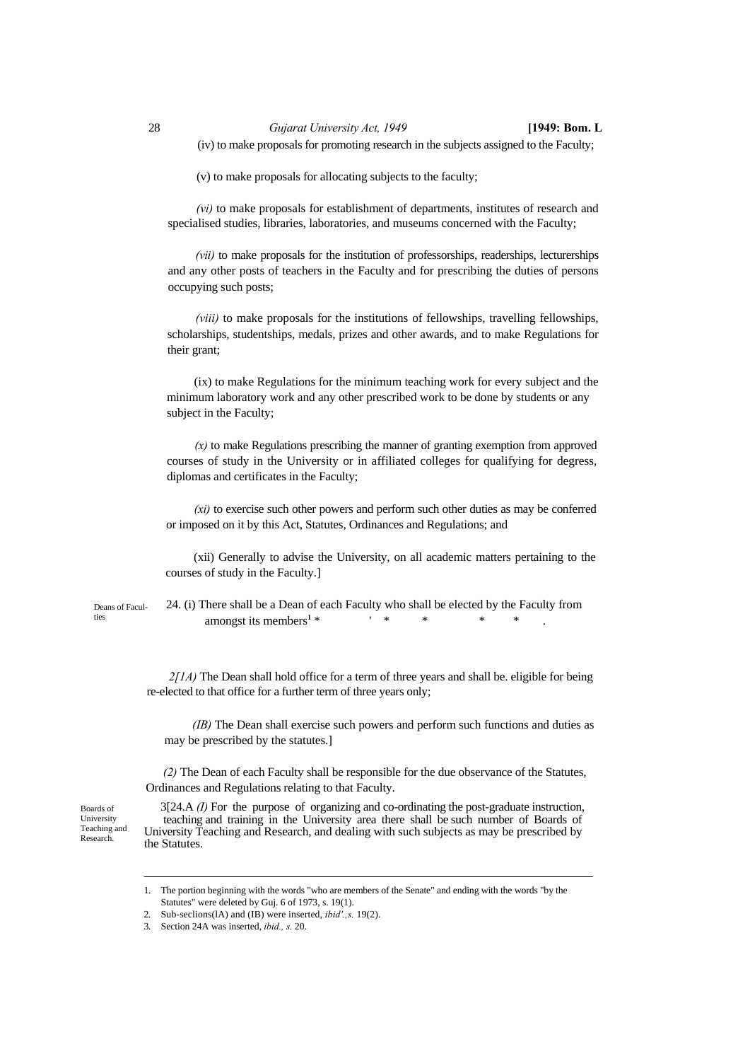(iv) to make proposals for promoting research in the subjects assigned to the Faculty;

(v) to make proposals for allocating subjects to the faculty;

*(vi)* to make proposals for establishment of departments, institutes of research and specialised studies, libraries, laboratories, and museums concerned with the Faculty;

*(vii)* to make proposals for the institution of professorships, readerships, lecturerships and any other posts of teachers in the Faculty and for prescribing the duties of persons occupying such posts;

*(viii)* to make proposals for the institutions of fellowships, travelling fellowships, scholarships, studentships, medals, prizes and other awards, and to make Regulations for their grant;

(ix) to make Regulations for the minimum teaching work for every subject and the minimum laboratory work and any other prescribed work to be done by students or any subject in the Faculty;

*(x)* to make Regulations prescribing the manner of granting exemption from approved courses of study in the University or in affiliated colleges for qualifying for degress, diplomas and certificates in the Faculty;

*(xi)* to exercise such other powers and perform such other duties as may be conferred or imposed on it by this Act, Statutes, Ordinances and Regulations; and

(xii) Generally to advise the University, on all academic matters pertaining to the courses of study in the Faculty.]

Deans of Faculties

24. (i) There shall be a Dean of each Faculty who shall be elected by the Faculty from amongst its members[1] * ' * * * * .

2[*(1A)* The Dean shall hold office for a term of three years and shall be. eligible for being re-elected to that office for a further term of three years only;

*(IB)* The Dean shall exercise such powers and perform such functions and duties as may be prescribed by the statutes.]

*(2)* The Dean of each Faculty shall be responsible for the due observance of the Statutes, Ordinances and Regulations relating to that Faculty.

Boards of University Teaching and Research.

3[24.A *(I)* For the purpose of organizing and co-ordinating the post-graduate instruction, teaching and training in the University area there shall be such number of Boards of University Teaching and Research, and dealing with such subjects as may be prescribed by the Statutes.

---

1. The portion beginning with the words "who are members of the Senate" and ending with the words "by the Statutes" were deleted by Guj. 6 of 1973, s. 19(1).
2. Sub-seclions(lA) and (IB) were inserted, *ibid'.,s.* 19(2).
3. Section 24A was inserted, *ibid., s.* 20.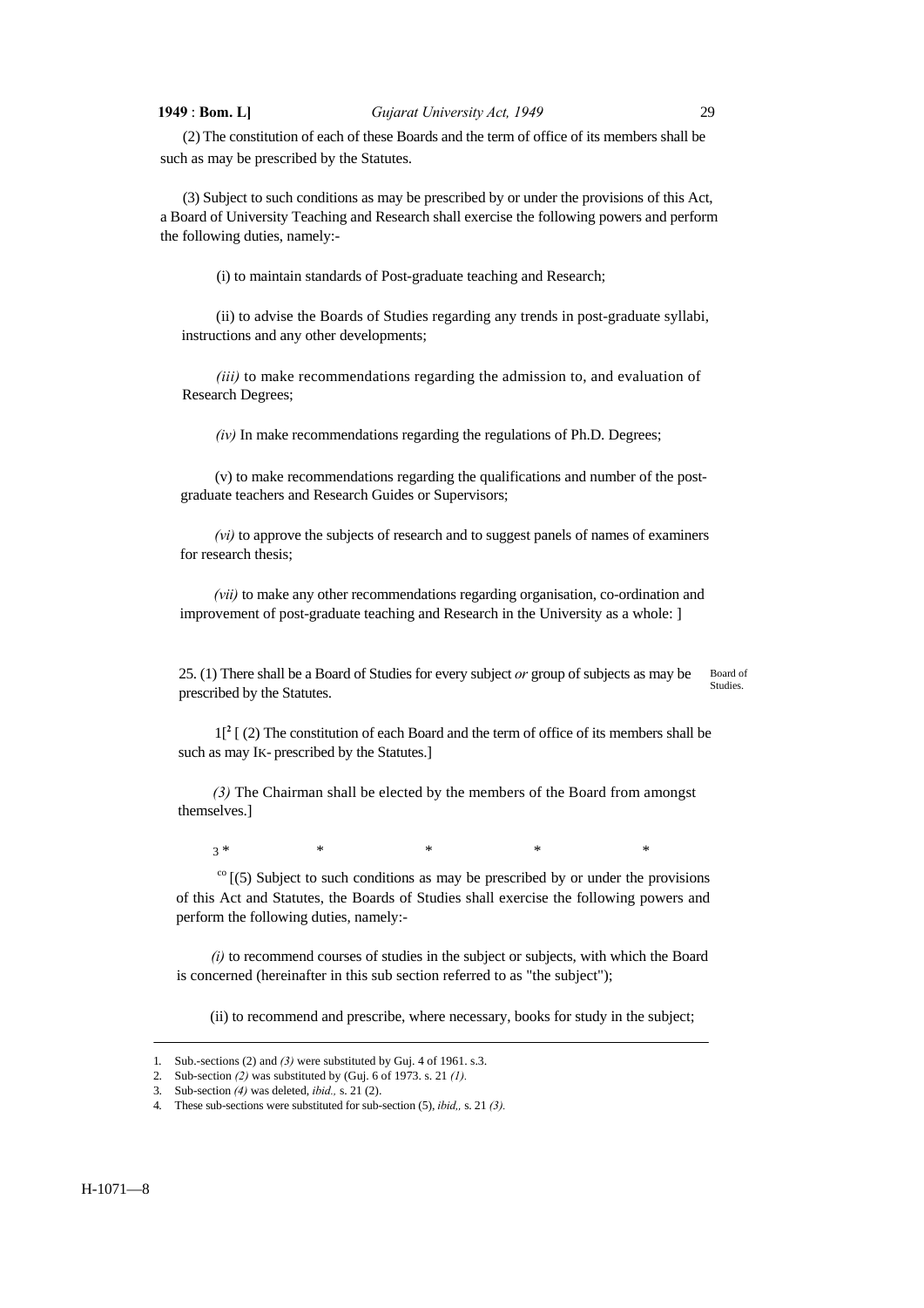(2) The constitution of each of these Boards and the term of office of its members shall be such as may be prescribed by the Statutes.

(3) Subject to such conditions as may be prescribed by or under the provisions of this Act, a Board of University Teaching and Research shall exercise the following powers and perform the following duties, namely:-

(i) to maintain standards of Post-graduate teaching and Research;

(ii) to advise the Boards of Studies regarding any trends in post-graduate syllabi, instructions and any other developments;

*(iii)* to make recommendations regarding the admission to, and evaluation of Research Degrees;

*(iv)* In make recommendations regarding the regulations of Ph.D. Degrees;

(v) to make recommendations regarding the qualifications and number of the post-graduate teachers and Research Guides or Supervisors;

*(vi)* to approve the subjects of research and to suggest panels of names of examiners for research thesis;

*(vii)* to make any other recommendations regarding organisation, co-ordination and improvement of post-graduate teaching and Research in the University as a whole: ]

Board of Studies.

25. (1) There shall be a Board of Studies for every subject *or* group of subjects as may be prescribed by the Statutes.

1[[2] [ (2) The constitution of each Board and the term of office of its members shall be such as may IK- prescribed by the Statutes.]

*(3)* The Chairman shall be elected by the members of the Board from amongst themselves.]

[3] * * * * *

[co] [(5) Subject to such conditions as may be prescribed by or under the provisions of this Act and Statutes, the Boards of Studies shall exercise the following powers and perform the following duties, namely:-

*(i)* to recommend courses of studies in the subject or subjects, with which the Board is concerned (hereinafter in this sub section referred to as "the subject");

(ii) to recommend and prescribe, where necessary, books for study in the subject;

---

1. Sub.-sections (2) and *(3)* were substituted by Guj. 4 of 1961. s.3.
2. Sub-section *(2)* was substituted by (Guj. 6 of 1973. s. 21 *(1)*.
3. Sub-section *(4)* was deleted, *ibid.,* s. 21 (2).
4. These sub-sections were substituted for sub-section (5), *ibid,,* s. 21 *(3)*.

H-1071—8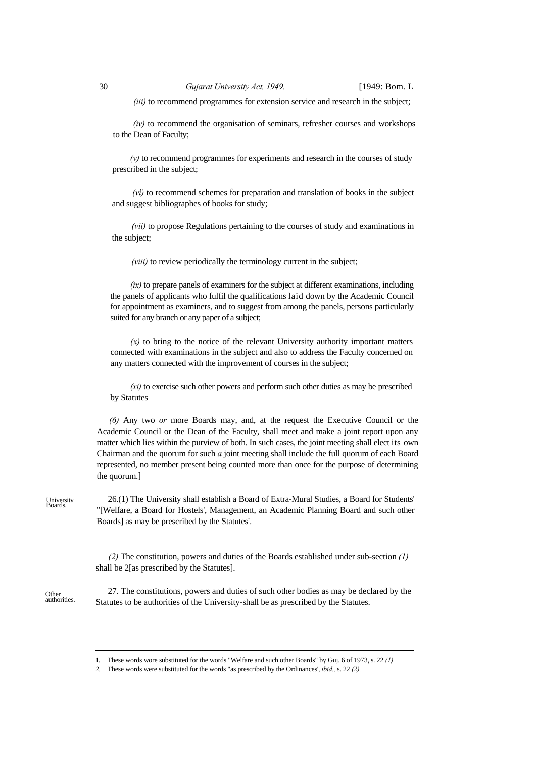*(iii)* to recommend programmes for extension service and research in the subject;

*(iv)* to recommend the organisation of seminars, refresher courses and workshops to the Dean of Faculty;

*(v)* to recommend programmes for experiments and research in the courses of study prescribed in the subject;

*(vi)* to recommend schemes for preparation and translation of books in the subject and suggest bibliographes of books for study;

*(vii)* to propose Regulations pertaining to the courses of study and examinations in the subject;

*(viii)* to review periodically the terminology current in the subject;

*(ix)* to prepare panels of examiners for the subject at different examinations, including the panels of applicants who fulfil the qualifications laid down by the Academic Council for appointment as examiners, and to suggest from among the panels, persons particularly suited for any branch or any paper of a subject;

*(x)* to bring to the notice of the relevant University authority important matters connected with examinations in the subject and also to address the Faculty concerned on any matters connected with the improvement of courses in the subject;

*(xi)* to exercise such other powers and perform such other duties as may be prescribed by Statutes

*(6)* Any two *or* more Boards may, and, at the request the Executive Council or the Academic Council or the Dean of the Faculty, shall meet and make a joint report upon any matter which lies within the purview of both. In such cases, the joint meeting shall elect its own Chairman and the quorum for such *a* joint meeting shall include the full quorum of each Board represented, no member present being counted more than once for the purpose of determining the quorum.]

University Boards.

26.(1) The University shall establish a Board of Extra-Mural Studies, a Board for Students' "[Welfare, a Board for Hostels', Management, an Academic Planning Board and such other Boards] as may be prescribed by the Statutes'.

*(2)* The constitution, powers and duties of the Boards established under sub-section *(1)* shall be 2[as prescribed by the Statutes].

Other authorities.

27. The constitutions, powers and duties of such other bodies as may be declared by the Statutes to be authorities of the University-shall be as prescribed by the Statutes.

---

1. These words wore substituted for the words "Welfare and such other Boards" by Guj. 6 of 1973, s. 22 *(1).*
2. These words were substituted for the words "as prescribed by the Ordinances', *ibid.,* s. 22 *(2).*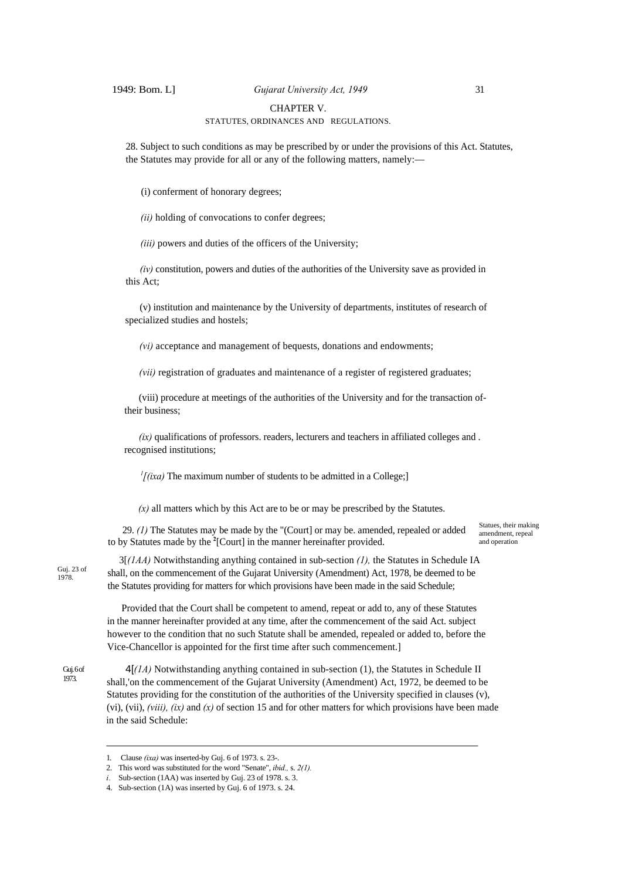## CHAPTER V.

### STATUTES, ORDINANCES AND REGULATIONS.

28. Subject to such conditions as may be prescribed by or under the provisions of this Act. Statutes, the Statutes may provide for all or any of the following matters, namely:—

(i) conferment of honorary degrees;

*(ii)* holding of convocations to confer degrees;

*(iii)* powers and duties of the officers of the University;

*(iv)* constitution, powers and duties of the authorities of the University save as provided in this Act;

(v) institution and maintenance by the University of departments, institutes of research of specialized studies and hostels;

*(vi)* acceptance and management of bequests, donations and endowments;

*(vii)* registration of graduates and maintenance of a register of registered graduates;

(viii) procedure at meetings of the authorities of the University and for the transaction of- their business;

*(ix)* qualifications of professors. readers, lecturers and teachers in affiliated colleges and . recognised institutions;

[1][*(ixa)* The maximum number of students to be admitted in a College;]

*(x)* all matters which by this Act are to be or may be prescribed by the Statutes.

Statues, their making amendment, repeal and operation

29. *(1)* The Statutes may be made by the "(Court] or may be. amended, repealed or added to by Statutes made by the [2][Court] in the manner hereinafter provided.

Guj. 23 of 1978.

3[*(1AA)* Notwithstanding anything contained in sub-section *(1),* the Statutes in Schedule IA shall, on the commencement of the Gujarat University (Amendment) Act, 1978, be deemed to be the Statutes providing for matters for which provisions have been made in the said Schedule;

Provided that the Court shall be competent to amend, repeal or add to, any of these Statutes in the manner hereinafter provided at any time, after the commencement of the said Act. subject however to the condition that no such Statute shall be amended, repealed or added to, before the Vice-Chancellor is appointed for the first time after such commencement.]

Guj. 6 of 1973.

4[*(1A)* Notwithstanding anything contained in sub-section (1), the Statutes in Schedule II shall,'on the commencement of the Gujarat University (Amendment) Act, 1972, be deemed to be Statutes providing for the constitution of the authorities of the University specified in clauses (v), (vi), (vii), *(viii), (ix)* and *(x)* of section 15 and for other matters for which provisions have been made in the said Schedule:

---

1. Clause *(ixa)* was inserted-by Guj. 6 of 1973. s. 23-.
2. This word was substituted for the word "Senate", *ibid.,* s. *2(1).*
*i*. Sub-section (1AA) was inserted by Guj. 23 of 1978. s. 3.
4. Sub-section (1A) was inserted by Guj. 6 of 1973. s. 24.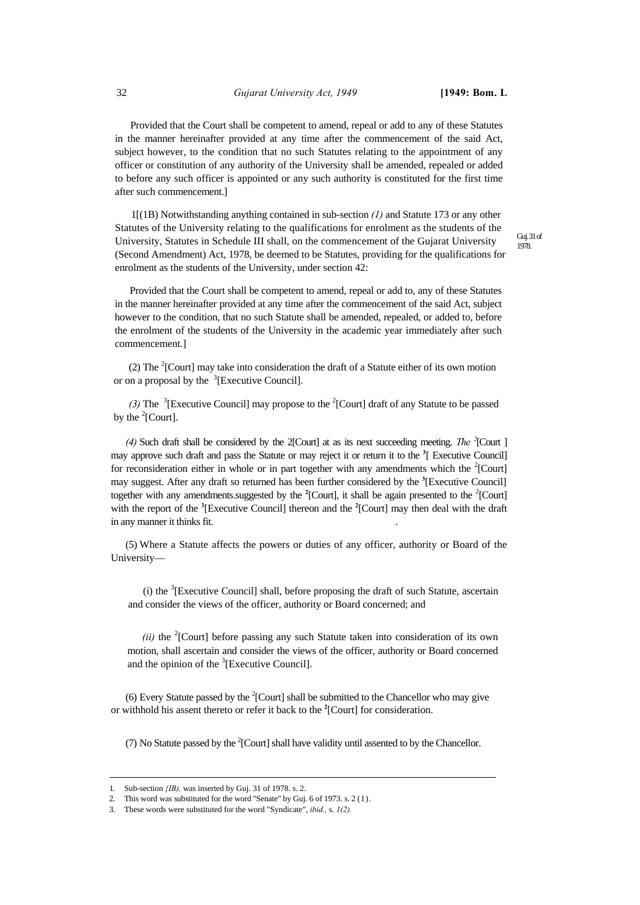Provided that the Court shall be competent to amend, repeal or add to any of these Statutes in the manner hereinafter provided at any time after the commencement of the said Act, subject however, to the condition that no such Statutes relating to the appointment of any officer or constitution of any authority of the University shall be amended, repealed or added to before any such officer is appointed or any such authority is constituted for the first time after such commencement.]

1[(1B) Notwithstanding anything contained in sub-section *(1)* and Statute 173 or any other Statutes of the University relating to the qualifications for enrolment as the students of the University, Statutes in Schedule III shall, on the commencement of the Gujarat University (Second Amendment) Act, 1978, be deemed to be Statutes, providing for the qualifications for enrolment as the students of the University, under section 42:

Guj. 31 of 1978.

Provided that the Court shall be competent to amend, repeal or add to, any of these Statutes in the manner hereinafter provided at any time after the commencement of the said Act, subject however to the condition, that no such Statute shall be amended, repealed, or added to, before the enrolment of the students of the University in the academic year immediately after such commencement.]

(2) The [2][Court] may take into consideration the draft of a Statute either of its own motion or on a proposal by the [3][Executive Council].

*(3)* The [3][Executive Council] may propose to the [2][Court] draft of any Statute to be passed by the [2][Court].

*(4)* Such draft shall be considered by the 2[Court] at as its next succeeding meeting. *The* [2][Court ] may approve such draft and pass the Statute or may reject it or return it to the [3][ Executive Council] for reconsideration either in whole or in part together with any amendments which the [2][Court] may suggest. After any draft so returned has been further considered by the [3][Executive Council] together with any amendments.suggested by the [2][Court], it shall be again presented to the [2][Court] with the report of the [3][Executive Council] thereon and the [2][Court] may then deal with the draft in any manner it thinks fit.

(5) Where a Statute affects the powers or duties of any officer, authority or Board of the University—

(i) the [3][Executive Council] shall, before proposing the draft of such Statute, ascertain and consider the views of the officer, authority or Board concerned; and

*(ii)* the [2][Court] before passing any such Statute taken into consideration of its own motion, shall ascertain and consider the views of the officer, authority or Board concerned and the opinion of the [3][Executive Council].

(6) Every Statute passed by the [2][Court] shall be submitted to the Chancellor who may give or withhold his assent thereto or refer it back to the [2][Court] for consideration.

(7) No Statute passed by the [2][Court] shall have validity until assented to by the Chancellor.

---

1. Sub-section *(IB),* was inserted by Guj. 31 of 1978. s. 2.
2. This word was substituted for the word "Senate" by Guj. 6 of 1973. s. 2 (1).
3. These words were substituted for the word "Syndicate", *ibid.,* s. *1(2).*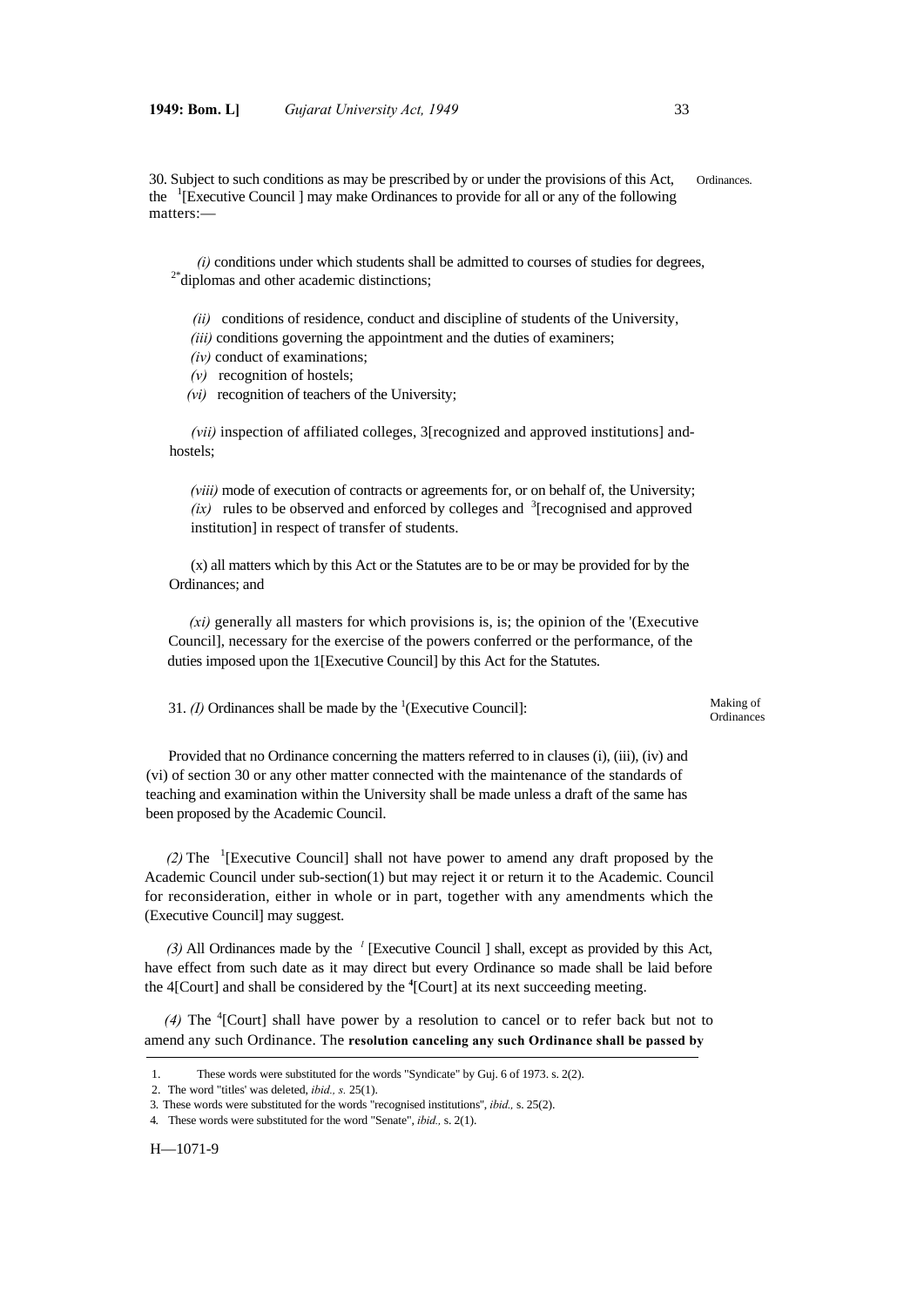30. Subject to such conditions as may be prescribed by or under the provisions of this Act, the [1][Executive Council ] may make Ordinances to provide for all or any of the following matters:—

Ordinances.

*(i)* conditions under which students shall be admitted to courses of studies for degrees, [2*]diplomas and other academic distinctions;

*(ii)* conditions of residence, conduct and discipline of students of the University,

*(iii)* conditions governing the appointment and the duties of examiners;

*(iv)* conduct of examinations;

*(v)* recognition of hostels;

*(vi)* recognition of teachers of the University;

*(vii)* inspection of affiliated colleges, 3[recognized and approved institutions] and-hostels;

*(viii)* mode of execution of contracts or agreements for, or on behalf of, the University;

*(ix)* rules to be observed and enforced by colleges and [3][recognised and approved institution] in respect of transfer of students.

(x) all matters which by this Act or the Statutes are to be or may be provided for by the Ordinances; and

*(xi)* generally all masters for which provisions is, is; the opinion of the '(Executive Council], necessary for the exercise of the powers conferred or the performance, of the duties imposed upon the 1[Executive Council] by this Act for the Statutes.

31. *(I)* Ordinances shall be made by the [1](Executive Council]:

Making of Ordinances

Provided that no Ordinance concerning the matters referred to in clauses (i), (iii), (iv) and (vi) of section 30 or any other matter connected with the maintenance of the standards of teaching and examination within the University shall be made unless a draft of the same has been proposed by the Academic Council.

*(2)* The [1][Executive Council] shall not have power to amend any draft proposed by the Academic Council under sub-section(1) but may reject it or return it to the Academic. Council for reconsideration, either in whole or in part, together with any amendments which the (Executive Council] may suggest.

*(3)* All Ordinances made by the [1] [Executive Council ] shall, except as provided by this Act, have effect from such date as it may direct but every Ordinance so made shall be laid before the 4[Court] and shall be considered by the [4][Court] at its next succeeding meeting.

*(4)* The [4][Court] shall have power by a resolution to cancel or to refer back but not to amend any such Ordinance. The **resolution canceling any such Ordinance shall be passed by**

---

1. These words were substituted for the words "Syndicate" by Guj. 6 of 1973. s. 2(2).
2. The word "titles' was deleted, *ibid., s.* 25(1).
3. These words were substituted for the words "recognised institutions", *ibid.,* s. 25(2).
4. These words were substituted for the word "Senate", *ibid.,* s. 2(1).

H—1071-9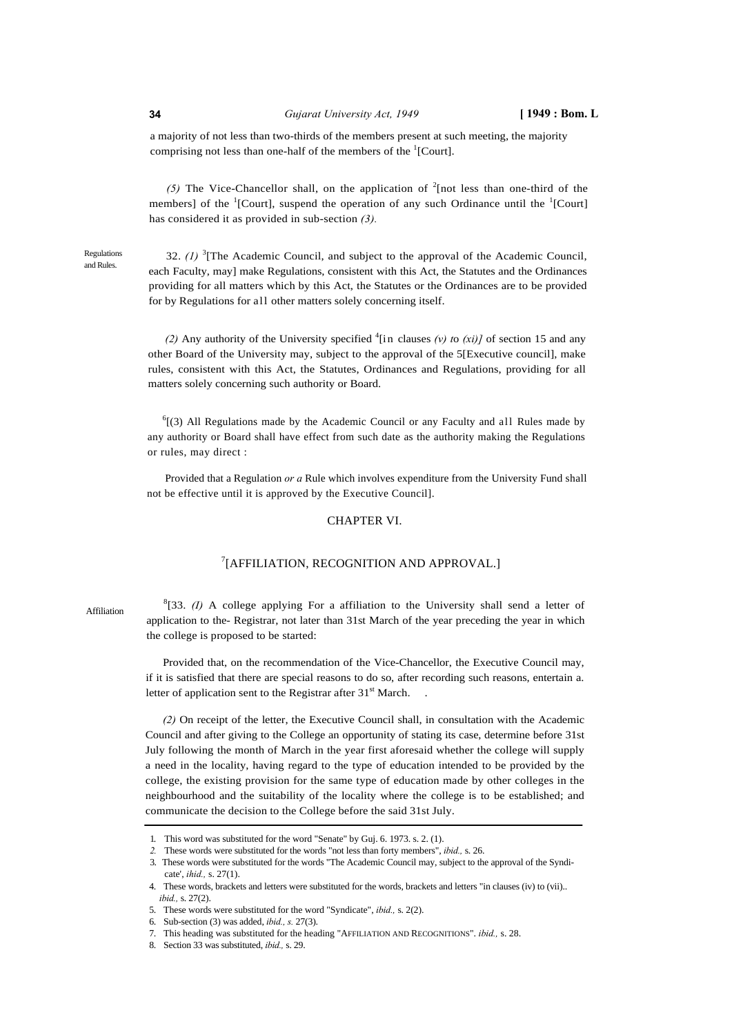a majority of not less than two-thirds of the members present at such meeting, the majority comprising not less than one-half of the members of the [1][Court].

*(5)* The Vice-Chancellor shall, on the application of [2][not less than one-third of the members] of the [1][Court], suspend the operation of any such Ordinance until the [1][Court] has considered it as provided in sub-section *(3)*.

Regulations and Rules.

32. *(1)* [3][The Academic Council, and subject to the approval of the Academic Council, each Faculty, may] make Regulations, consistent with this Act, the Statutes and the Ordinances providing for all matters which by this Act, the Statutes or the Ordinances are to be provided for by Regulations for all other matters solely concerning itself.

*(2)* Any authority of the University specified [4][in clauses *(v) to (xi)]* of section 15 and any other Board of the University may, subject to the approval of the 5[Executive council], make rules, consistent with this Act, the Statutes, Ordinances and Regulations, providing for all matters solely concerning such authority or Board.

[6][(3) All Regulations made by the Academic Council or any Faculty and all Rules made by any authority or Board shall have effect from such date as the authority making the Regulations or rules, may direct :

Provided that a Regulation *or a* Rule which involves expenditure from the University Fund shall not be effective until it is approved by the Executive Council].

## CHAPTER VI.

## [7][AFFILIATION, RECOGNITION AND APPROVAL.]

Affiliation

[8][33. *(I)* A college applying For a affiliation to the University shall send a letter of application to the- Registrar, not later than 31st March of the year preceding the year in which the college is proposed to be started:

Provided that, on the recommendation of the Vice-Chancellor, the Executive Council may, if it is satisfied that there are special reasons to do so, after recording such reasons, entertain a. letter of application sent to the Registrar after 31st March. .

*(2)* On receipt of the letter, the Executive Council shall, in consultation with the Academic Council and after giving to the College an opportunity of stating its case, determine before 31st July following the month of March in the year first aforesaid whether the college will supply a need in the locality, having regard to the type of education intended to be provided by the college, the existing provision for the same type of education made by other colleges in the neighbourhood and the suitability of the locality where the college is to be established; and communicate the decision to the College before the said 31st July.

---

1. This word was substituted for the word "Senate" by Guj. 6. 1973. s. 2. (1).
2. These words were substituted for the words "not less than forty members", *ibid.,* s. 26.
3. These words were substituted for the words "The Academic Council may, subject to the approval of the Syndicate', *ihid.,* s. 27(1).
4. These words, brackets and letters were substituted for the words, brackets and letters "in clauses (iv) to (vii).. *ibid.,* s. 27(2).
5. These words were substituted for the word "Syndicate", *ibid.,* s. 2(2).
6. Sub-section (3) was added, *ibid., s.* 27(3).
7. This heading was substituted for the heading "AFFILIATION AND RECOGNITIONS". *ibid.,* s. 28.
8. Section 33 was substituted, *ibid.,* s. 29.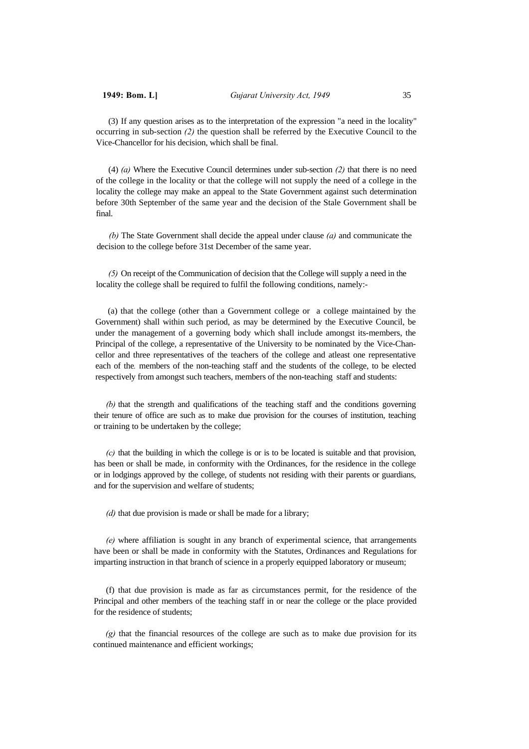(3) If any question arises as to the interpretation of the expression "a need in the locality" occurring in sub-section *(2)* the question shall be referred by the Executive Council to the Vice-Chancellor for his decision, which shall be final.

(4) *(a)* Where the Executive Council determines under sub-section *(2)* that there is no need of the college in the locality or that the college will not supply the need of a college in the locality the college may make an appeal to the State Government against such determination before 30th September of the same year and the decision of the Stale Government shall be final.

*(b)* The State Government shall decide the appeal under clause *(a)* and communicate the decision to the college before 31st December of the same year.

*(5)* On receipt of the Communication of decision that the College will supply a need in the locality the college shall be required to fulfil the following conditions, namely:-

(a) that the college (other than a Government college or a college maintained by the Government) shall within such period, as may be determined by the Executive Council, be under the management of a governing body which shall include amongst its-members, the Principal of the college, a representative of the University to be nominated by the Vice-Chancellor and three representatives of the teachers of the college and atleast one representative each of the. members of the non-teaching staff and the students of the college, to be elected respectively from amongst such teachers, members of the non-teaching staff and students:

*(b)* that the strength and qualifications of the teaching staff and the conditions governing their tenure of office are such as to make due provision for the courses of institution, teaching or training to be undertaken by the college;

*(c)* that the building in which the college is or is to be located is suitable and that provision, has been or shall be made, in conformity with the Ordinances, for the residence in the college or in lodgings approved by the college, of students not residing with their parents or guardians, and for the supervision and welfare of students;

*(d)* that due provision is made or shall be made for a library;

*(e)* where affiliation is sought in any branch of experimental science, that arrangements have been or shall be made in conformity with the Statutes, Ordinances and Regulations for imparting instruction in that branch of science in a properly equipped laboratory or museum;

(f) that due provision is made as far as circumstances permit, for the residence of the Principal and other members of the teaching staff in or near the college or the place provided for the residence of students;

*(g)* that the financial resources of the college are such as to make due provision for its continued maintenance and efficient workings;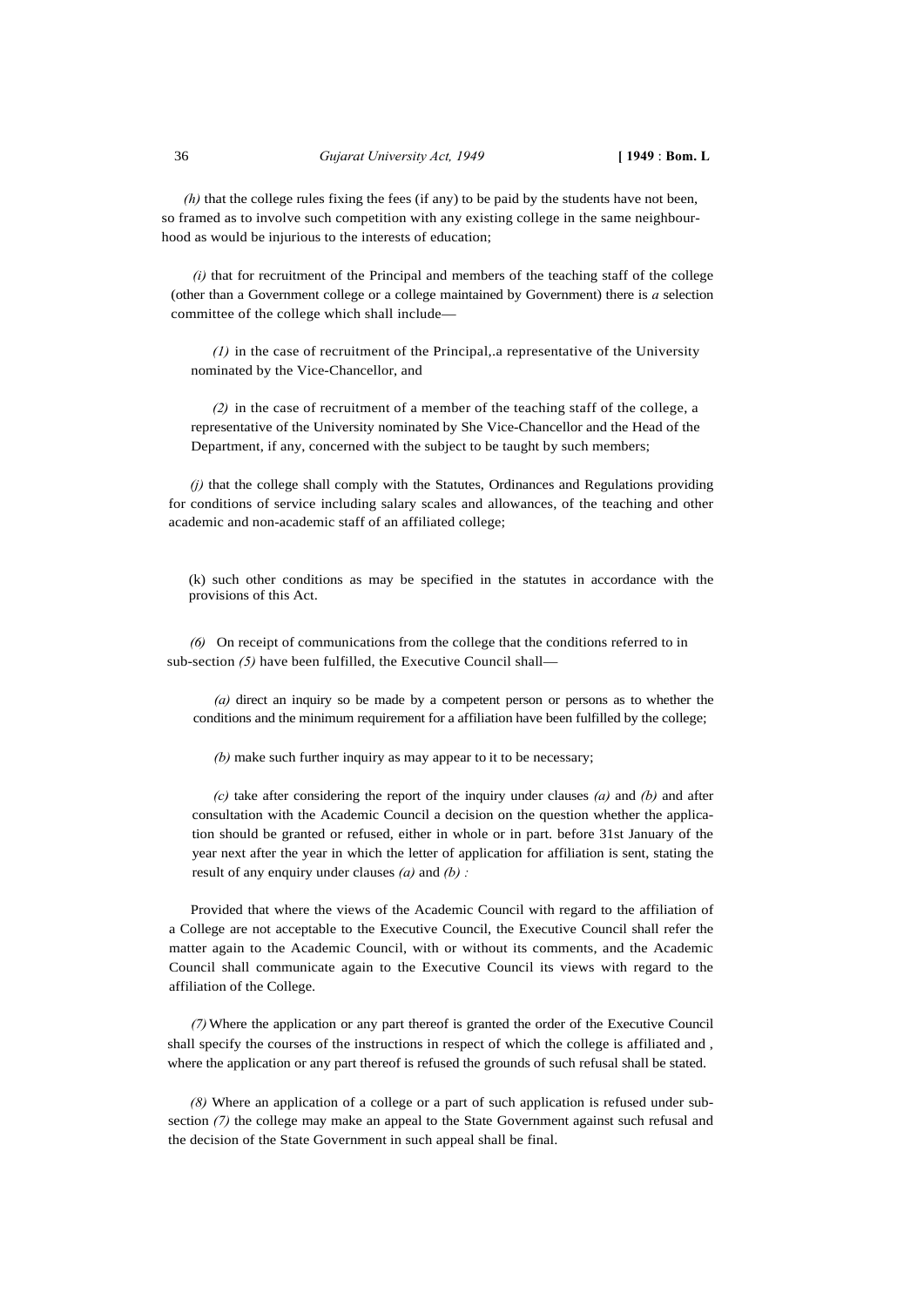*(h)* that the college rules fixing the fees (if any) to be paid by the students have not been, so framed as to involve such competition with any existing college in the same neighbourhood as would be injurious to the interests of education;

*(i)* that for recruitment of the Principal and members of the teaching staff of the college (other than a Government college or a college maintained by Government) there is *a* selection committee of the college which shall include—

*(1)* in the case of recruitment of the Principal,.a representative of the University nominated by the Vice-Chancellor, and

*(2)* in the case of recruitment of a member of the teaching staff of the college, a representative of the University nominated by She Vice-Chancellor and the Head of the Department, if any, concerned with the subject to be taught by such members;

*(j)* that the college shall comply with the Statutes, Ordinances and Regulations providing for conditions of service including salary scales and allowances, of the teaching and other academic and non-academic staff of an affiliated college;

(k) such other conditions as may be specified in the statutes in accordance with the provisions of this Act.

*(6)* On receipt of communications from the college that the conditions referred to in sub-section *(5)* have been fulfilled, the Executive Council shall—

*(a)* direct an inquiry so be made by a competent person or persons as to whether the conditions and the minimum requirement for a affiliation have been fulfilled by the college;

*(b)* make such further inquiry as may appear to it to be necessary;

*(c)* take after considering the report of the inquiry under clauses *(a)* and *(b)* and after consultation with the Academic Council a decision on the question whether the application should be granted or refused, either in whole or in part. before 31st January of the year next after the year in which the letter of application for affiliation is sent, stating the result of any enquiry under clauses *(a)* and *(b) :*

Provided that where the views of the Academic Council with regard to the affiliation of a College are not acceptable to the Executive Council, the Executive Council shall refer the matter again to the Academic Council, with or without its comments, and the Academic Council shall communicate again to the Executive Council its views with regard to the affiliation of the College.

*(7)* Where the application or any part thereof is granted the order of the Executive Council shall specify the courses of the instructions in respect of which the college is affiliated and , where the application or any part thereof is refused the grounds of such refusal shall be stated.

*(8)* Where an application of a college or a part of such application is refused under sub-section *(7)* the college may make an appeal to the State Government against such refusal and the decision of the State Government in such appeal shall be final.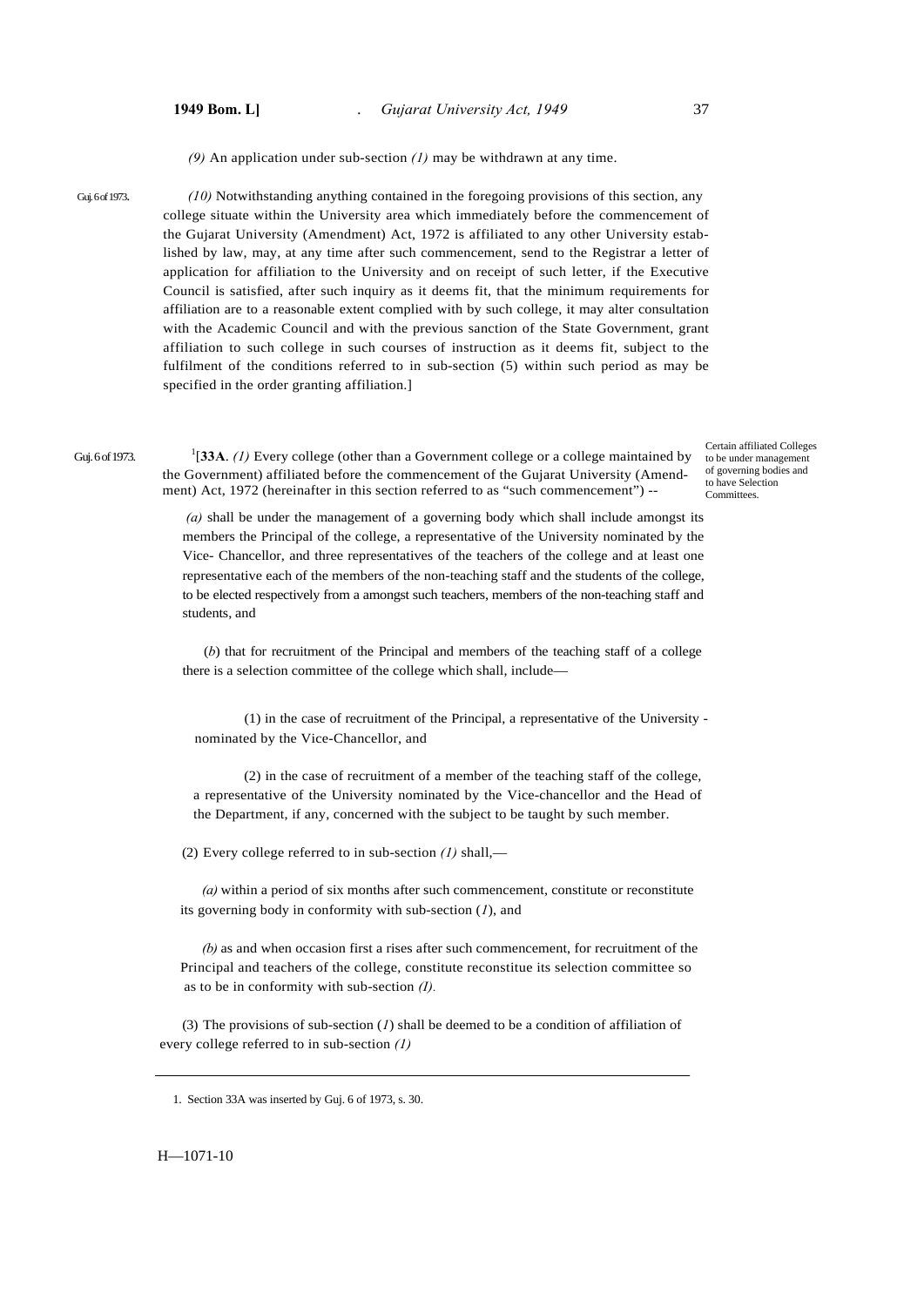*(9)* An application under sub-section *(1)* may be withdrawn at any time.

Guj. 6 of 1973.

*(10)* Notwithstanding anything contained in the foregoing provisions of this section, any college situate within the University area which immediately before the commencement of the Gujarat University (Amendment) Act, 1972 is affiliated to any other University established by law, may, at any time after such commencement, send to the Registrar a letter of application for affiliation to the University and on receipt of such letter, if the Executive Council is satisfied, after such inquiry as it deems fit, that the minimum requirements for affiliation are to a reasonable extent complied with by such college, it may alter consultation with the Academic Council and with the previous sanction of the State Government, grant affiliation to such college in such courses of instruction as it deems fit, subject to the fulfilment of the conditions referred to in sub-section (5) within such period as may be specified in the order granting affiliation.]

Guj. 6 of 1973.

Certain affiliated Colleges to be under management of governing bodies and to have Selection Committees.

[1][**33A**. *(1)* Every college (other than a Government college or a college maintained by the Government) affiliated before the commencement of the Gujarat University (Amendment) Act, 1972 (hereinafter in this section referred to as "such commencement") --

*(a)* shall be under the management of a governing body which shall include amongst its members the Principal of the college, a representative of the University nominated by the Vice- Chancellor, and three representatives of the teachers of the college and at least one representative each of the members of the non-teaching staff and the students of the college, to be elected respectively from a amongst such teachers, members of the non-teaching staff and students, and

(*b*) that for recruitment of the Principal and members of the teaching staff of a college there is a selection committee of the college which shall, include—

(1) in the case of recruitment of the Principal, a representative of the University - nominated by the Vice-Chancellor, and

(2) in the case of recruitment of a member of the teaching staff of the college, a representative of the University nominated by the Vice-chancellor and the Head of the Department, if any, concerned with the subject to be taught by such member.

(2) Every college referred to in sub-section *(1)* shall,—

*(a)* within a period of six months after such commencement, constitute or reconstitute its governing body in conformity with sub-section (*1*), and

*(b)* as and when occasion first a rises after such commencement, for recruitment of the Principal and teachers of the college, constitute reconstitue its selection committee so as to be in conformity with sub-section *(I)*.

(3) The provisions of sub-section (*1*) shall be deemed to be a condition of affiliation of every college referred to in sub-section *(1)*

1. Section 33A was inserted by Guj. 6 of 1973, s. 30.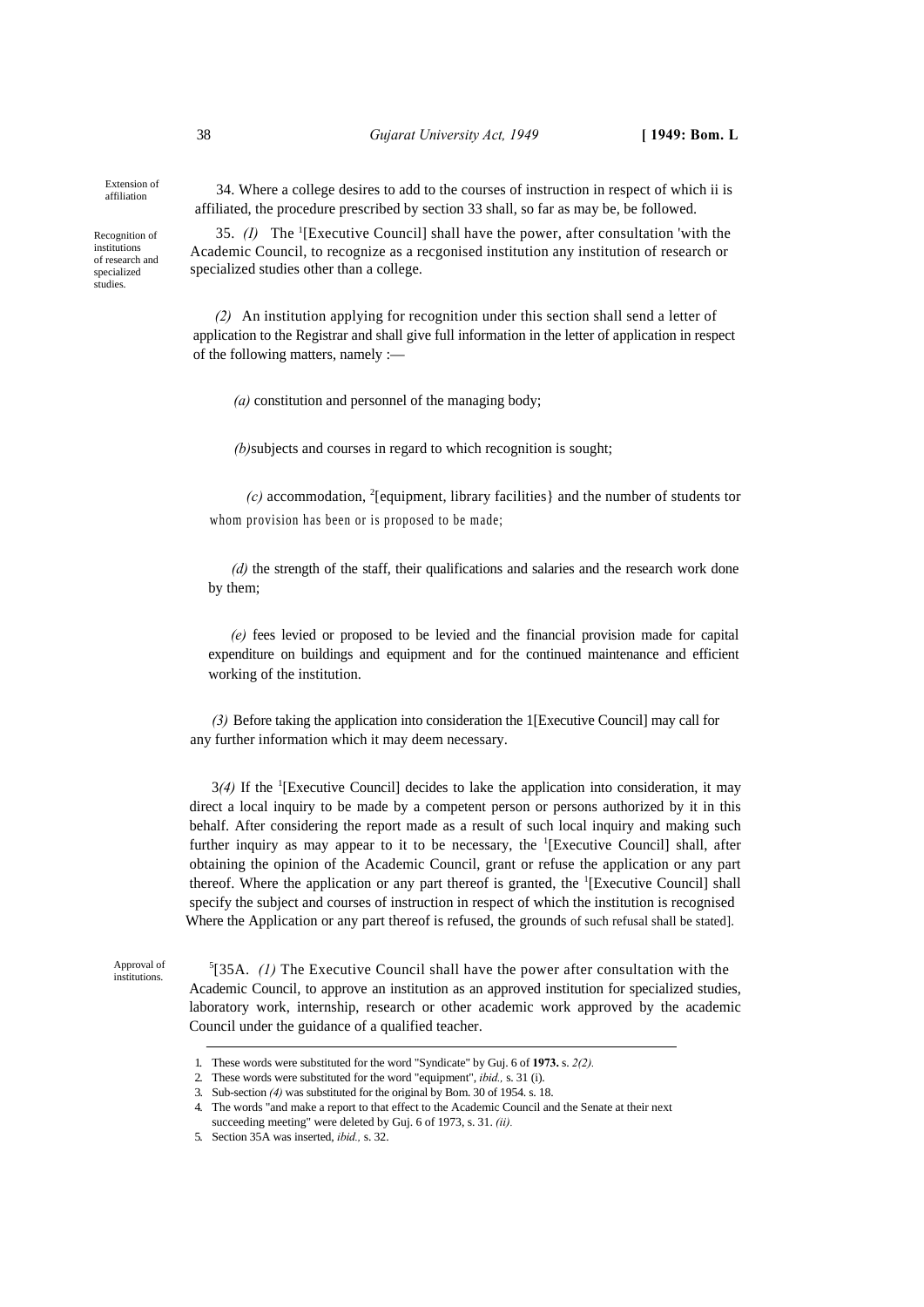Extension of affiliation

34. Where a college desires to add to the courses of instruction in respect of which ii is affiliated, the procedure prescribed by section 33 shall, so far as may be, be followed.

Recognition of institutions of research and specialized studies.

35. *(I)* The [1][Executive Council] shall have the power, after consultation 'with the Academic Council, to recognize as a recgonised institution any institution of research or specialized studies other than a college.

*(2)* An institution applying for recognition under this section shall send a letter of application to the Registrar and shall give full information in the letter of application in respect of the following matters, namely :—

*(a)* constitution and personnel of the managing body;

*(b)*subjects and courses in regard to which recognition is sought;

*(c)* accommodation, [2][equipment, library facilities} and the number of students tor whom provision has been or is proposed to be made;

*(d)* the strength of the staff, their qualifications and salaries and the research work done by them;

*(e)* fees levied or proposed to be levied and the financial provision made for capital expenditure on buildings and equipment and for the continued maintenance and efficient working of the institution.

*(3)* Before taking the application into consideration the 1[Executive Council] may call for any further information which it may deem necessary.

3*(4)* If the [1][Executive Council] decides to lake the application into consideration, it may direct a local inquiry to be made by a competent person or persons authorized by it in this behalf. After considering the report made as a result of such local inquiry and making such further inquiry as may appear to it to be necessary, the [1][Executive Council] shall, after obtaining the opinion of the Academic Council, grant or refuse the application or any part thereof. Where the application or any part thereof is granted, the [1][Executive Council] shall specify the subject and courses of instruction in respect of which the institution is recognised Where the Application or any part thereof is refused, the grounds of such refusal shall be stated].

Approval of institutions.

[5][35A. *(1)* The Executive Council shall have the power after consultation with the Academic Council, to approve an institution as an approved institution for specialized studies, laboratory work, internship, research or other academic work approved by the academic Council under the guidance of a qualified teacher.

---

1. These words were substituted for the word "Syndicate" by Guj. 6 of **1973.** s. *2(2).*
2. These words were substituted for the word "equipment", *ibid.,* s. 31 (i).
3. Sub-section *(4)* was substituted for the original by Bom. 30 of 1954. s. 18.
4. The words "and make a report to that effect to the Academic Council and the Senate at their next succeeding meeting" were deleted by Guj. 6 of 1973, s. 31. *(ii).*
5. Section 35A was inserted, *ibid.,* s. 32.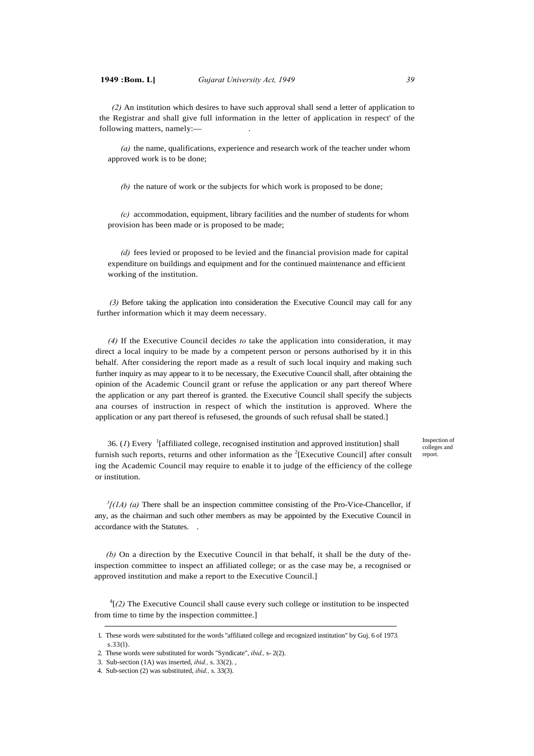*(2)* An institution which desires to have such approval shall send a letter of application to the Registrar and shall give full information in the letter of application in respect' of the following matters, namely:— .

*(a)* the name, qualifications, experience and research work of the teacher under whom approved work is to be done;

*(b)* the nature of work or the subjects for which work is proposed to be done;

*(c)* accommodation, equipment, library facilities and the number of students for whom provision has been made or is proposed to be made;

*(d)* fees levied or proposed to be levied and the financial provision made for capital expenditure on buildings and equipment and for the continued maintenance and efficient working of the institution.

*(3)* Before taking the application into consideration the Executive Council may call for any further information which it may deem necessary.

*(4)* If the Executive Council decides *to* take the application into consideration, it may direct a local inquiry to be made by a competent person or persons authorised by it in this behalf. After considering the report made as a result of such local inquiry and making such further inquiry as may appear to it to be necessary, the Executive Council shall, after obtaining the opinion of the Academic Council grant or refuse the application or any part thereof Where the application or any part thereof is granted. the Executive Council shall specify the subjects ana courses of instruction in respect of which the institution is approved. Where the application or any part thereof is refusesed, the grounds of such refusal shall be stated.]

Inspection of colleges and report.

36. (*1*) Every [1][affiliated college, recognised institution and approved institution] shall furnish such reports, returns and other information as the [2][Executive Council] after consult ing the Academic Council may require to enable it to judge of the efficiency of the college or institution.

[3][*(1A) (a)* There shall be an inspection committee consisting of the Pro-Vice-Chancellor, if any, as the chairman and such other members as may be appointed by the Executive Council in accordance with the Statutes. .

*(b)* On a direction by the Executive Council in that behalf, it shall be the duty of the- inspection committee to inspect an affiliated college; or as the case may be, a recognised or approved institution and make a report to the Executive Council.]

[4][*(2)* The Executive Council shall cause every such college or institution to be inspected from time to time by the inspection committee.]

---

1. These words were substituted for the words "affiliated college and recognized institution" by Guj. 6 of 1973. s.33(l).
2. These words were substituted for words "Syndicate", *ibid.,* s- 2(2).
3. Sub-section (1A) was inserted, *ibid.,* s. 33(2). ,
4. Sub-section (2) was substituted, *ibid.,* s. 33(3).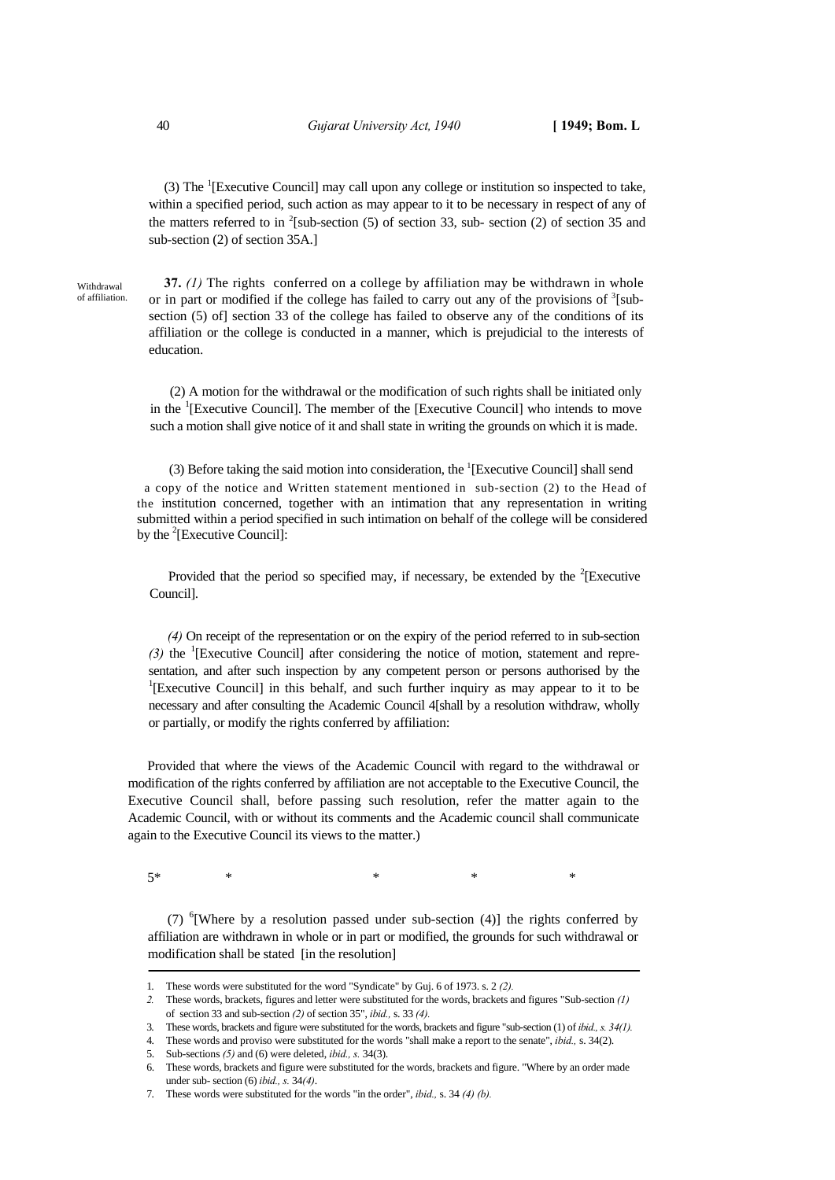(3) The [1][Executive Council] may call upon any college or institution so inspected to take, within a specified period, such action as may appear to it to be necessary in respect of any of the matters referred to in [2][sub-section (5) of section 33, sub- section (2) of section 35 and sub-section (2) of section 35A.]

Withdrawal of affiliation.

**37.** *(1)* The rights conferred on a college by affiliation may be withdrawn in whole or in part or modified if the college has failed to carry out any of the provisions of [3][sub-section (5) of] section 33 of the college has failed to observe any of the conditions of its affiliation or the college is conducted in a manner, which is prejudicial to the interests of education.

(2) A motion for the withdrawal or the modification of such rights shall be initiated only in the [1][Executive Council]. The member of the [Executive Council] who intends to move such a motion shall give notice of it and shall state in writing the grounds on which it is made.

(3) Before taking the said motion into consideration, the [1][Executive Council] shall send a copy of the notice and Written statement mentioned in sub-section (2) to the Head of the institution concerned, together with an intimation that any representation in writing submitted within a period specified in such intimation on behalf of the college will be considered by the [2][Executive Council]:

Provided that the period so specified may, if necessary, be extended by the [2][Executive Council].

*(4)* On receipt of the representation or on the expiry of the period referred to in sub-section *(3)* the [1][Executive Council] after considering the notice of motion, statement and representation, and after such inspection by any competent person or persons authorised by the [1][Executive Council] in this behalf, and such further inquiry as may appear to it to be necessary and after consulting the Academic Council 4[shall by a resolution withdraw, wholly or partially, or modify the rights conferred by affiliation:

Provided that where the views of the Academic Council with regard to the withdrawal or modification of the rights conferred by affiliation are not acceptable to the Executive Council, the Executive Council shall, before passing such resolution, refer the matter again to the Academic Council, with or without its comments and the Academic council shall communicate again to the Executive Council its views to the matter.)

5* * * * *

(7) [6][Where by a resolution passed under sub-section (4)] the rights conferred by affiliation are withdrawn in whole or in part or modified, the grounds for such withdrawal or modification shall be stated [in the resolution]

---

1. These words were substituted for the word "Syndicate" by Guj. 6 of 1973. s. 2 *(2).*
2. These words, brackets, figures and letter were substituted for the words, brackets and figures "Sub-section *(1)* of section 33 and sub-section *(2)* of section 35", *ibid.,* s. 33 *(4).*
3. These words, brackets and figure were substituted for the words, brackets and figure "sub-section (1) of *ibid., s. 34(1).*
4. These words and proviso were substituted for the words "shall make a report to the senate", *ibid.,* s. 34(2).
5. Sub-sections *(5)* and (6) were deleted, *ibid., s.* 34(3).
6. These words, brackets and figure were substituted for the words, brackets and figure. "Where by an order made under sub- section (6) *ibid., s.* 34*(4)*.
7. These words were substituted for the words "in the order", *ibid.,* s. 34 *(4) (b).*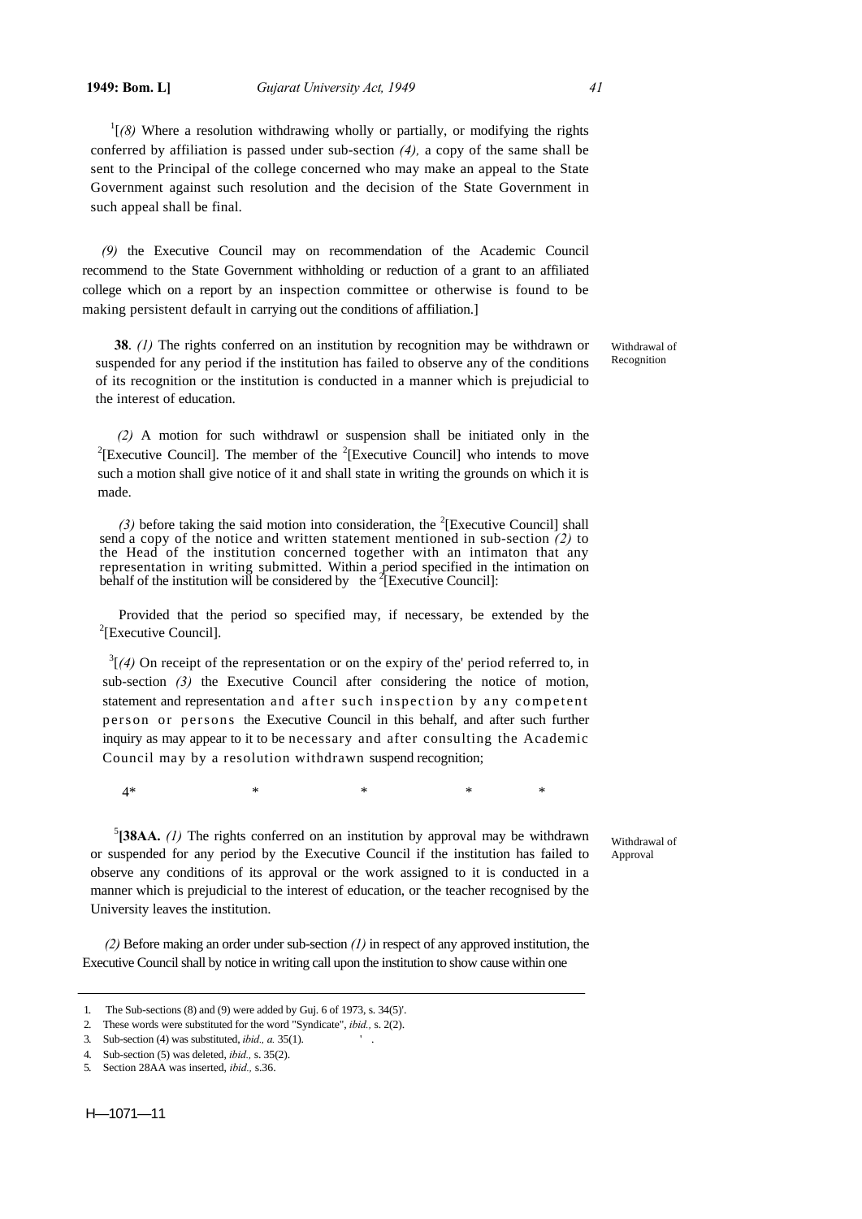[1][*(8)* Where a resolution withdrawing wholly or partially, or modifying the rights conferred by affiliation is passed under sub-section *(4),* a copy of the same shall be sent to the Principal of the college concerned who may make an appeal to the State Government against such resolution and the decision of the State Government in such appeal shall be final.

*(9)* the Executive Council may on recommendation of the Academic Council recommend to the State Government withholding or reduction of a grant to an affiliated college which on a report by an inspection committee or otherwise is found to be making persistent default in carrying out the conditions of affiliation.]

Withdrawal of Recognition

**38**. *(1)* The rights conferred on an institution by recognition may be withdrawn or suspended for any period if the institution has failed to observe any of the conditions of its recognition or the institution is conducted in a manner which is prejudicial to the interest of education.

*(2)* A motion for such withdrawl or suspension shall be initiated only in the [2][Executive Council]. The member of the [2][Executive Council] who intends to move such a motion shall give notice of it and shall state in writing the grounds on which it is made.

*(3)* before taking the said motion into consideration, the [2][Executive Council] shall send a copy of the notice and written statement mentioned in sub-section *(2)* to the Head of the institution concerned together with an intimaton that any representation in writing submitted. Within a period specified in the intimation on behalf of the institution will be considered by the [2][Executive Council]:

Provided that the period so specified may, if necessary, be extended by the [2][Executive Council].

[3][*(4)* On receipt of the representation or on the expiry of the' period referred to, in sub-section *(3)* the Executive Council after considering the notice of motion, statement and representation and after such inspection by any competent person or persons the Executive Council in this behalf, and after such further inquiry as may appear to it to be necessary and after consulting the Academic Council may by a resolution withdrawn suspend recognition;

4* * * * *

Withdrawal of Approval

[5]**[38AA.** *(1)* The rights conferred on an institution by approval may be withdrawn or suspended for any period by the Executive Council if the institution has failed to observe any conditions of its approval or the work assigned to it is conducted in a manner which is prejudicial to the interest of education, or the teacher recognised by the University leaves the institution.

*(2)* Before making an order under sub-section *(1)* in respect of any approved institution, the Executive Council shall by notice in writing call upon the institution to show cause within one

---

1. The Sub-sections (8) and (9) were added by Guj. 6 of 1973, s. 34(5)'.
2. These words were substituted for the word "Syndicate", *ibid.,* s. 2(2).
3. Sub-section (4) was substituted, *ibid., a.* 35(1).
4. Sub-section (5) was deleted, *ibid.,* s. 35(2).
5. Section 28AA was inserted, *ibid.,* s.36.

H—1071—11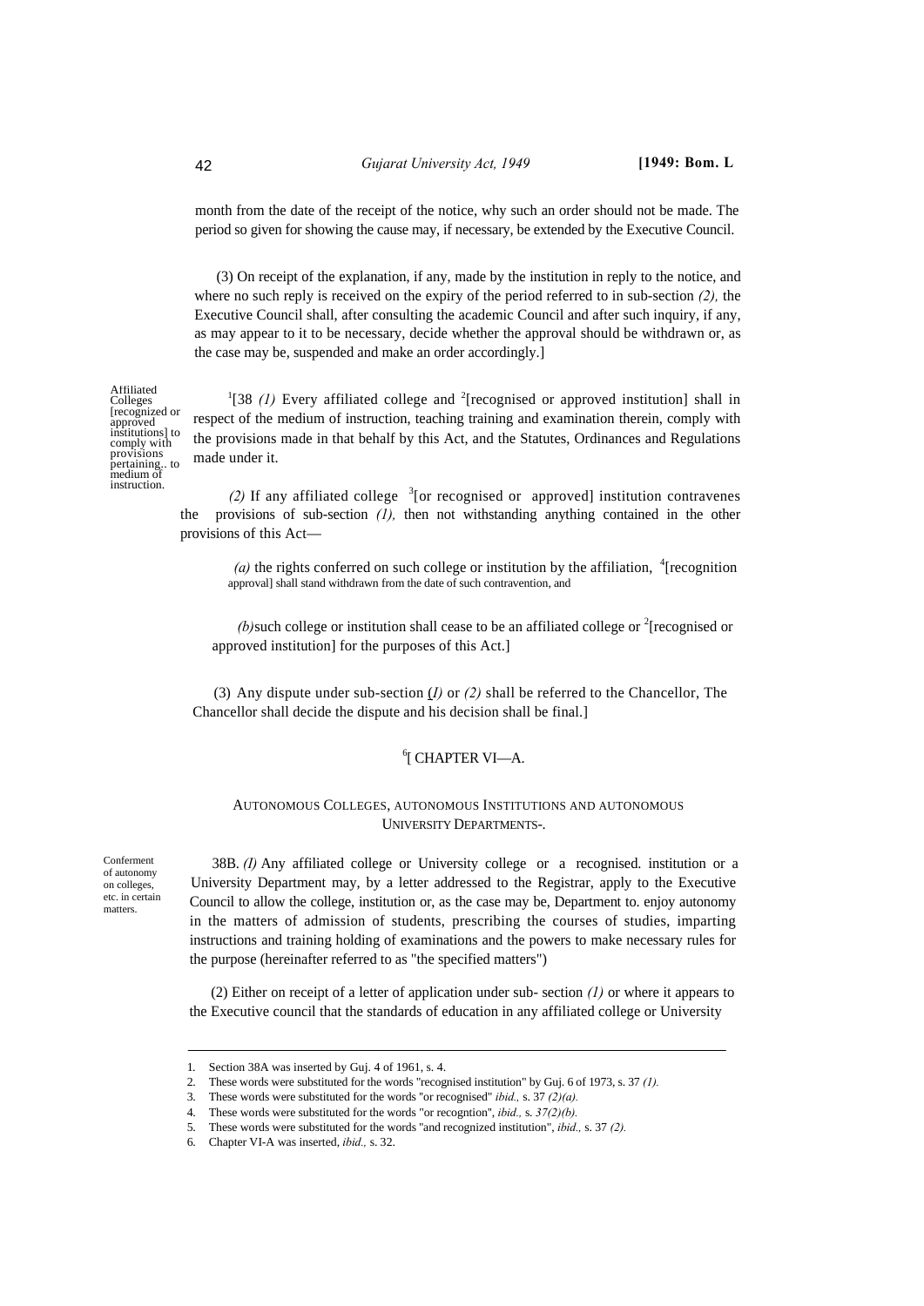month from the date of the receipt of the notice, why such an order should not be made. The period so given for showing the cause may, if necessary, be extended by the Executive Council.

(3) On receipt of the explanation, if any, made by the institution in reply to the notice, and where no such reply is received on the expiry of the period referred to in sub-section *(2),* the Executive Council shall, after consulting the academic Council and after such inquiry, if any, as may appear to it to be necessary, decide whether the approval should be withdrawn or, as the case may be, suspended and make an order accordingly.]

Affiliated Colleges [recognized or approved institutions] to comply with provisions pertaining.. to medium of instruction.

[1][38 *(1)* Every affiliated college and [2][recognised or approved institution] shall in respect of the medium of instruction, teaching training and examination therein, comply with the provisions made in that behalf by this Act, and the Statutes, Ordinances and Regulations made under it.

*(2)* If any affiliated college [3][or recognised or approved] institution contravenes the provisions of sub-section *(1),* then not withstanding anything contained in the other provisions of this Act—

*(a)* the rights conferred on such college or institution by the affiliation, [4][recognition approval] shall stand withdrawn from the date of such contravention, and

*(b)*such college or institution shall cease to be an affiliated college or [2][recognised or approved institution] for the purposes of this Act.]

(3) Any dispute under sub-section *(1)* or *(2)* shall be referred to the Chancellor, The Chancellor shall decide the dispute and his decision shall be final.]

[6][ CHAPTER VI—A.

AUTONOMOUS COLLEGES, AUTONOMOUS INSTITUTIONS AND AUTONOMOUS UNIVERSITY DEPARTMENTS-.

Conferment of autonomy on colleges, etc. in certain matters.

38B. *(I)* Any affiliated college or University college or a recognised. institution or a University Department may, by a letter addressed to the Registrar, apply to the Executive Council to allow the college, institution or, as the case may be, Department to. enjoy autonomy in the matters of admission of students, prescribing the courses of studies, imparting instructions and training holding of examinations and the powers to make necessary rules for the purpose (hereinafter referred to as "the specified matters")

(2) Either on receipt of a letter of application under sub- section *(1)* or where it appears to the Executive council that the standards of education in any affiliated college or University

---

1. Section 38A was inserted by Guj. 4 of 1961, s. 4.
2. These words were substituted for the words "recognised institution" by Guj. 6 of 1973, s. 37 *(1).*
3. These words were substituted for the words "or recognised" *ibid.,* s. 37 *(2)(a).*
4. These words were substituted for the words "or recogntion", *ibid.,* s. *37(2)(b).*
5. These words were substituted for the words "and recognized institution", *ibid.,* s. 37 *(2).*
6. Chapter VI-A was inserted, *ibid.,* s. 32.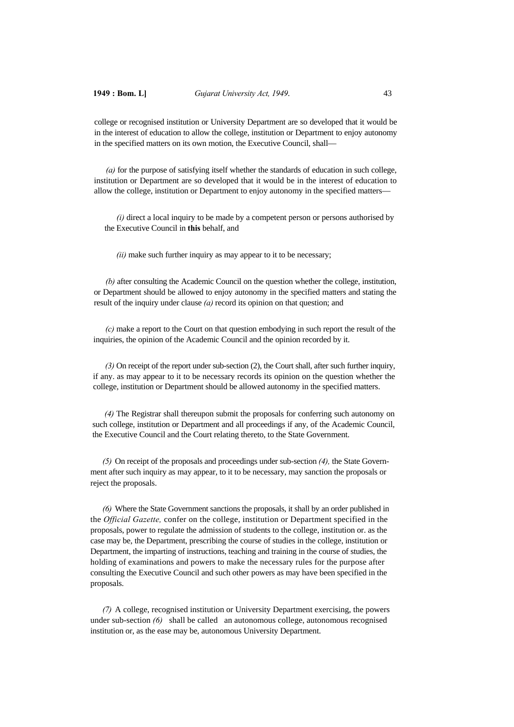college or recognised institution or University Department are so developed that it would be in the interest of education to allow the college, institution or Department to enjoy autonomy in the specified matters on its own motion, the Executive Council, shall—

*(a)* for the purpose of satisfying itself whether the standards of education in such college, institution or Department are so developed that it would be in the interest of education to allow the college, institution or Department to enjoy autonomy in the specified matters—

*(i)* direct a local inquiry to be made by a competent person or persons authorised by the Executive Council in **this** behalf, and

*(ii)* make such further inquiry as may appear to it to be necessary;

*(b)* after consulting the Academic Council on the question whether the college, institution, or Department should be allowed to enjoy autonomy in the specified matters and stating the result of the inquiry under clause *(a)* record its opinion on that question; and

*(c)* make a report to the Court on that question embodying in such report the result of the inquiries, the opinion of the Academic Council and the opinion recorded by it.

*(3)* On receipt of the report under sub-section (2), the Court shall, after such further inquiry, if any. as may appear to it to be necessary records its opinion on the question whether the college, institution or Department should be allowed autonomy in the specified matters.

*(4)* The Registrar shall thereupon submit the proposals for conferring such autonomy on such college, institution or Department and all proceedings if any, of the Academic Council, the Executive Council and the Court relating thereto, to the State Government.

*(5)* On receipt of the proposals and proceedings under sub-section *(4),* the State Government after such inquiry as may appear, to it to be necessary, may sanction the proposals or reject the proposals.

*(6)* Where the State Government sanctions the proposals, it shall by an order published in the *Official Gazette,* confer on the college, institution or Department specified in the proposals, power to regulate the admission of students to the college, institution or. as the case may be, the Department, prescribing the course of studies in the college, institution or Department, the imparting of instructions, teaching and training in the course of studies, the holding of examinations and powers to make the necessary rules for the purpose after consulting the Executive Council and such other powers as may have been specified in the proposals.

*(7)* A college, recognised institution or University Department exercising, the powers under sub-section *(6)* shall be called an autonomous college, autonomous recognised institution or, as the ease may be, autonomous University Department.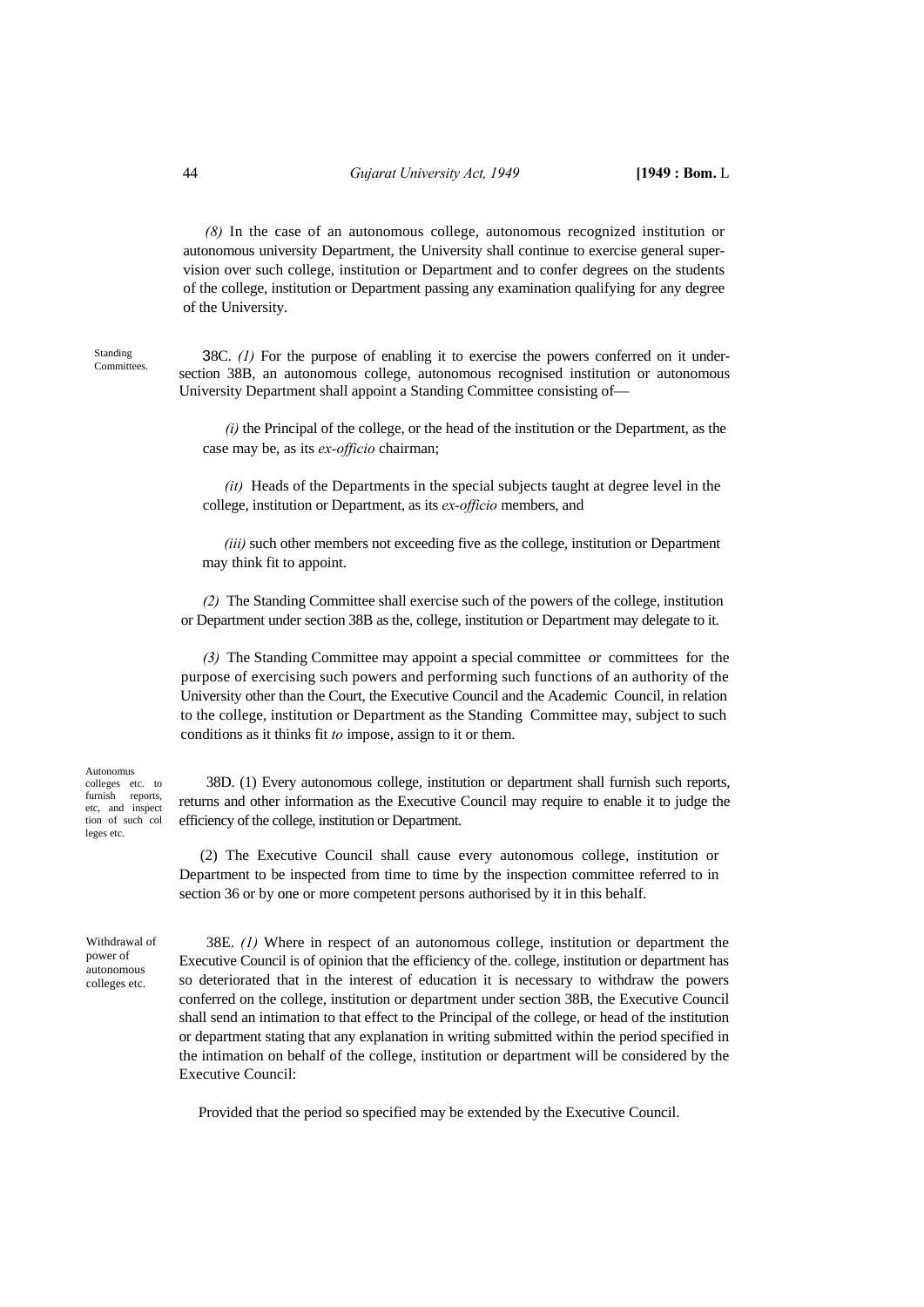*(8)* In the case of an autonomous college, autonomous recognized institution or autonomous university Department, the University shall continue to exercise general supervision over such college, institution or Department and to confer degrees on the students of the college, institution or Department passing any examination qualifying for any degree of the University.

Standing Committees.

38C. *(1)* For the purpose of enabling it to exercise the powers conferred on it under-section 38B, an autonomous college, autonomous recognised institution or autonomous University Department shall appoint a Standing Committee consisting of—

*(i)* the Principal of the college, or the head of the institution or the Department, as the case may be, as its *ex-officio* chairman;

*(it)* Heads of the Departments in the special subjects taught at degree level in the college, institution or Department, as its *ex-officio* members, and

*(iii)* such other members not exceeding five as the college, institution or Department may think fit to appoint.

*(2)* The Standing Committee shall exercise such of the powers of the college, institution or Department under section 38B as the, college, institution or Department may delegate to it.

*(3)* The Standing Committee may appoint a special committee or committees for the purpose of exercising such powers and performing such functions of an authority of the University other than the Court, the Executive Council and the Academic Council, in relation to the college, institution or Department as the Standing Committee may, subject to such conditions as it thinks fit *to* impose, assign to it or them.

Autonomus colleges etc. to furnish reports, etc, and inspect tion of such col leges etc.

38D. (1) Every autonomous college, institution or department shall furnish such reports, returns and other information as the Executive Council may require to enable it to judge the efficiency of the college, institution or Department.

(2) The Executive Council shall cause every autonomous college, institution or Department to be inspected from time to time by the inspection committee referred to in section 36 or by one or more competent persons authorised by it in this behalf.

Withdrawal of power of autonomous colleges etc.

38E. *(1)* Where in respect of an autonomous college, institution or department the Executive Council is of opinion that the efficiency of the. college, institution or department has so deteriorated that in the interest of education it is necessary to withdraw the powers conferred on the college, institution or department under section 38B, the Executive Council shall send an intimation to that effect to the Principal of the college, or head of the institution or department stating that any explanation in writing submitted within the period specified in the intimation on behalf of the college, institution or department will be considered by the Executive Council:

Provided that the period so specified may be extended by the Executive Council.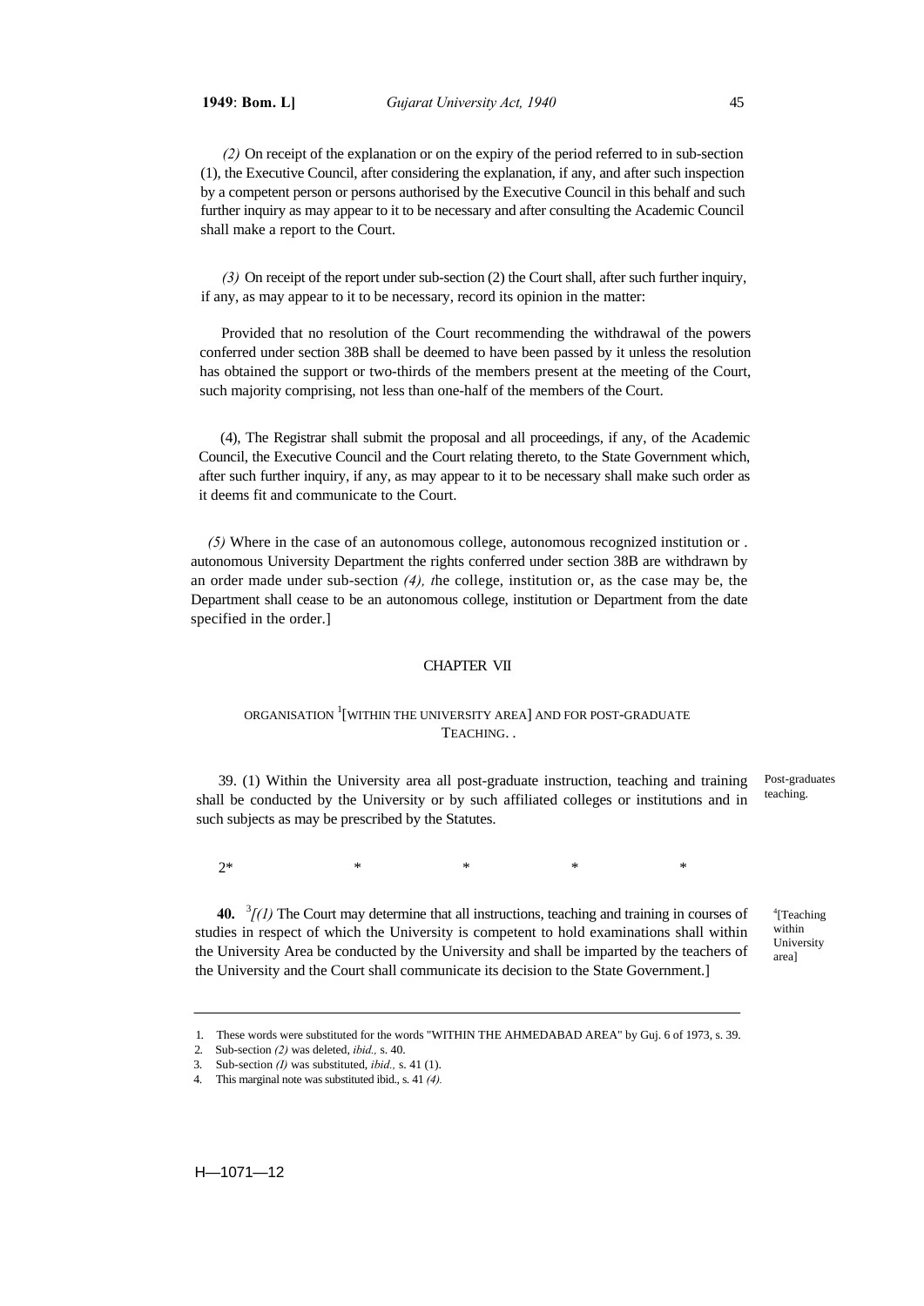*(2)* On receipt of the explanation or on the expiry of the period referred to in sub-section (1), the Executive Council, after considering the explanation, if any, and after such inspection by a competent person or persons authorised by the Executive Council in this behalf and such further inquiry as may appear to it to be necessary and after consulting the Academic Council shall make a report to the Court.

*(3)* On receipt of the report under sub-section (2) the Court shall, after such further inquiry, if any, as may appear to it to be necessary, record its opinion in the matter:

Provided that no resolution of the Court recommending the withdrawal of the powers conferred under section 38B shall be deemed to have been passed by it unless the resolution has obtained the support or two-thirds of the members present at the meeting of the Court, such majority comprising, not less than one-half of the members of the Court.

(4), The Registrar shall submit the proposal and all proceedings, if any, of the Academic Council, the Executive Council and the Court relating thereto, to the State Government which, after such further inquiry, if any, as may appear to it to be necessary shall make such order as it deems fit and communicate to the Court.

*(5)* Where in the case of an autonomous college, autonomous recognized institution or . autonomous University Department the rights conferred under section 38B are withdrawn by an order made under sub-section *(4), t*he college, institution or, as the case may be, the Department shall cease to be an autonomous college, institution or Department from the date specified in the order.]

## CHAPTER VII

### ORGANISATION [1][WITHIN THE UNIVERSITY AREA] AND FOR POST-GRADUATE TEACHING. .

Post-graduates teaching.

39. (1) Within the University area all post-graduate instruction, teaching and training shall be conducted by the University or by such affiliated colleges or institutions and in such subjects as may be prescribed by the Statutes.

2* * * * *

[4][Teaching within University area]

**40.** [3]*[(1)* The Court may determine that all instructions, teaching and training in courses of studies in respect of which the University is competent to hold examinations shall within the University Area be conducted by the University and shall be imparted by the teachers of the University and the Court shall communicate its decision to the State Government.]

---

1. These words were substituted for the words "WITHIN THE AHMEDABAD AREA" by Guj. 6 of 1973, s. 39.
2. Sub-section *(2)* was deleted, *ibid.,* s. 40.
3. Sub-section *(I)* was substituted, *ibid.,* s. 41 (1).
4. This marginal note was substituted ibid., s. 41 *(4).*

H—1071—12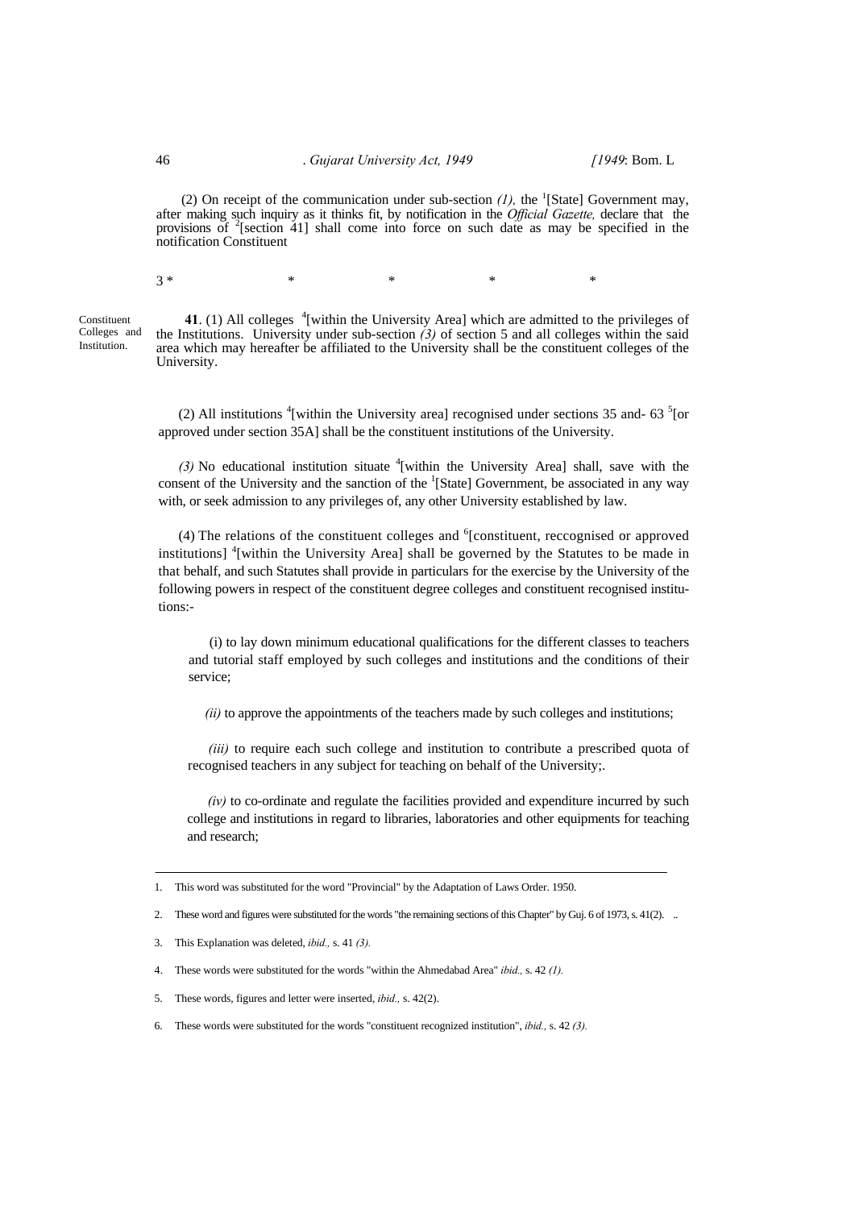(2) On receipt of the communication under sub-section *(1),* the [1][State] Government may, after making such inquiry as it thinks fit, by notification in the *Official Gazette,* declare that the provisions of [2][section 41] shall come into force on such date as may be specified in the notification Constituent

3 * * * * *

Constituent Colleges and Institution.

**41**. (1) All colleges [4][within the University Area] which are admitted to the privileges of the Institutions. University under sub-section *(3)* of section 5 and all colleges within the said area which may hereafter be affiliated to the University shall be the constituent colleges of the University.

(2) All institutions [4][within the University area] recognised under sections 35 and- 63 [5][or approved under section 35A] shall be the constituent institutions of the University.

*(3)* No educational institution situate [4][within the University Area] shall, save with the consent of the University and the sanction of the [1][State] Government, be associated in any way with, or seek admission to any privileges of, any other University established by law.

(4) The relations of the constituent colleges and [6][constituent, reccognised or approved institutions] [4][within the University Area] shall be governed by the Statutes to be made in that behalf, and such Statutes shall provide in particulars for the exercise by the University of the following powers in respect of the constituent degree colleges and constituent recognised institutions:-

(i) to lay down minimum educational qualifications for the different classes to teachers and tutorial staff employed by such colleges and institutions and the conditions of their service;

*(ii)* to approve the appointments of the teachers made by such colleges and institutions;

*(iii)* to require each such college and institution to contribute a prescribed quota of recognised teachers in any subject for teaching on behalf of the University;.

*(iv)* to co-ordinate and regulate the facilities provided and expenditure incurred by such college and institutions in regard to libraries, laboratories and other equipments for teaching and research;

---

1. This word was substituted for the word "Provincial" by the Adaptation of Laws Order. 1950.
2. These word and figures were substituted for the words "the remaining sections of this Chapter" by Guj. 6 of 1973, s. 41(2). ..
3. This Explanation was deleted, *ibid.,* s. 41 *(3).*
4. These words were substituted for the words "within the Ahmedabad Area" *ibid.,* s. 42 *(1).*
5. These words, figures and letter were inserted, *ibid.,* s. 42(2).
6. These words were substituted for the words "constituent recognized institution", *ibid.,* s. 42 *(3).*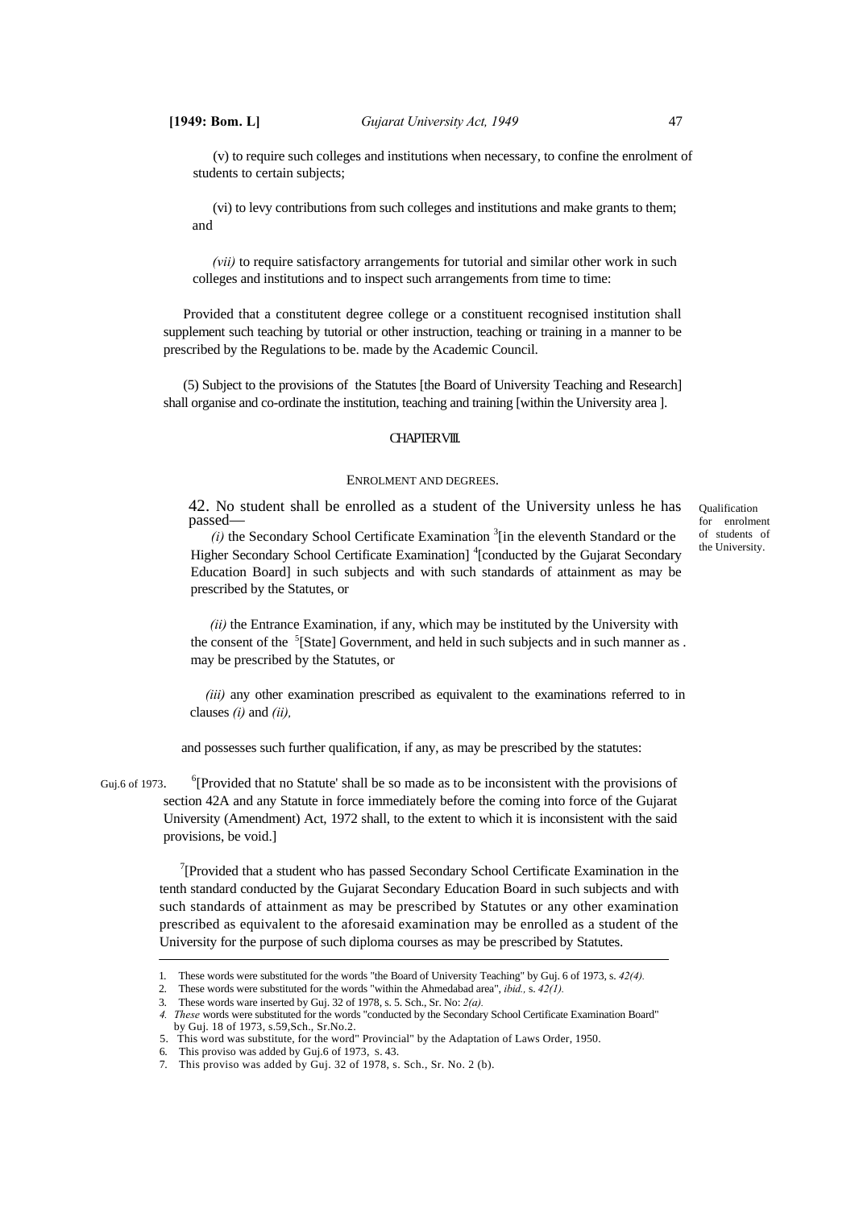(v) to require such colleges and institutions when necessary, to confine the enrolment of students to certain subjects;

(vi) to levy contributions from such colleges and institutions and make grants to them; and

*(vii)* to require satisfactory arrangements for tutorial and similar other work in such colleges and institutions and to inspect such arrangements from time to time:

Provided that a constitutent degree college or a constituent recognised institution shall supplement such teaching by tutorial or other instruction, teaching or training in a manner to be prescribed by the Regulations to be. made by the Academic Council.

(5) Subject to the provisions of the Statutes [the Board of University Teaching and Research] shall organise and co-ordinate the institution, teaching and training [within the University area ].

## CHAPTER VIII.

### ENROLMENT AND DEGREES.

Qualification for enrolment of students of the University.

42. No student shall be enrolled as a student of the University unless he has passed—

*(i)* the Secondary School Certificate Examination [3][in the eleventh Standard or the Higher Secondary School Certificate Examination] [4][conducted by the Gujarat Secondary Education Board] in such subjects and with such standards of attainment as may be prescribed by the Statutes, or

*(ii)* the Entrance Examination, if any, which may be instituted by the University with the consent of the [5][State] Government, and held in such subjects and in such manner as . may be prescribed by the Statutes, or

*(iii)* any other examination prescribed as equivalent to the examinations referred to in clauses *(i)* and *(ii),*

and possesses such further qualification, if any, as may be prescribed by the statutes:

Guj.6 of 1973. [6][Provided that no Statute' shall be so made as to be inconsistent with the provisions of section 42A and any Statute in force immediately before the coming into force of the Gujarat University (Amendment) Act, 1972 shall, to the extent to which it is inconsistent with the said provisions, be void.]

[7][Provided that a student who has passed Secondary School Certificate Examination in the tenth standard conducted by the Gujarat Secondary Education Board in such subjects and with such standards of attainment as may be prescribed by Statutes or any other examination prescribed as equivalent to the aforesaid examination may be enrolled as a student of the University for the purpose of such diploma courses as may be prescribed by Statutes.

---

1. These words were substituted for the words "the Board of University Teaching" by Guj. 6 of 1973, s. *42(4).*
2. These words were substituted for the words "within the Ahmedabad area", *ibid.,* s. *42(1).*
3. These words ware inserted by Guj. 32 of 1978, s. 5. Sch., Sr. No: *2(a).*
4. *These* words were substituted for the words "conducted by the Secondary School Certificate Examination Board" by Guj. 18 of 1973, s.59,Sch., Sr.No.2.
5. This word was substitute, for the word" Provincial" by the Adaptation of Laws Order, 1950.
6. This proviso was added by Guj.6 of 1973, s. 43.
7. This proviso was added by Guj. 32 of 1978, s. Sch., Sr. No. 2 (b).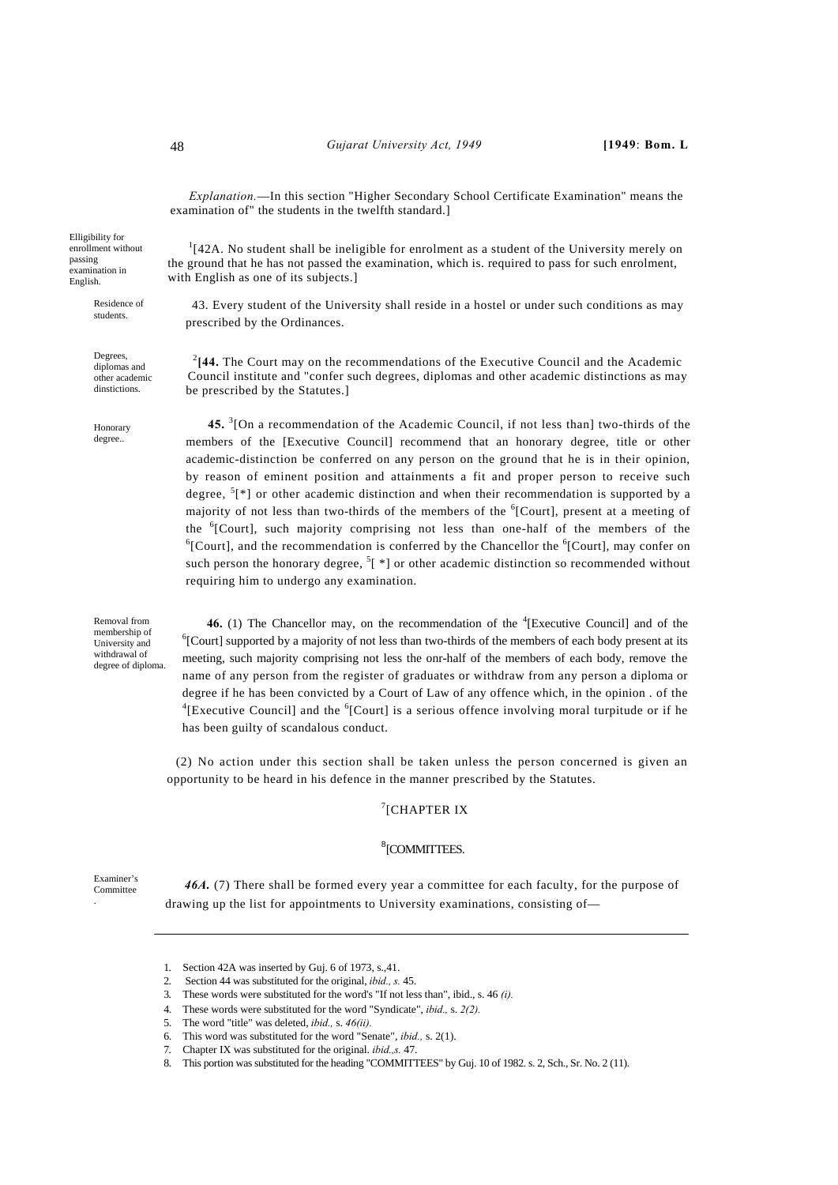*Explanation.*—In this section "Higher Secondary School Certificate Examination" means the examination of" the students in the twelfth standard.]

Elligibility for enrollment without passing examination in English.

[1][42A. No student shall be ineligible for enrolment as a student of the University merely on the ground that he has not passed the examination, which is. required to pass for such enrolment, with English as one of its subjects.]

Residence of students.

43. Every student of the University shall reside in a hostel or under such conditions as may prescribed by the Ordinances.

Degrees, diplomas and other academic dinstictions.

[2]**[44.** The Court may on the recommendations of the Executive Council and the Academic Council institute and "confer such degrees, diplomas and other academic distinctions as may be prescribed by the Statutes.]

Honorary degree..

**45.** [3][On a recommendation of the Academic Council, if not less than] two-thirds of the members of the [Executive Council] recommend that an honorary degree, title or other academic-distinction be conferred on any person on the ground that he is in their opinion, by reason of eminent position and attainments a fit and proper person to receive such degree, [5][*] or other academic distinction and when their recommendation is supported by a majority of not less than two-thirds of the members of the [6][Court], present at a meeting of the [6][Court], such majority comprising not less than one-half of the members of the [6][Court], and the recommendation is conferred by the Chancellor the [6][Court], may confer on such person the honorary degree, [5][ *] or other academic distinction so recommended without requiring him to undergo any examination.

Removal from membership of University and withdrawal of degree of diploma.

**46.** (1) The Chancellor may, on the recommendation of the [4][Executive Council] and of the [6][Court] supported by a majority of not less than two-thirds of the members of each body present at its meeting, such majority comprising not less the onr-half of the members of each body, remove the name of any person from the register of graduates or withdraw from any person a diploma or degree if he has been convicted by a Court of Law of any offence which, in the opinion . of the [4][Executive Council] and the [6][Court] is a serious offence involving moral turpitude or if he has been guilty of scandalous conduct.

(2) No action under this section shall be taken unless the person concerned is given an opportunity to be heard in his defence in the manner prescribed by the Statutes.

[7][CHAPTER IX

[8][COMMITTEES.

Examiner's Committee

***46A.*** (7) There shall be formed every year a committee for each faculty, for the purpose of drawing up the list for appointments to University examinations, consisting of—

---

1. Section 42A was inserted by Guj. 6 of 1973, s.,41.
2. Section 44 was substituted for the original, *ibid., s.* 45.
3. These words were substituted for the word's "If not less than", ibid., s. 46 *(i).*
4. These words were substituted for the word "Syndicate", *ibid.,* s. *2(2).*
5. The word "title" was deleted, *ibid.,* s. *46(ii).*
6. This word was substituted for the word "Senate", *ibid.,* s. 2(1).
7. Chapter IX was substituted for the original. *ibid.,s.* 47.
8. This portion was substituted for the heading "COMMITTEES" by Guj. 10 of 1982. s. 2, Sch., Sr. No. 2 (11).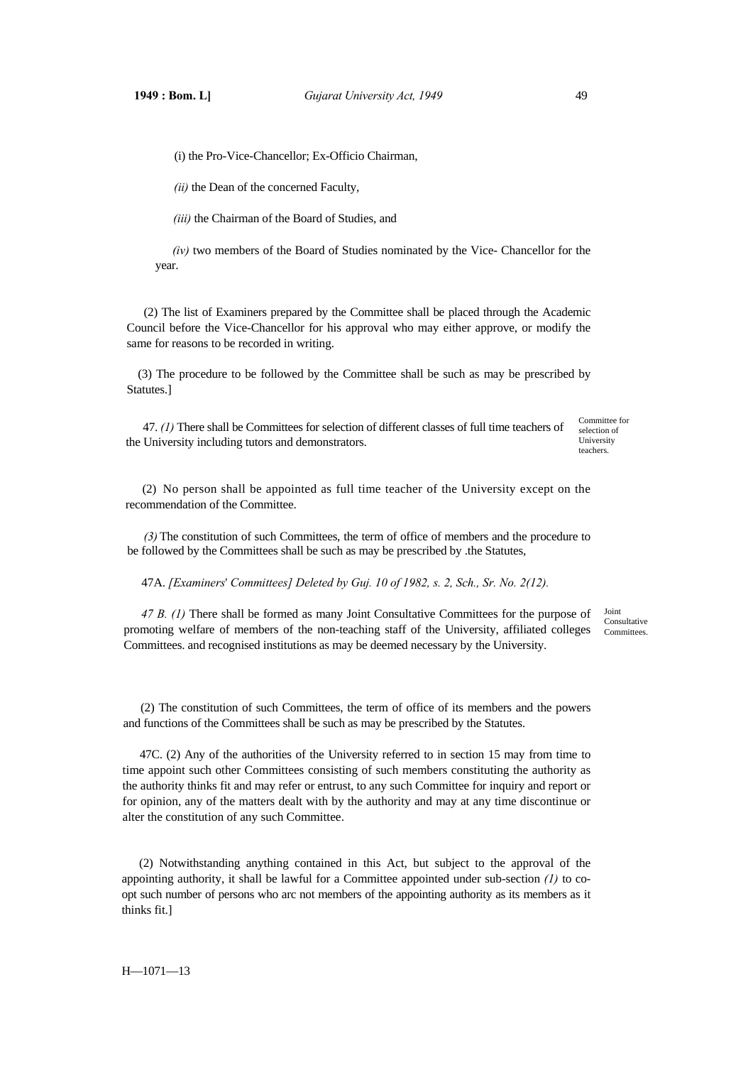(i) the Pro-Vice-Chancellor; Ex-Officio Chairman,

*(ii)* the Dean of the concerned Faculty,

*(iii)* the Chairman of the Board of Studies, and

*(iv)* two members of the Board of Studies nominated by the Vice- Chancellor for the year.

(2) The list of Examiners prepared by the Committee shall be placed through the Academic Council before the Vice-Chancellor for his approval who may either approve, or modify the same for reasons to be recorded in writing.

(3) The procedure to be followed by the Committee shall be such as may be prescribed by Statutes.]

Committee for selection of University teachers.

47. *(1)* There shall be Committees for selection of different classes of full time teachers of the University including tutors and demonstrators.

(2) No person shall be appointed as full time teacher of the University except on the recommendation of the Committee.

*(3)* The constitution of such Committees, the term of office of members and the procedure to be followed by the Committees shall be such as may be prescribed by .the Statutes,

47A. *[Examiners' Committees] Deleted by Guj. 10 of 1982, s. 2, Sch., Sr. No. 2(12).*

Joint Consultative Committees.

*47 B. (1)* There shall be formed as many Joint Consultative Committees for the purpose of promoting welfare of members of the non-teaching staff of the University, affiliated colleges Committees. and recognised institutions as may be deemed necessary by the University.

(2) The constitution of such Committees, the term of office of its members and the powers and functions of the Committees shall be such as may be prescribed by the Statutes.

47C. (2) Any of the authorities of the University referred to in section 15 may from time to time appoint such other Committees consisting of such members constituting the authority as the authority thinks fit and may refer or entrust, to any such Committee for inquiry and report or for opinion, any of the matters dealt with by the authority and may at any time discontinue or alter the constitution of any such Committee.

(2) Notwithstanding anything contained in this Act, but subject to the approval of the appointing authority, it shall be lawful for a Committee appointed under sub-section *(1)* to co-opt such number of persons who arc not members of the appointing authority as its members as it thinks fit.]

H—1071—13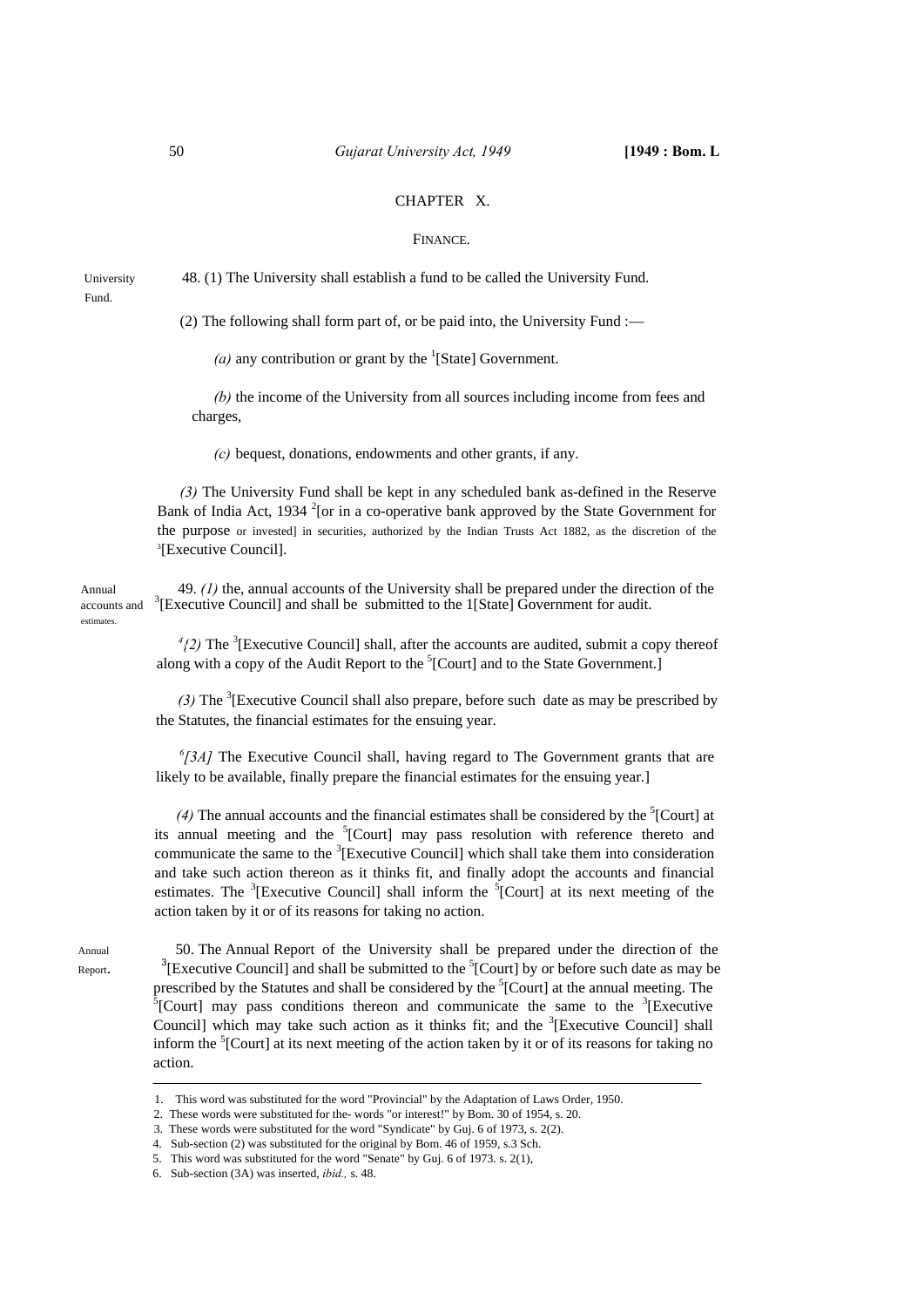## CHAPTER X.

### FINANCE.

University Fund.

48. (1) The University shall establish a fund to be called the University Fund.

(2) The following shall form part of, or be paid into, the University Fund :—

*(a)* any contribution or grant by the [1][State] Government.

*(b)* the income of the University from all sources including income from fees and charges,

*(c)* bequest, donations, endowments and other grants, if any.

*(3)* The University Fund shall be kept in any scheduled bank as-defined in the Reserve Bank of India Act, 1934 [2][or in a co-operative bank approved by the State Government for the purpose or invested] in securities, authorized by the Indian Trusts Act 1882, as the discretion of the [3][Executive Council].

Annual accounts and estimates.

49. *(1)* the, annual accounts of the University shall be prepared under the direction of the [3][Executive Council] and shall be submitted to the 1[State] Government for audit.

[4]*{2)* The [3][Executive Council] shall, after the accounts are audited, submit a copy thereof along with a copy of the Audit Report to the [5][Court] and to the State Government.]

*(3)* The [3][Executive Council shall also prepare, before such date as may be prescribed by the Statutes, the financial estimates for the ensuing year.

[6]*[3A]* The Executive Council shall, having regard to The Government grants that are likely to be available, finally prepare the financial estimates for the ensuing year.]

*(4)* The annual accounts and the financial estimates shall be considered by the [5][Court] at its annual meeting and the [5][Court] may pass resolution with reference thereto and communicate the same to the [3][Executive Council] which shall take them into consideration and take such action thereon as it thinks fit, and finally adopt the accounts and financial estimates. The [3][Executive Council] shall inform the [5][Court] at its next meeting of the action taken by it or of its reasons for taking no action.

Annual Report.

50. The Annual Report of the University shall be prepared under the direction of the [3][Executive Council] and shall be submitted to the [5][Court] by or before such date as may be prescribed by the Statutes and shall be considered by the [5][Court] at the annual meeting. The [5][Court] may pass conditions thereon and communicate the same to the [3][Executive Council] which may take such action as it thinks fit; and the [3][Executive Council] shall inform the [5][Court] at its next meeting of the action taken by it or of its reasons for taking no action.

---

1. This word was substituted for the word "Provincial" by the Adaptation of Laws Order, 1950.
2. These words were substituted for the- words "or interest!" by Bom. 30 of 1954, s. 20.
3. These words were substituted for the word "Syndicate" by Guj. 6 of 1973, s. 2(2).
4. Sub-section (2) was substituted for the original by Bom. 46 of 1959, s.3 Sch.
5. This word was substituted for the word "Senate" by Guj. 6 of 1973. s. 2(1),
6. Sub-section (3A) was inserted, *ibid.,* s. 48.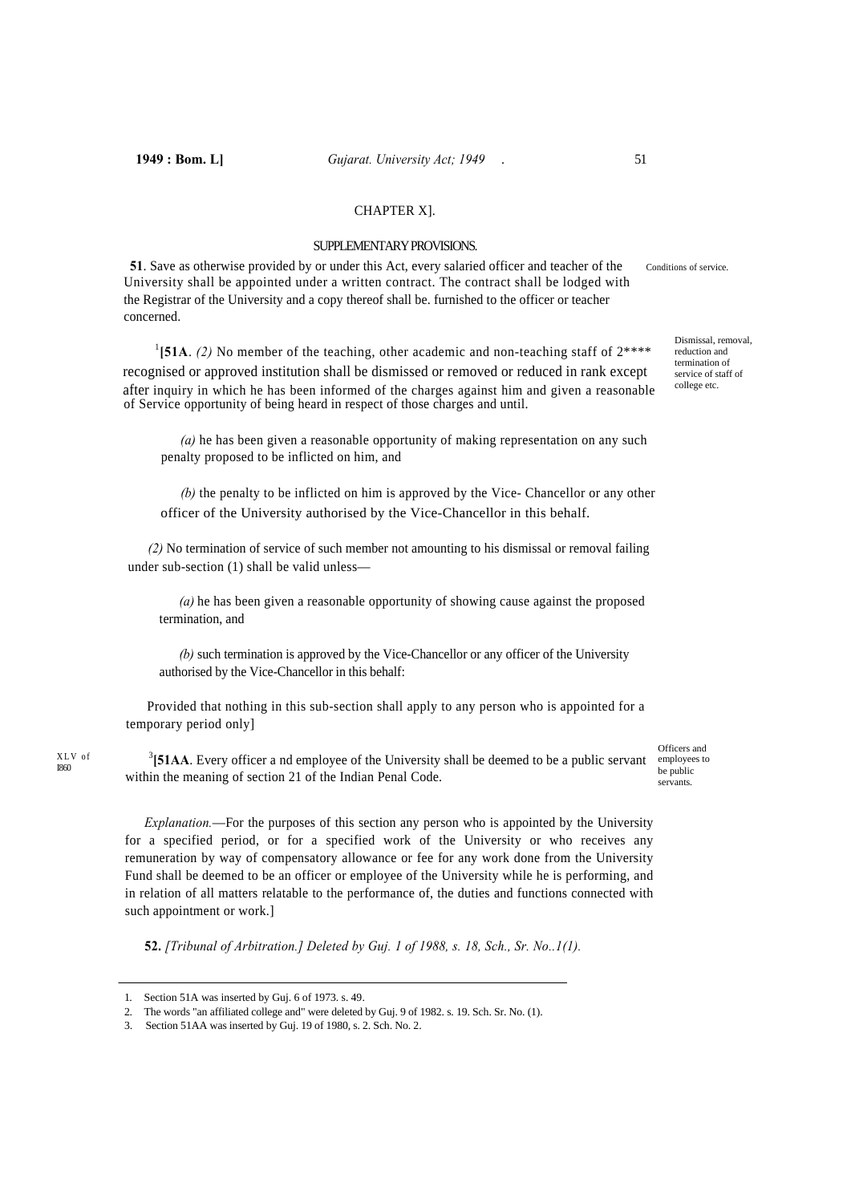CHAPTER X].

## SUPPLEMENTARY PROVISIONS.

**51**. Save as otherwise provided by or under this Act, every salaried officer and teacher of the University shall be appointed under a written contract. The contract shall be lodged with the Registrar of the University and a copy thereof shall be. furnished to the officer or teacher concerned.

Conditions of service.

[1]**[51A**. *(2)* No member of the teaching, other academic and non-teaching staff of 2**** recognised or approved institution shall be dismissed or removed or reduced in rank except after inquiry in which he has been informed of the charges against him and given a reasonable of Service opportunity of being heard in respect of those charges and until.

Dismissal, removal, reduction and termination of service of staff of college etc.

*(a)* he has been given a reasonable opportunity of making representation on any such penalty proposed to be inflicted on him, and

*(b)* the penalty to be inflicted on him is approved by the Vice- Chancellor or any other officer of the University authorised by the Vice-Chancellor in this behalf.

*(2)* No termination of service of such member not amounting to his dismissal or removal failing under sub-section (1) shall be valid unless—

*(a)* he has been given a reasonable opportunity of showing cause against the proposed termination, and

*(b)* such termination is approved by the Vice-Chancellor or any officer of the University authorised by the Vice-Chancellor in this behalf:

Provided that nothing in this sub-section shall apply to any person who is appointed for a temporary period only]

XLV of 1860

[3]**[51AA**. Every officer a nd employee of the University shall be deemed to be a public servant within the meaning of section 21 of the Indian Penal Code.

Officers and employees to be public servants.

*Explanation.*—For the purposes of this section any person who is appointed by the University for a specified period, or for a specified work of the University or who receives any remuneration by way of compensatory allowance or fee for any work done from the University Fund shall be deemed to be an officer or employee of the University while he is performing, and in relation of all matters relatable to the performance of, the duties and functions connected with such appointment or work.]

**52.** *[Tribunal of Arbitration.] Deleted by Guj. 1 of 1988, s. 18, Sch., Sr. No..1(1).*

---

1. Section 51A was inserted by Guj. 6 of 1973. s. 49.
2. The words "an affiliated college and" were deleted by Guj. 9 of 1982. s. 19. Sch. Sr. No. (1).
3. Section 51AA was inserted by Guj. 19 of 1980, s. 2. Sch. No. 2.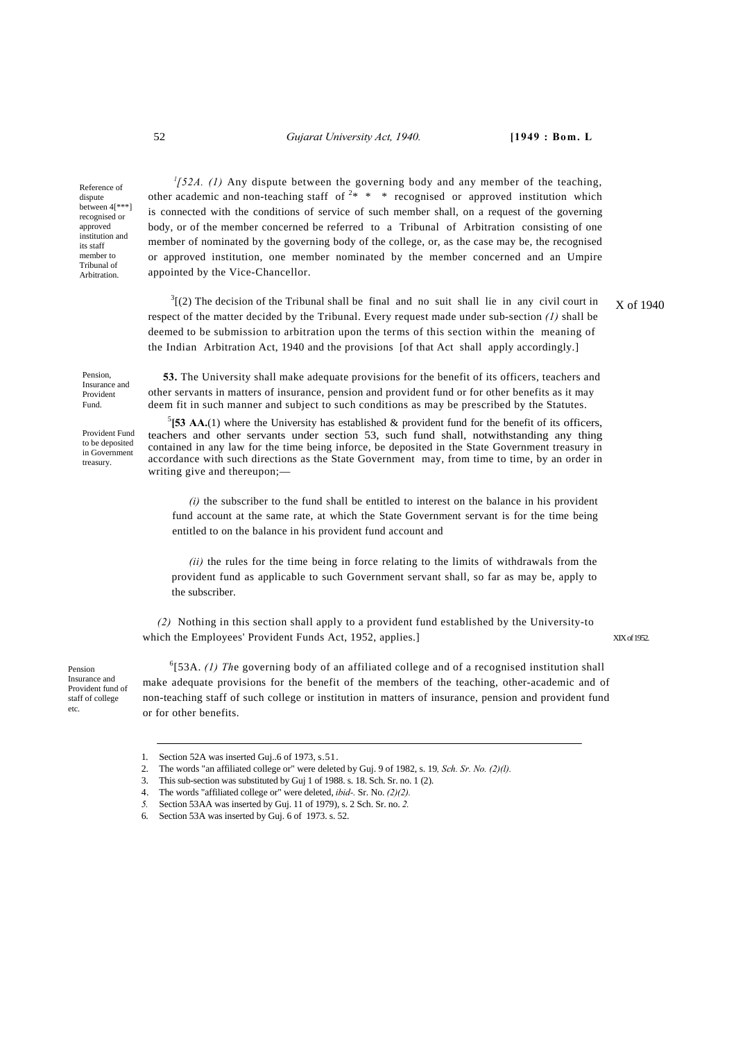Reference of dispute between 4[***] recognised or approved institution and its staff member to Tribunal of Arbitration.

[1][52A. *(1)* Any dispute between the governing body and any member of the teaching, other academic and non-teaching staff of [2]* * * recognised or approved institution which is connected with the conditions of service of such member shall, on a request of the governing body, or of the member concerned be referred to a Tribunal of Arbitration consisting of one member of nominated by the governing body of the college, or, as the case may be, the recognised or approved institution, one member nominated by the member concerned and an Umpire appointed by the Vice-Chancellor.

[3][(2) The decision of the Tribunal shall be final and no suit shall lie in any civil court in respect of the matter decided by the Tribunal. Every request made under sub-section *(1)* shall be deemed to be submission to arbitration upon the terms of this section within the meaning of the Indian Arbitration Act, 1940 and the provisions [of that Act shall apply accordingly.]

X of 1940

Pension, Insurance and Provident Fund.

**53.** The University shall make adequate provisions for the benefit of its officers, teachers and other servants in matters of insurance, pension and provident fund or for other benefits as it may deem fit in such manner and subject to such conditions as may be prescribed by the Statutes.

Provident Fund to be deposited in Government treasury.

[5]**[53 AA.**(1) where the University has established & provident fund for the benefit of its officers, teachers and other servants under section 53, such fund shall, notwithstanding any thing contained in any law for the time being inforce, be deposited in the State Government treasury in accordance with such directions as the State Government may, from time to time, by an order in writing give and thereupon;—

*(i)* the subscriber to the fund shall be entitled to interest on the balance in his provident fund account at the same rate, at which the State Government servant is for the time being entitled to on the balance in his provident fund account and

*(ii)* the rules for the time being in force relating to the limits of withdrawals from the provident fund as applicable to such Government servant shall, so far as may be, apply to the subscriber.

*(2)* Nothing in this section shall apply to a provident fund established by the University-to which the Employees' Provident Funds Act, 1952, applies.]

XIX of 1952.

Pension Insurance and Provident fund of staff of college etc.

[6][53A. *(1) Th*e governing body of an affiliated college and of a recognised institution shall make adequate provisions for the benefit of the members of the teaching, other-academic and of non-teaching staff of such college or institution in matters of insurance, pension and provident fund or for other benefits.

---

1. Section 52A was inserted Guj..6 of 1973, s.51.
2. The words "an affiliated college or" were deleted by Guj. 9 of 1982, s. 19, *Sch. Sr. No. (2)(l).*
3. This sub-section was substituted by Guj 1 of 1988. s. 18. Sch. Sr. no. 1 (2).
4. The words "affiliated college or" were deleted, *ibid-.* Sr. No. *(2)(2).*
5. Section 53AA was inserted by Guj. 11 of 1979), s. 2 Sch. Sr. no. *2.*
6. Section 53A was inserted by Guj. 6 of 1973. s. 52.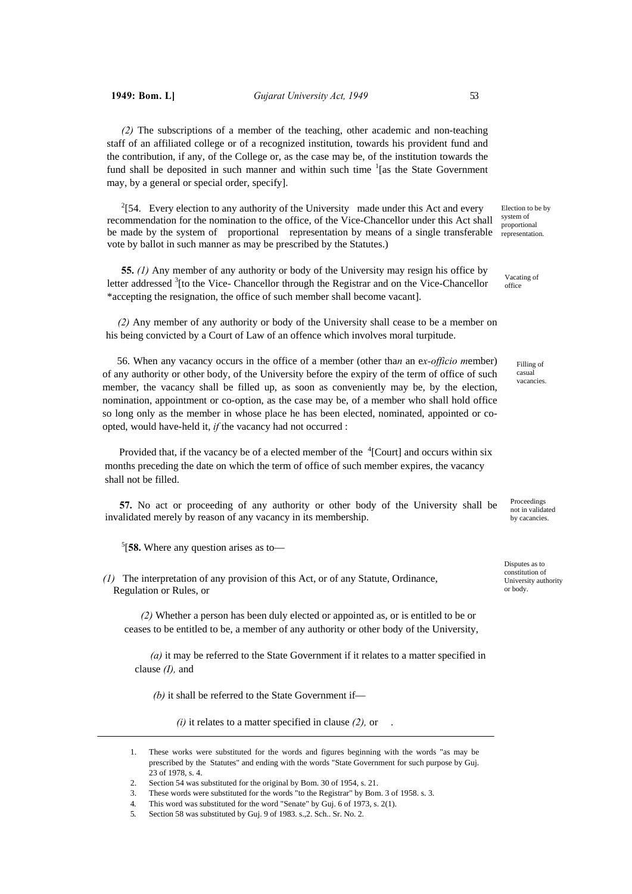*(2)* The subscriptions of a member of the teaching, other academic and non-teaching staff of an affiliated college or of a recognized institution, towards his provident fund and the contribution, if any, of the College or, as the case may be, of the institution towards the fund shall be deposited in such manner and within such time [1][as the State Government may, by a general or special order, specify].

Election to be by system of proportional representation.

[2][54. Every election to any authority of the University made under this Act and every recommendation for the nomination to the office, of the Vice-Chancellor under this Act shall be made by the system of proportional representation by means of a single transferable vote by ballot in such manner as may be prescribed by the Statutes.)

Vacating of office

**55.** *(1)* Any member of any authority or body of the University may resign his office by letter addressed [3][to the Vice- Chancellor through the Registrar and on the Vice-Chancellor *accepting the resignation, the office of such member shall become vacant].

*(2)* Any member of any authority or body of the University shall cease to be a member on his being convicted by a Court of Law of an offence which involves moral turpitude.

Filling of casual vacancies.

56. When any vacancy occurs in the office of a member (other than an *ex-officio m*ember) of any authority or other body, of the University before the expiry of the term of office of such member, the vacancy shall be filled up, as soon as conveniently may be, by the election, nomination, appointment or co-option, as the case may be, of a member who shall hold office so long only as the member in whose place he has been elected, nominated, appointed or co-opted, would have-held it, *if* the vacancy had not occurred :

Provided that, if the vacancy be of a elected member of the [4][Court] and occurs within six months preceding the date on which the term of office of such member expires, the vacancy shall not be filled.

Proceedings not in validated by cacancies.

**57.** No act or proceeding of any authority or other body of the University shall be invalidated merely by reason of any vacancy in its membership.

Disputes as to constitution of University authority or body.

[5][**58.** Where any question arises as to—

*(1)* The interpretation of any provision of this Act, or of any Statute, Ordinance, Regulation or Rules, or

*(2)* Whether a person has been duly elected or appointed as, or is entitled to be or ceases to be entitled to be, a member of any authority or other body of the University,

*(a)* it may be referred to the State Government if it relates to a matter specified in clause *(I),* and

*(b)* it shall be referred to the State Government if—

*(i)* it relates to a matter specified in clause *(2),* or .

---

1. These works were substituted for the words and figures beginning with the words "as may be prescribed by the Statutes" and ending with the words "State Government for such purpose by Guj. 23 of 1978, s. 4.
2. Section 54 was substituted for the original by Bom. 30 of 1954, s. 21.
3. These words were substituted for the words "to the Registrar" by Bom. 3 of 1958. s. 3.
4. This word was substituted for the word "Senate" by Guj. 6 of 1973, s. 2(1).
5. Section 58 was substituted by Guj. 9 of 1983. s.,2. Sch.. Sr. No. 2.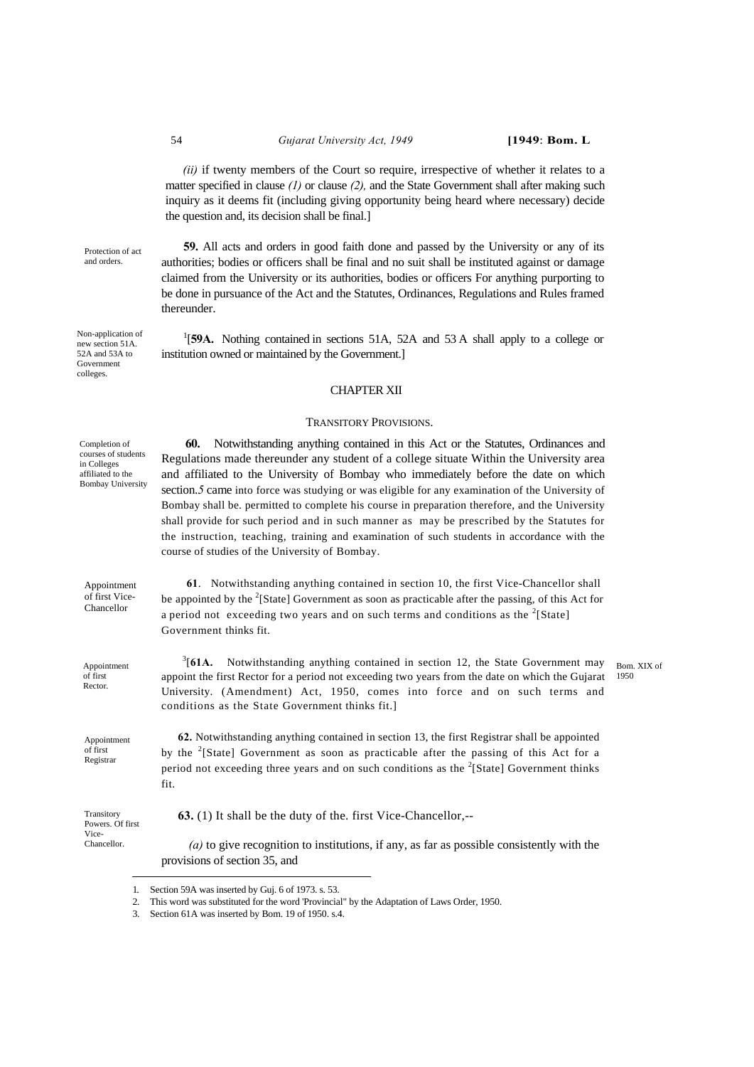*(ii)* if twenty members of the Court so require, irrespective of whether it relates to a matter specified in clause *(1)* or clause *(2),* and the State Government shall after making such inquiry as it deems fit (including giving opportunity being heard where necessary) decide the question and, its decision shall be final.]

Protection of act and orders.

**59.** All acts and orders in good faith done and passed by the University or any of its authorities; bodies or officers shall be final and no suit shall be instituted against or damage claimed from the University or its authorities, bodies or officers For anything purporting to be done in pursuance of the Act and the Statutes, Ordinances, Regulations and Rules framed thereunder.

Non-application of new section 51A. 52A and 53A to Government colleges.

[1][**59A.** Nothing contained in sections 51A, 52A and 53 A shall apply to a college or institution owned or maintained by the Government.]

## CHAPTER XII

### TRANSITORY PROVISIONS.

Completion of courses of students in Colleges affiliated to the Bombay University

**60.** Notwithstanding anything contained in this Act or the Statutes, Ordinances and Regulations made thereunder any student of a college situate Within the University area and affiliated to the University of Bombay who immediately before the date on which section.*5* came into force was studying or was eligible for any examination of the University of Bombay shall be. permitted to complete his course in preparation therefore, and the University shall provide for such period and in such manner as may be prescribed by the Statutes for the instruction, teaching, training and examination of such students in accordance with the course of studies of the University of Bombay.

Appointment of first Vice-Chancellor

**61**. Notwithstanding anything contained in section 10, the first Vice-Chancellor shall be appointed by the [2][State] Government as soon as practicable after the passing, of this Act for a period not exceeding two years and on such terms and conditions as the [2][State] Government thinks fit.

Appointment of first Rector.

[3][**61A.** Notwithstanding anything contained in section 12, the State Government may appoint the first Rector for a period not exceeding two years from the date on which the Gujarat University. (Amendment) Act, 1950, comes into force and on such terms and conditions as the State Government thinks fit.]

Bom. XIX of 1950

Appointment of first Registrar

**62.** Notwithstanding anything contained in section 13, the first Registrar shall be appointed by the [2][State] Government as soon as practicable after the passing of this Act for a period not exceeding three years and on such conditions as the [2][State] Government thinks fit.

Transitory Powers. Of first Vice-Chancellor.

**63.** (1) It shall be the duty of the. first Vice-Chancellor,--

*(a)* to give recognition to institutions, if any, as far as possible consistently with the provisions of section 35, and

---

1. Section 59A was inserted by Guj. 6 of 1973. s. 53.
2. This word was substituted for the word 'Provincial" by the Adaptation of Laws Order, 1950.
3. Section 61A was inserted by Bom. 19 of 1950. s.4.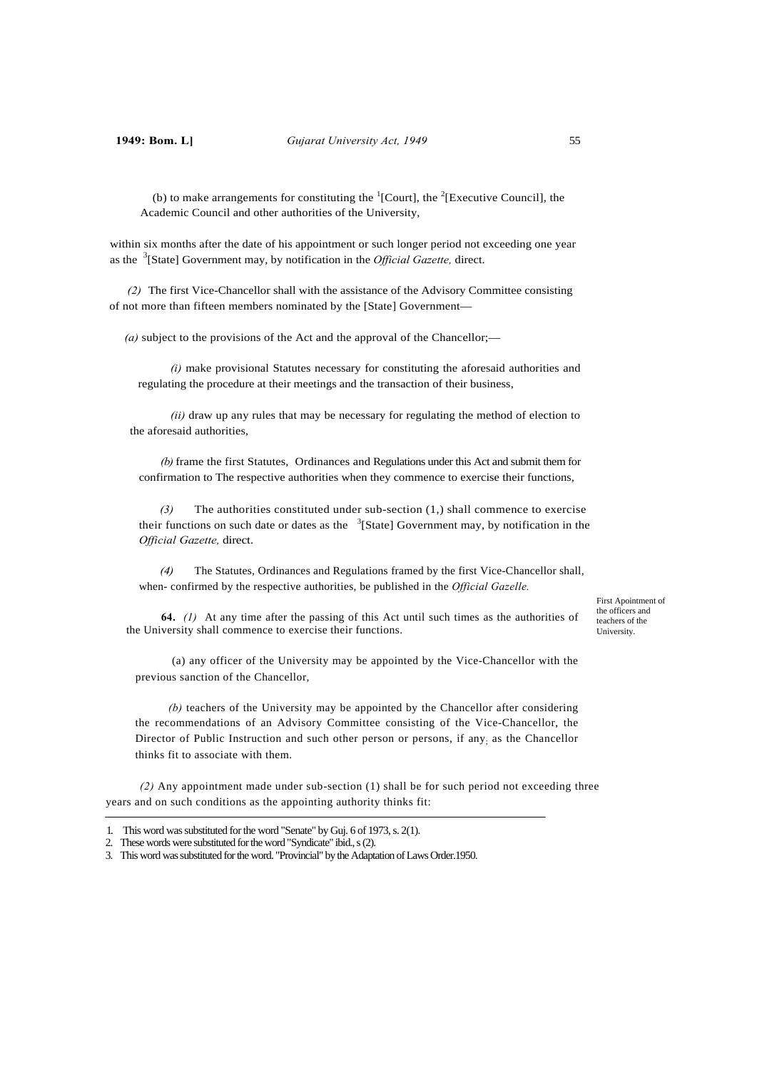(b) to make arrangements for constituting the [1][Court], the [2][Executive Council], the Academic Council and other authorities of the University,

within six months after the date of his appointment or such longer period not exceeding one year as the [3][State] Government may, by notification in the *Official Gazette,* direct.

*(2)* The first Vice-Chancellor shall with the assistance of the Advisory Committee consisting of not more than fifteen members nominated by the [State] Government—

*(a)* subject to the provisions of the Act and the approval of the Chancellor;—

*(i)* make provisional Statutes necessary for constituting the aforesaid authorities and regulating the procedure at their meetings and the transaction of their business,

*(ii)* draw up any rules that may be necessary for regulating the method of election to the aforesaid authorities,

*(b)* frame the first Statutes, Ordinances and Regulations under this Act and submit them for confirmation to The respective authorities when they commence to exercise their functions,

*(3)* The authorities constituted under sub-section (1,) shall commence to exercise their functions on such date or dates as the [3][State] Government may, by notification in the *Official Gazette,* direct.

*(4)* The Statutes, Ordinances and Regulations framed by the first Vice-Chancellor shall, when- confirmed by the respective authorities, be published in the *Official Gazelle.*

First Apointment of the officers and teachers of the University.

**64.** *(1)* At any time after the passing of this Act until such times as the authorities of the University shall commence to exercise their functions.

(a) any officer of the University may be appointed by the Vice-Chancellor with the previous sanction of the Chancellor,

*(b)* teachers of the University may be appointed by the Chancellor after considering the recommendations of an Advisory Committee consisting of the Vice-Chancellor, the Director of Public Instruction and such other person or persons, if any; as the Chancellor thinks fit to associate with them.

*(2)* Any appointment made under sub-section (1) shall be for such period not exceeding three years and on such conditions as the appointing authority thinks fit:

---

1. This word was substituted for the word "Senate" by Guj. 6 of 1973, s. 2(1).
2. These words were substituted for the word "Syndicate" ibid., s (2).
3. This word was substituted for the word. "Provincial" by the Adaptation of Laws Order.1950.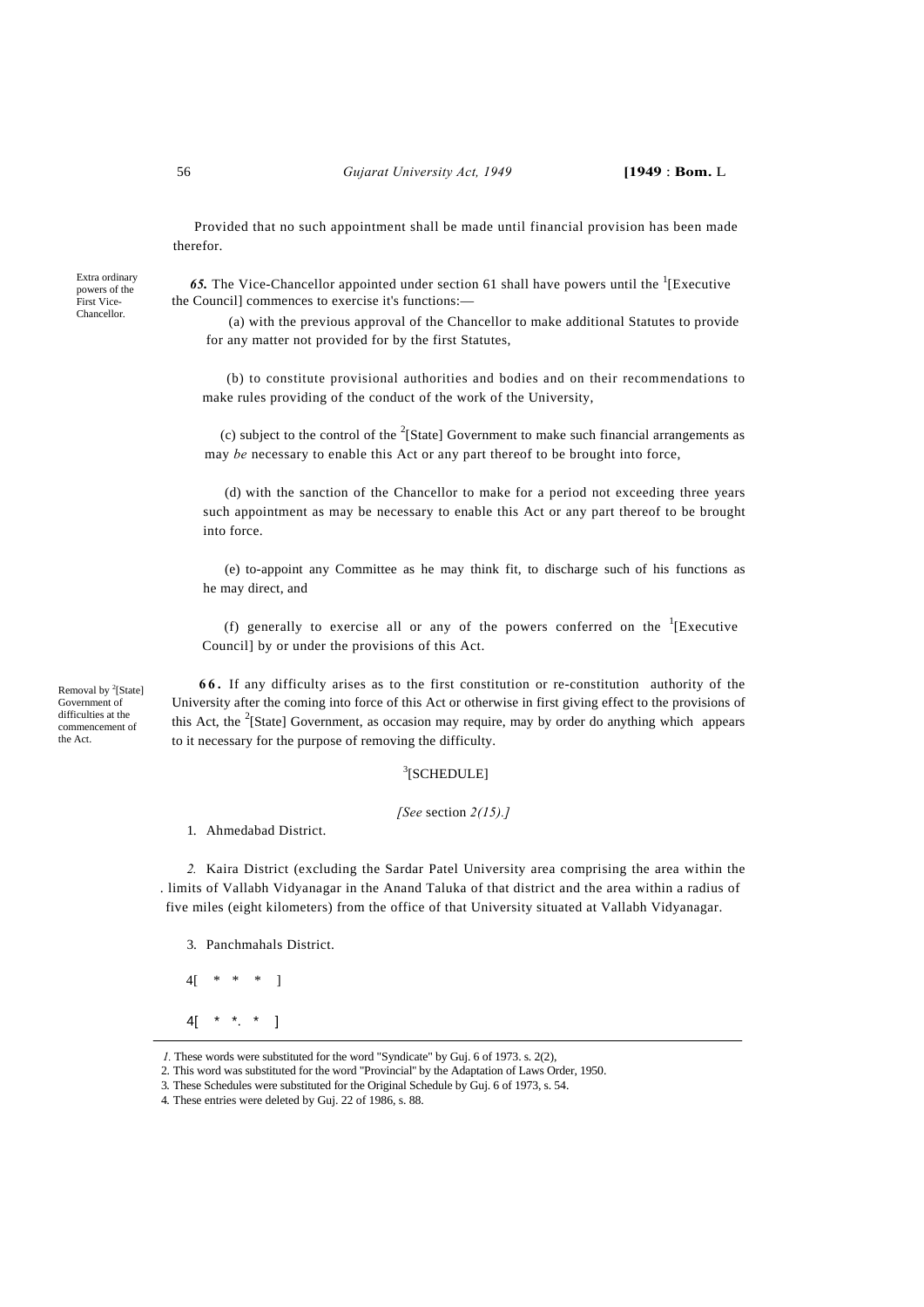Provided that no such appointment shall be made until financial provision has been made therefor.

Extra ordinary powers of the First Vice-Chancellor.

***65.*** The Vice-Chancellor appointed under section 61 shall have powers until the [1][Executive the Council] commences to exercise it's functions:—

(a) with the previous approval of the Chancellor to make additional Statutes to provide for any matter not provided for by the first Statutes,

(b) to constitute provisional authorities and bodies and on their recommendations to make rules providing of the conduct of the work of the University,

(c) subject to the control of the [2][State] Government to make such financial arrangements as may *be* necessary to enable this Act or any part thereof to be brought into force,

(d) with the sanction of the Chancellor to make for a period not exceeding three years such appointment as may be necessary to enable this Act or any part thereof to be brought into force.

(e) to-appoint any Committee as he may think fit, to discharge such of his functions as he may direct, and

(f) generally to exercise all or any of the powers conferred on the [1][Executive Council] by or under the provisions of this Act.

Removal by [2][State] Government of difficulties at the commencement of the Act.

**66.** If any difficulty arises as to the first constitution or re-constitution authority of the University after the coming into force of this Act or otherwise in first giving effect to the provisions of this Act, the [2][State] Government, as occasion may require, may by order do anything which appears to it necessary for the purpose of removing the difficulty.

[3][SCHEDULE]

*[See* section *2(15).]*

1. Ahmedabad District.

*2.* Kaira District (excluding the Sardar Patel University area comprising the area within the . limits of Vallabh Vidyanagar in the Anand Taluka of that district and the area within a radius of five miles (eight kilometers) from the office of that University situated at Vallabh Vidyanagar.

3. Panchmahals District.

4[ * * * ]

4[ * *. * ]

---

*1.* These words were substituted for the word "Syndicate" by Guj. 6 of 1973. s. 2(2),

2. This word was substituted for the word "Provincial" by the Adaptation of Laws Order, 1950.

3. These Schedules were substituted for the Original Schedule by Guj. 6 of 1973, s. 54.

4. These entries were deleted by Guj. 22 of 1986, s. 88.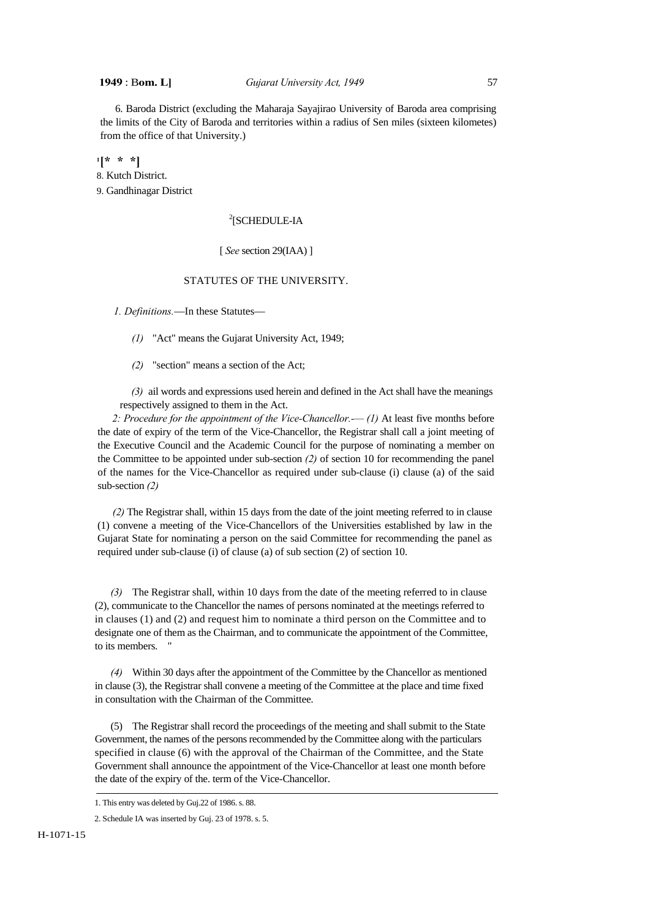6. Baroda District (excluding the Maharaja Sayajirao University of Baroda area comprising the limits of the City of Baroda and territories within a radius of Sen miles (sixteen kilometes) from the office of that University.)

[1][* * *]

8. Kutch District.

9. Gandhinagar District

[2][SCHEDULE-IA

[ *See* section 29(IAA) ]

STATUTES OF THE UNIVERSITY.

*1. Definitions.*—In these Statutes—

*(1)* "Act" means the Gujarat University Act, 1949;

*(2)* "section" means a section of the Act;

*(3)* ail words and expressions used herein and defined in the Act shall have the meanings respectively assigned to them in the Act.

*2: Procedure for the appointment of the Vice-Chancellor.*— *(1)* At least five months before the date of expiry of the term of the Vice-Chancellor, the Registrar shall call a joint meeting of the Executive Council and the Academic Council for the purpose of nominating a member on the Committee to be appointed under sub-section *(2)* of section 10 for recommending the panel of the names for the Vice-Chancellor as required under sub-clause (i) clause (a) of the said sub-section *(2)*

*(2)* The Registrar shall, within 15 days from the date of the joint meeting referred to in clause (1) convene a meeting of the Vice-Chancellors of the Universities established by law in the Gujarat State for nominating a person on the said Committee for recommending the panel as required under sub-clause (i) of clause (a) of sub section (2) of section 10.

*(3)* The Registrar shall, within 10 days from the date of the meeting referred to in clause (2), communicate to the Chancellor the names of persons nominated at the meetings referred to in clauses (1) and (2) and request him to nominate a third person on the Committee and to designate one of them as the Chairman, and to communicate the appointment of the Committee, to its members. "

*(4)* Within 30 days after the appointment of the Committee by the Chancellor as mentioned in clause (3), the Registrar shall convene a meeting of the Committee at the place and time fixed in consultation with the Chairman of the Committee.

(5) The Registrar shall record the proceedings of the meeting and shall submit to the State Government, the names of the persons recommended by the Committee along with the particulars specified in clause (6) with the approval of the Chairman of the Committee, and the State Government shall announce the appointment of the Vice-Chancellor at least one month before the date of the expiry of the. term of the Vice-Chancellor.

---

1. This entry was deleted by Guj.22 of 1986. s. 88.

2. Schedule IA was inserted by Guj. 23 of 1978. s. 5.

H-1071-15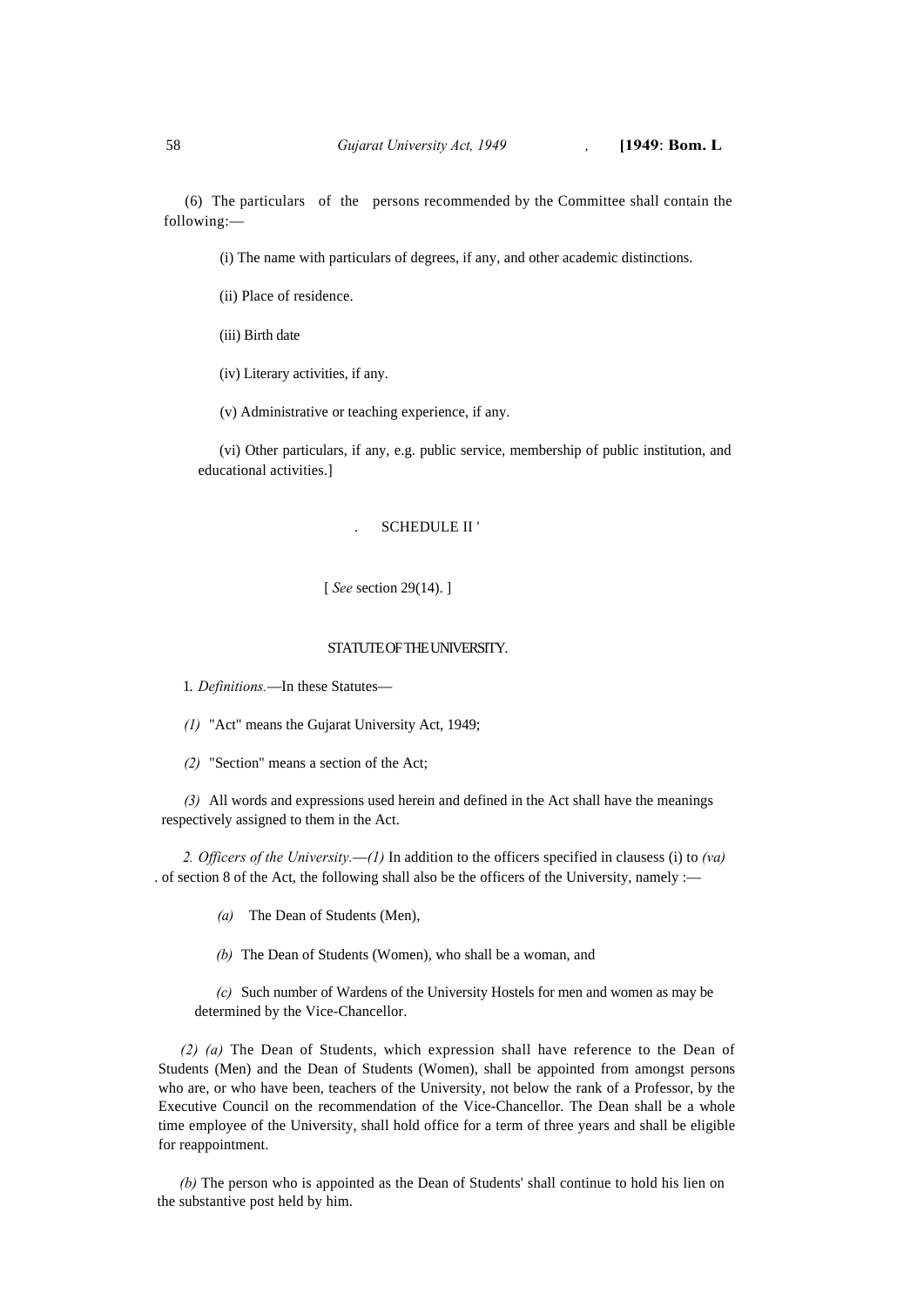(6) The particulars of the persons recommended by the Committee shall contain the following:—

(i) The name with particulars of degrees, if any, and other academic distinctions.

(ii) Place of residence.

(iii) Birth date

(iv) Literary activities, if any.

(v) Administrative or teaching experience, if any.

(vi) Other particulars, if any, e.g. public service, membership of public institution, and educational activities.]

## SCHEDULE II '

[ *See* section 29(14). ]

### STATUTE OF THE UNIVERSITY.

1. *Definitions.*—In these Statutes—

*(1)* "Act" means the Gujarat University Act, 1949;

*(2)* "Section" means a section of the Act;

*(3)* All words and expressions used herein and defined in the Act shall have the meanings respectively assigned to them in the Act.

*2. Officers of the University.—(1)* In addition to the officers specified in clausess (i) to *(va)* of section 8 of the Act, the following shall also be the officers of the University, namely :—

*(a)* The Dean of Students (Men),

*(b)* The Dean of Students (Women), who shall be a woman, and

*(c)* Such number of Wardens of the University Hostels for men and women as may be determined by the Vice-Chancellor.

*(2) (a)* The Dean of Students, which expression shall have reference to the Dean of Students (Men) and the Dean of Students (Women), shall be appointed from amongst persons who are, or who have been, teachers of the University, not below the rank of a Professor, by the Executive Council on the recommendation of the Vice-Chancellor. The Dean shall be a whole time employee of the University, shall hold office for a term of three years and shall be eligible for reappointment.

*(b)* The person who is appointed as the Dean of Students' shall continue to hold his lien on the substantive post held by him.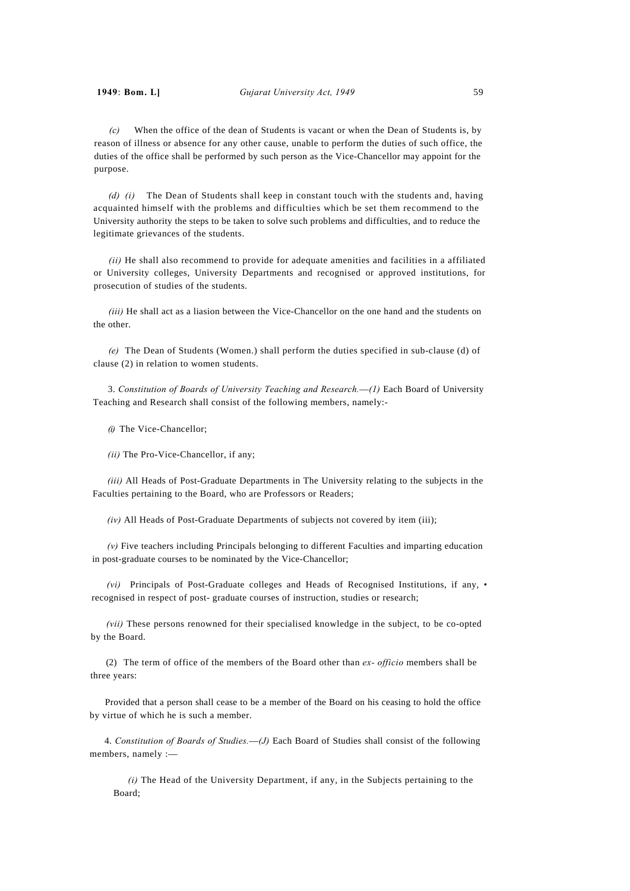*(c)* When the office of the dean of Students is vacant or when the Dean of Students is, by reason of illness or absence for any other cause, unable to perform the duties of such office, the duties of the office shall be performed by such person as the Vice-Chancellor may appoint for the purpose.

*(d) (i)* The Dean of Students shall keep in constant touch with the students and, having acquainted himself with the problems and difficulties which be set them recommend to the University authority the steps to be taken to solve such problems and difficulties, and to reduce the legitimate grievances of the students.

*(ii)* He shall also recommend to provide for adequate amenities and facilities in a affiliated or University colleges, University Departments and recognised or approved institutions, for prosecution of studies of the students.

*(iii)* He shall act as a liasion between the Vice-Chancellor on the one hand and the students on the other.

*(e)* The Dean of Students (Women.) shall perform the duties specified in sub-clause (d) of clause (2) in relation to women students.

3. *Constitution of Boards of University Teaching and Research.—(1)* Each Board of University Teaching and Research shall consist of the following members, namely:-

*(i)* The Vice-Chancellor;

*(ii)* The Pro-Vice-Chancellor, if any;

*(iii)* All Heads of Post-Graduate Departments in The University relating to the subjects in the Faculties pertaining to the Board, who are Professors or Readers;

*(iv)* All Heads of Post-Graduate Departments of subjects not covered by item (iii);

*(v)* Five teachers including Principals belonging to different Faculties and imparting education in post-graduate courses to be nominated by the Vice-Chancellor;

*(vi)* Principals of Post-Graduate colleges and Heads of Recognised Institutions, if any, • recognised in respect of post- graduate courses of instruction, studies or research;

*(vii)* These persons renowned for their specialised knowledge in the subject, to be co-opted by the Board.

(2) The term of office of the members of the Board other than *ex- officio* members shall be three years:

Provided that a person shall cease to be a member of the Board on his ceasing to hold the office by virtue of which he is such a member.

4. *Constitution of Boards of Studies.—(J)* Each Board of Studies shall consist of the following members, namely :—

*(i)* The Head of the University Department, if any, in the Subjects pertaining to the Board;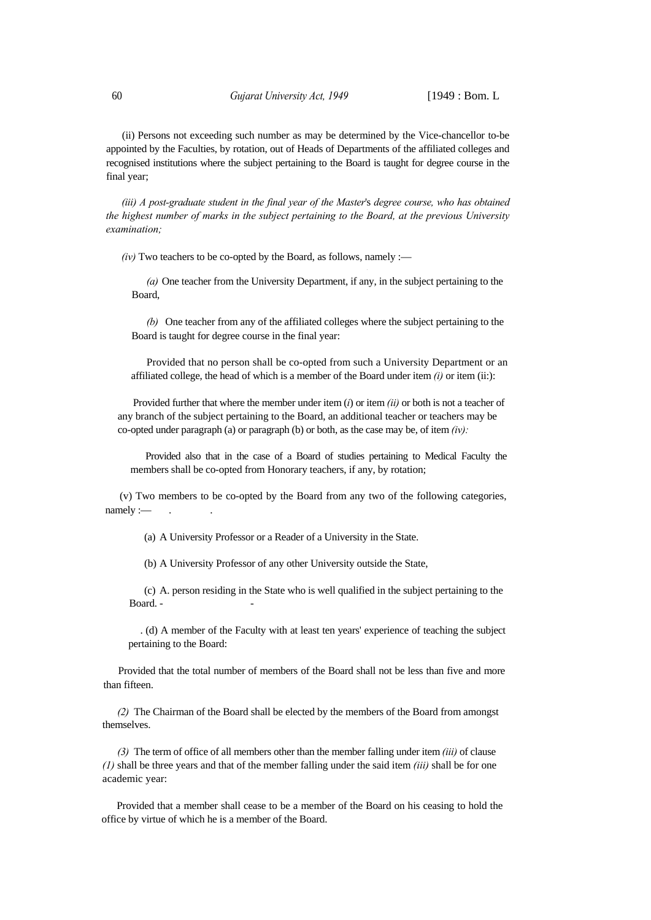(ii) Persons not exceeding such number as may be determined by the Vice-chancellor to-be appointed by the Faculties, by rotation, out of Heads of Departments of the affiliated colleges and recognised institutions where the subject pertaining to the Board is taught for degree course in the final year;

*(iii) A post-graduate student in the final year of the Master*'s *degree course, who has obtained the highest number of marks in the subject pertaining to the Board, at the previous University examination;*

*(iv)* Two teachers to be co-opted by the Board, as follows, namely :—

*(a)* One teacher from the University Department, if any, in the subject pertaining to the Board,

*(b)* One teacher from any of the affiliated colleges where the subject pertaining to the Board is taught for degree course in the final year:

Provided that no person shall be co-opted from such a University Department or an affiliated college, the head of which is a member of the Board under item *(i)* or item (ii:):

Provided further that where the member under item (*i*) or item *(ii)* or both is not a teacher of any branch of the subject pertaining to the Board, an additional teacher or teachers may be co-opted under paragraph (a) or paragraph (b) or both, as the case may be, of item *(iv):*

Provided also that in the case of a Board of studies pertaining to Medical Faculty the members shall be co-opted from Honorary teachers, if any, by rotation;

(v) Two members to be co-opted by the Board from any two of the following categories, namely :—

(a) A University Professor or a Reader of a University in the State.

(b) A University Professor of any other University outside the State,

(c) A. person residing in the State who is well qualified in the subject pertaining to the Board. -

. (d) A member of the Faculty with at least ten years' experience of teaching the subject pertaining to the Board:

Provided that the total number of members of the Board shall not be less than five and more than fifteen.

*(2)* The Chairman of the Board shall be elected by the members of the Board from amongst themselves.

*(3)* The term of office of all members other than the member falling under item *(iii)* of clause *(1)* shall be three years and that of the member falling under the said item *(iii)* shall be for one academic year:

Provided that a member shall cease to be a member of the Board on his ceasing to hold the office by virtue of which he is a member of the Board.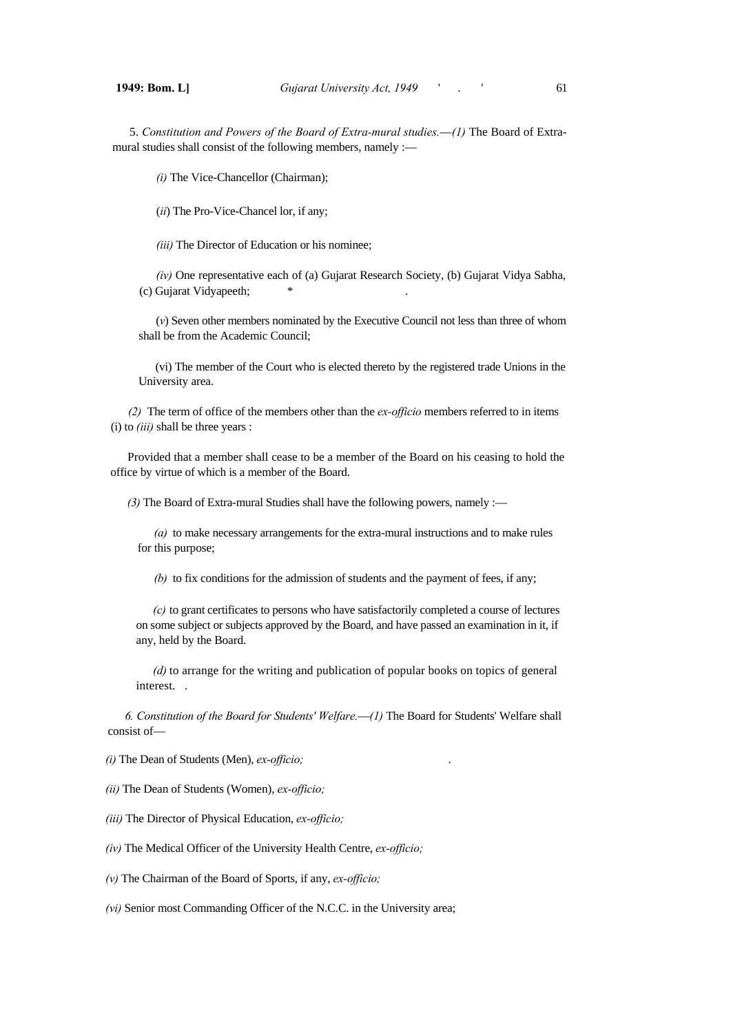5. *Constitution and Powers of the Board of Extra-mural studies.—(1)* The Board of Extra-mural studies shall consist of the following members, namely :—

*(i)* The Vice-Chancellor (Chairman);

(*ii*) The Pro-Vice-Chancel lor, if any;

*(iii)* The Director of Education or his nominee;

*(iv)* One representative each of (a) Gujarat Research Society, (b) Gujarat Vidya Sabha, (c) Gujarat Vidyapeeth; *

(*v*) Seven other members nominated by the Executive Council not less than three of whom shall be from the Academic Council;

(vi) The member of the Court who is elected thereto by the registered trade Unions in the University area.

*(2)* The term of office of the members other than the *ex-officio* members referred to in items (i) to *(iii)* shall be three years :

Provided that a member shall cease to be a member of the Board on his ceasing to hold the office by virtue of which is a member of the Board.

*(3)* The Board of Extra-mural Studies shall have the following powers, namely :—

*(a)* to make necessary arrangements for the extra-mural instructions and to make rules for this purpose;

*(b)* to fix conditions for the admission of students and the payment of fees, if any;

*(c)* to grant certificates to persons who have satisfactorily completed a course of lectures on some subject or subjects approved by the Board, and have passed an examination in it, if any, held by the Board.

*(d)* to arrange for the writing and publication of popular books on topics of general interest.

*6. Constitution of the Board for Students' Welfare.—(1)* The Board for Students' Welfare shall consist of—

*(i)* The Dean of Students (Men), *ex-officio;*

*(ii)* The Dean of Students (Women), *ex-officio;*

*(iii)* The Director of Physical Education, *ex-officio;*

*(iv)* The Medical Officer of the University Health Centre, *ex-officio;*

*(v)* The Chairman of the Board of Sports, if any, *ex-officio;*

*(vi)* Senior most Commanding Officer of the N.C.C. in the University area;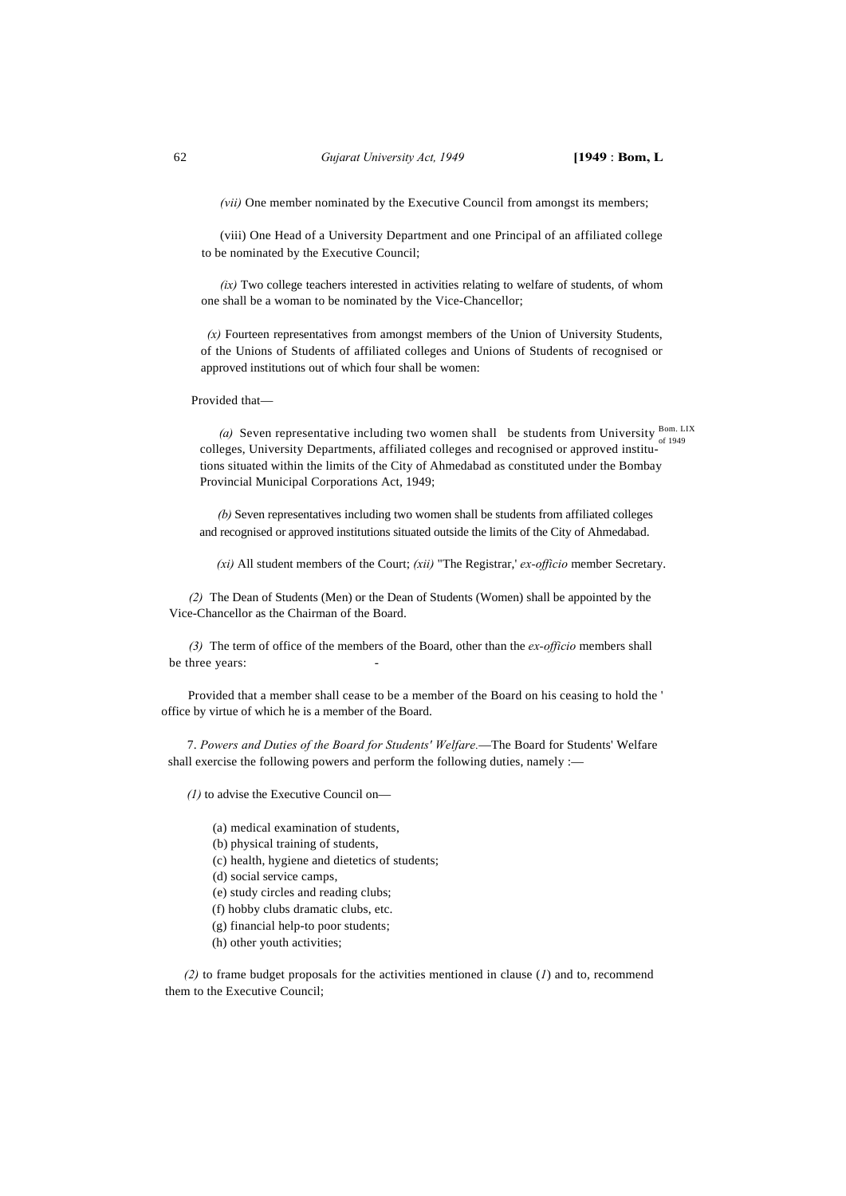*(vii)* One member nominated by the Executive Council from amongst its members;

(viii) One Head of a University Department and one Principal of an affiliated college to be nominated by the Executive Council;

*(ix)* Two college teachers interested in activities relating to welfare of students, of whom one shall be a woman to be nominated by the Vice-Chancellor;

*(x)* Fourteen representatives from amongst members of the Union of University Students, of the Unions of Students of affiliated colleges and Unions of Students of recognised or approved institutions out of which four shall be women:

Provided that—

*(a)* Seven representative including two women shall be students from University colleges, University Departments, affiliated colleges and recognised or approved institutions situated within the limits of the City of Ahmedabad as constituted under the Bombay Provincial Municipal Corporations Act, 1949; Bom. LIX of 1949

*(b)* Seven representatives including two women shall be students from affiliated colleges and recognised or approved institutions situated outside the limits of the City of Ahmedabad.

*(xi)* All student members of the Court; *(xii)* "The Registrar,' *ex-officio* member Secretary.

*(2)* The Dean of Students (Men) or the Dean of Students (Women) shall be appointed by the Vice-Chancellor as the Chairman of the Board.

*(3)* The term of office of the members of the Board, other than the *ex-officio* members shall be three years:

Provided that a member shall cease to be a member of the Board on his ceasing to hold the ' office by virtue of which he is a member of the Board.

7. *Powers and Duties of the Board for Students' Welfare.*—The Board for Students' Welfare shall exercise the following powers and perform the following duties, namely :—

*(1)* to advise the Executive Council on—

(a) medical examination of students,
(b) physical training of students,
(c) health, hygiene and dietetics of students;
(d) social service camps,
(e) study circles and reading clubs;
(f) hobby clubs dramatic clubs, etc.
(g) financial help-to poor students;
(h) other youth activities;

*(2)* to frame budget proposals for the activities mentioned in clause (*1*) and to, recommend them to the Executive Council;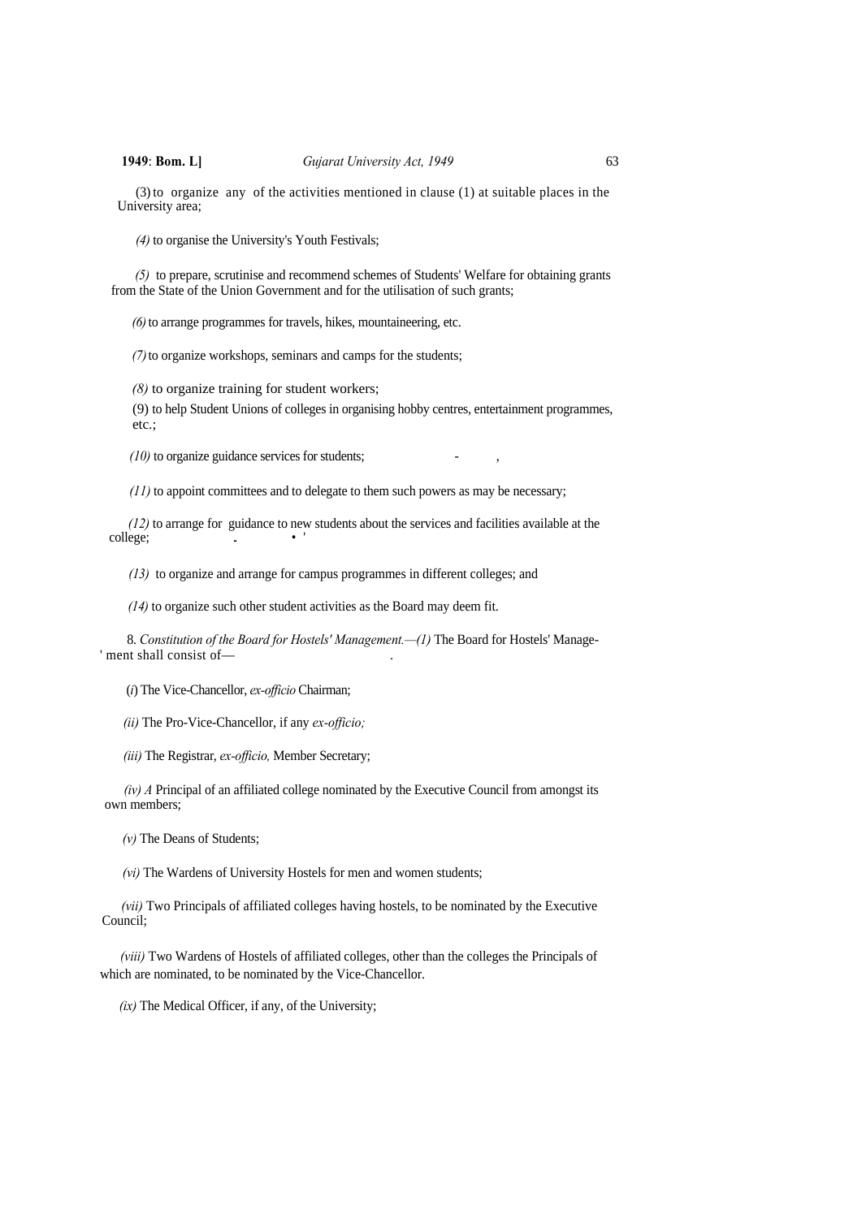(3) to organize any of the activities mentioned in clause (1) at suitable places in the University area;

*(4)* to organise the University's Youth Festivals;

*(5)* to prepare, scrutinise and recommend schemes of Students' Welfare for obtaining grants from the State of the Union Government and for the utilisation of such grants;

*(6)* to arrange programmes for travels, hikes, mountaineering, etc.

*(7)* to organize workshops, seminars and camps for the students;

*(8)* to organize training for student workers;

(9) to help Student Unions of colleges in organising hobby centres, entertainment programmes, etc.;

*(10)* to organize guidance services for students;

*(11)* to appoint committees and to delegate to them such powers as may be necessary;

*(12)* to arrange for guidance to new students about the services and facilities available at the college;

*(13)* to organize and arrange for campus programmes in different colleges; and

*(14)* to organize such other student activities as the Board may deem fit.

8. *Constitution of the Board for Hostels' Management.—(1)* The Board for Hostels' Management shall consist of—

(*i*) The Vice-Chancellor, *ex-officio* Chairman;

*(ii)* The Pro-Vice-Chancellor, if any *ex-officio;*

*(iii)* The Registrar, *ex-officio,* Member Secretary;

*(iv) A* Principal of an affiliated college nominated by the Executive Council from amongst its own members;

*(v)* The Deans of Students;

*(vi)* The Wardens of University Hostels for men and women students;

*(vii)* Two Principals of affiliated colleges having hostels, to be nominated by the Executive Council;

*(viii)* Two Wardens of Hostels of affiliated colleges, other than the colleges the Principals of which are nominated, to be nominated by the Vice-Chancellor.

*(ix)* The Medical Officer, if any, of the University;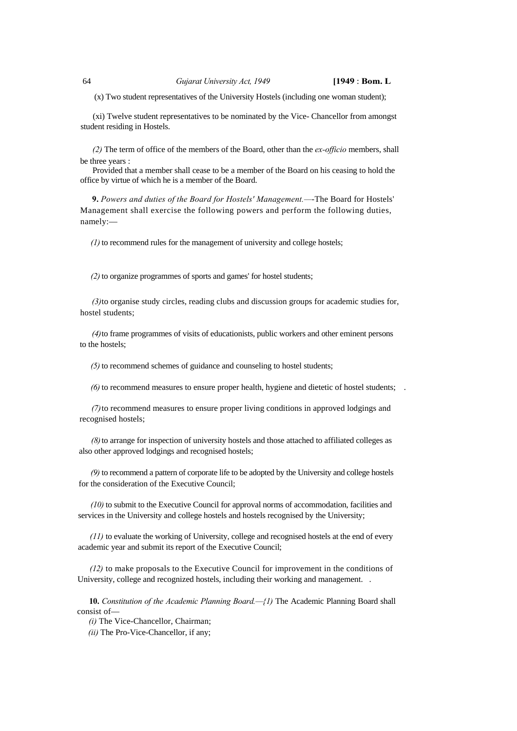(x) Two student representatives of the University Hostels (including one woman student);

(xi) Twelve student representatives to be nominated by the Vice- Chancellor from amongst student residing in Hostels.

*(2)* The term of office of the members of the Board, other than the *ex-officio* members, shall be three years :

Provided that a member shall cease to be a member of the Board on his ceasing to hold the office by virtue of which he is a member of the Board.

**9.** *Powers and duties of the Board for Hostels' Management.*—-The Board for Hostels' Management shall exercise the following powers and perform the following duties, namely:—

*(1)* to recommend rules for the management of university and college hostels;

*(2)* to organize programmes of sports and games' for hostel students;

*(3)* to organise study circles, reading clubs and discussion groups for academic studies for, hostel students;

*(4)* to frame programmes of visits of educationists, public workers and other eminent persons to the hostels;

*(5)* to recommend schemes of guidance and counseling to hostel students;

*(6)* to recommend measures to ensure proper health, hygiene and dietetic of hostel students; .

*(7)* to recommend measures to ensure proper living conditions in approved lodgings and recognised hostels;

*(8)* to arrange for inspection of university hostels and those attached to affiliated colleges as also other approved lodgings and recognised hostels;

*(9)* to recommend a pattern of corporate life to be adopted by the University and college hostels for the consideration of the Executive Council;

*(10)* to submit to the Executive Council for approval norms of accommodation, facilities and services in the University and college hostels and hostels recognised by the University;

*(11)* to evaluate the working of University, college and recognised hostels at the end of every academic year and submit its report of the Executive Council;

*(12)* to make proposals to the Executive Council for improvement in the conditions of University, college and recognized hostels, including their working and management. .

**10.** *Constitution of the Academic Planning Board.—(1)* The Academic Planning Board shall consist of—

*(i)* The Vice-Chancellor, Chairman;

*(ii)* The Pro-Vice-Chancellor, if any;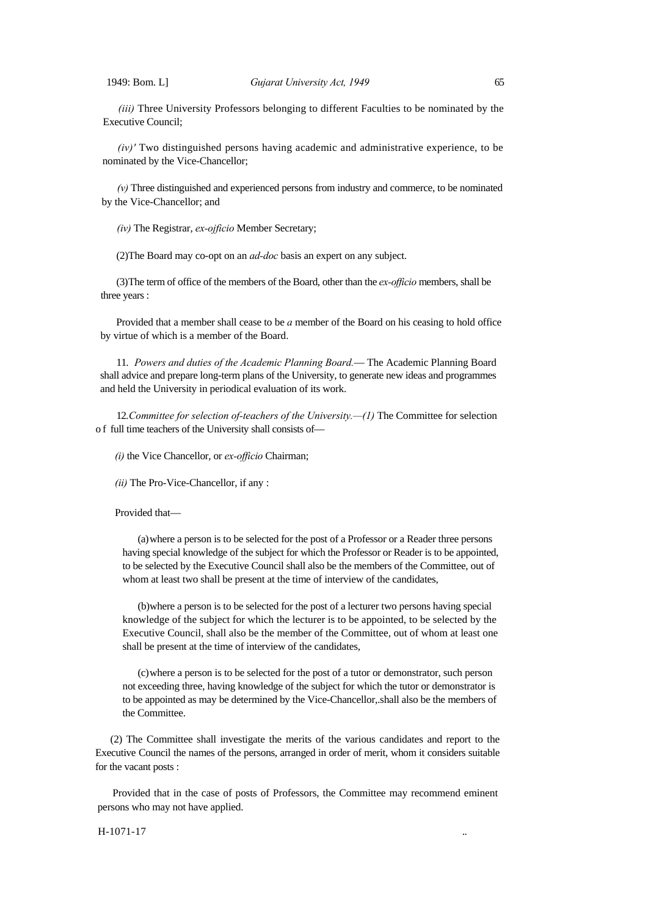*(iii)* Three University Professors belonging to different Faculties to be nominated by the Executive Council;

*(iv)'* Two distinguished persons having academic and administrative experience, to be nominated by the Vice-Chancellor;

*(v)* Three distinguished and experienced persons from industry and commerce, to be nominated by the Vice-Chancellor; and

*(iv)* The Registrar, *ex-ojficio* Member Secretary;

(2)The Board may co-opt on an *ad-doc* basis an expert on any subject.

(3)The term of office of the members of the Board, other than the *ex-officio* members, shall be three years :

Provided that a member shall cease to be *a* member of the Board on his ceasing to hold office by virtue of which is a member of the Board.

11. *Powers and duties of the Academic Planning Board.*— The Academic Planning Board shall advice and prepare long-term plans of the University, to generate new ideas and programmes and held the University in periodical evaluation of its work.

12.*Committee for selection of-teachers of the University.—(1)* The Committee for selection of full time teachers of the University shall consists of—

*(i)* the Vice Chancellor, or *ex-officio* Chairman;

*(ii)* The Pro-Vice-Chancellor, if any :

Provided that—

(a) where a person is to be selected for the post of a Professor or a Reader three persons having special knowledge of the subject for which the Professor or Reader is to be appointed, to be selected by the Executive Council shall also be the members of the Committee, out of whom at least two shall be present at the time of interview of the candidates,

(b) where a person is to be selected for the post of a lecturer two persons having special knowledge of the subject for which the lecturer is to be appointed, to be selected by the Executive Council, shall also be the member of the Committee, out of whom at least one shall be present at the time of interview of the candidates,

(c) where a person is to be selected for the post of a tutor or demonstrator, such person not exceeding three, having knowledge of the subject for which the tutor or demonstrator is to be appointed as may be determined by the Vice-Chancellor,.shall also be the members of the Committee.

(2) The Committee shall investigate the merits of the various candidates and report to the Executive Council the names of the persons, arranged in order of merit, whom it considers suitable for the vacant posts :

Provided that in the case of posts of Professors, the Committee may recommend eminent persons who may not have applied.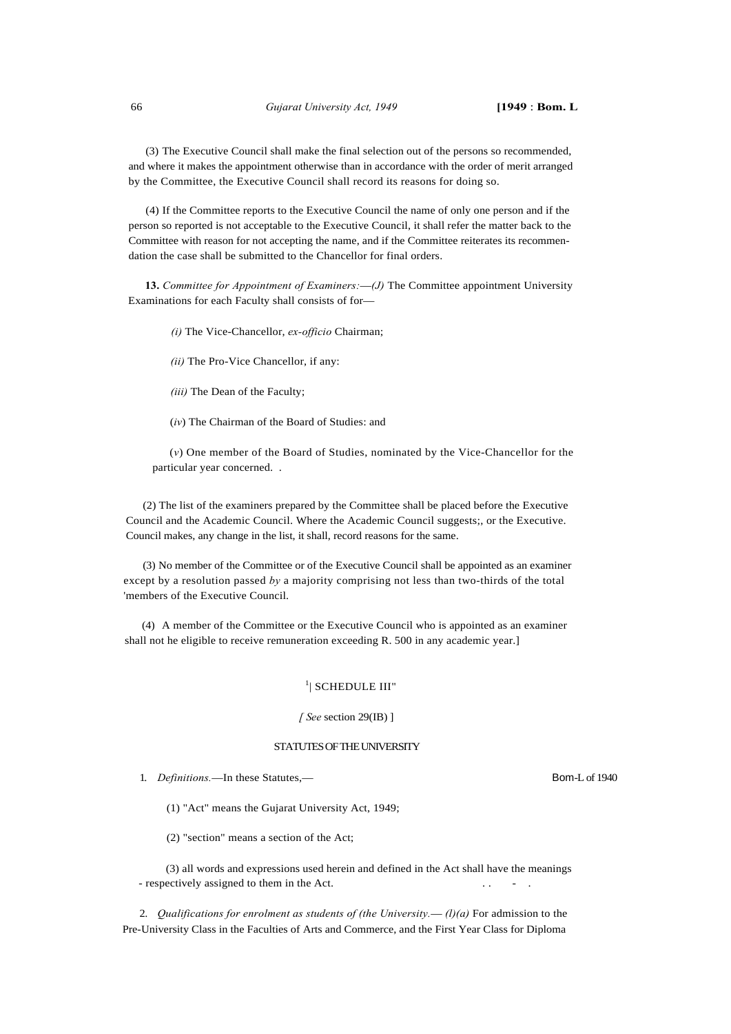(3) The Executive Council shall make the final selection out of the persons so recommended, and where it makes the appointment otherwise than in accordance with the order of merit arranged by the Committee, the Executive Council shall record its reasons for doing so.

(4) If the Committee reports to the Executive Council the name of only one person and if the person so reported is not acceptable to the Executive Council, it shall refer the matter back to the Committee with reason for not accepting the name, and if the Committee reiterates its recommendation the case shall be submitted to the Chancellor for final orders.

**13.** *Committee for Appointment of Examiners:—(J)* The Committee appointment University Examinations for each Faculty shall consists of for—

*(i)* The Vice-Chancellor, *ex-officio* Chairman;

*(ii)* The Pro-Vice Chancellor, if any:

*(iii)* The Dean of the Faculty;

(*iv*) The Chairman of the Board of Studies: and

(*v*) One member of the Board of Studies, nominated by the Vice-Chancellor for the particular year concerned. .

(2) The list of the examiners prepared by the Committee shall be placed before the Executive Council and the Academic Council. Where the Academic Council suggests;, or the Executive. Council makes, any change in the list, it shall, record reasons for the same.

(3) No member of the Committee or of the Executive Council shall be appointed as an examiner except by a resolution passed *by* a majority comprising not less than two-thirds of the total 'members of the Executive Council.

(4) A member of the Committee or the Executive Council who is appointed as an examiner shall not he eligible to receive remuneration exceeding R. 500 in any academic year.]

## [1]| SCHEDULE III"

*[ See* section 29(IB) ]

### STATUTES OF THE UNIVERSITY

1. *Definitions.*—In these Statutes,— Bom-L of 1940

(1) "Act" means the Gujarat University Act, 1949;

(2) "section" means a section of the Act;

(3) all words and expressions used herein and defined in the Act shall have the meanings - respectively assigned to them in the Act. . . - .

2. *Qualifications for enrolment as students of (the University.— (l)(a)* For admission to the Pre-University Class in the Faculties of Arts and Commerce, and the First Year Class for Diploma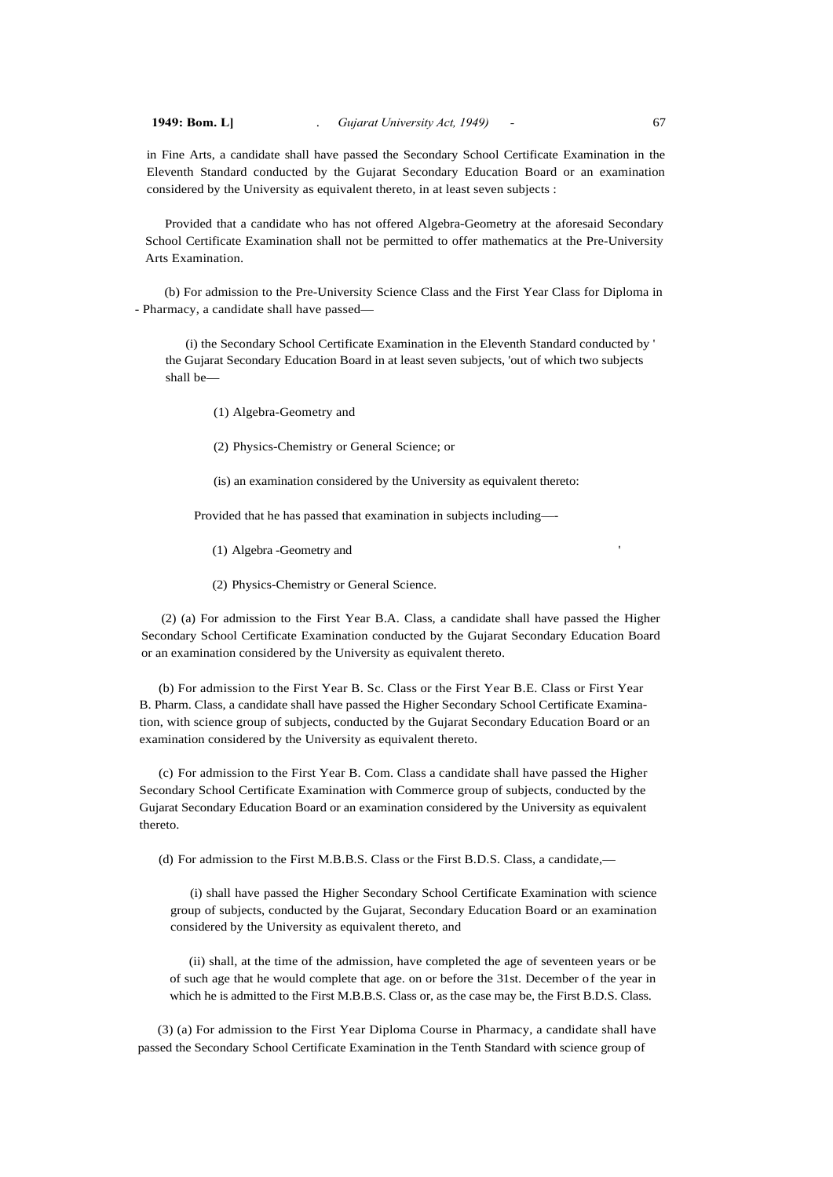in Fine Arts, a candidate shall have passed the Secondary School Certificate Examination in the Eleventh Standard conducted by the Gujarat Secondary Education Board or an examination considered by the University as equivalent thereto, in at least seven subjects :

Provided that a candidate who has not offered Algebra-Geometry at the aforesaid Secondary School Certificate Examination shall not be permitted to offer mathematics at the Pre-University Arts Examination.

(b) For admission to the Pre-University Science Class and the First Year Class for Diploma in Pharmacy, a candidate shall have passed—

(i) the Secondary School Certificate Examination in the Eleventh Standard conducted by the Gujarat Secondary Education Board in at least seven subjects, out of which two subjects shall be—

(1) Algebra-Geometry and

(2) Physics-Chemistry or General Science; or

(is) an examination considered by the University as equivalent thereto:

Provided that he has passed that examination in subjects including—

(1) Algebra -Geometry and

(2) Physics-Chemistry or General Science.

(2) (a) For admission to the First Year B.A. Class, a candidate shall have passed the Higher Secondary School Certificate Examination conducted by the Gujarat Secondary Education Board or an examination considered by the University as equivalent thereto.

(b) For admission to the First Year B. Sc. Class or the First Year B.E. Class or First Year B. Pharm. Class, a candidate shall have passed the Higher Secondary School Certificate Examination, with science group of subjects, conducted by the Gujarat Secondary Education Board or an examination considered by the University as equivalent thereto.

(c) For admission to the First Year B. Com. Class a candidate shall have passed the Higher Secondary School Certificate Examination with Commerce group of subjects, conducted by the Gujarat Secondary Education Board or an examination considered by the University as equivalent thereto.

(d) For admission to the First M.B.B.S. Class or the First B.D.S. Class, a candidate,—

(i) shall have passed the Higher Secondary School Certificate Examination with science group of subjects, conducted by the Gujarat, Secondary Education Board or an examination considered by the University as equivalent thereto, and

(ii) shall, at the time of the admission, have completed the age of seventeen years or be of such age that he would complete that age. on or before the 31st. December of the year in which he is admitted to the First M.B.B.S. Class or, as the case may be, the First B.D.S. Class.

(3) (a) For admission to the First Year Diploma Course in Pharmacy, a candidate shall have passed the Secondary School Certificate Examination in the Tenth Standard with science group of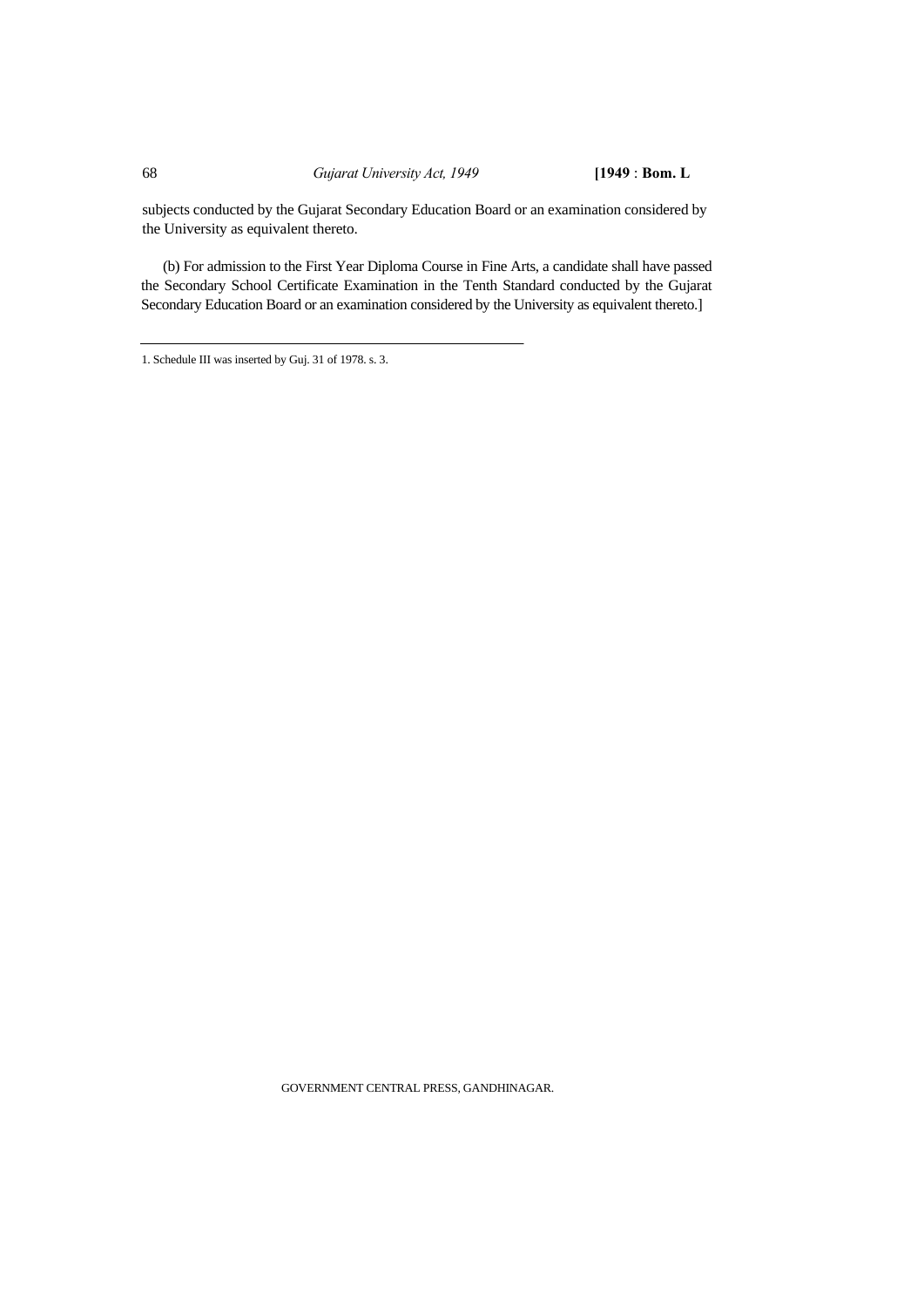subjects conducted by the Gujarat Secondary Education Board or an examination considered by the University as equivalent thereto.

(b) For admission to the First Year Diploma Course in Fine Arts, a candidate shall have passed the Secondary School Certificate Examination in the Tenth Standard conducted by the Gujarat Secondary Education Board or an examination considered by the University as equivalent thereto.]

---

1. Schedule III was inserted by Guj. 31 of 1978. s. 3.

GOVERNMENT CENTRAL PRESS, GANDHINAGAR.